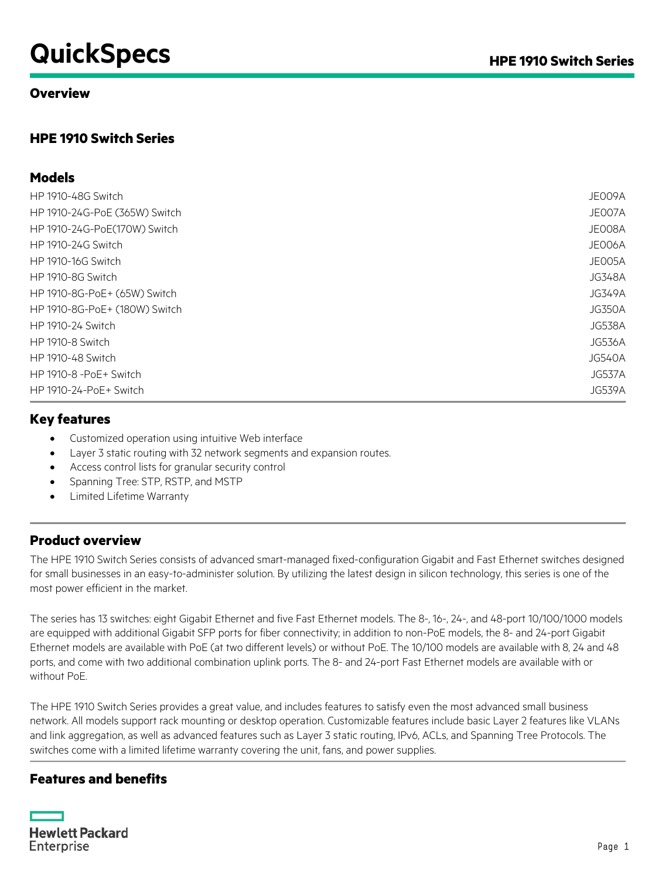# QuickSpecs

## Overview

## HPE 1910 Switch Series

### Models

| | |
|---|---|
| HP 1910-48G Switch | JE009A |
| HP 1910-24G-PoE (365W) Switch | JE007A |
| HP 1910-24G-PoE(170W) Switch | JE008A |
| HP 1910-24G Switch | JE006A |
| HP 1910-16G Switch | JE005A |
| HP 1910-8G Switch | JG348A |
| HP 1910-8G-PoE+ (65W) Switch | JG349A |
| HP 1910-8G-PoE+ (180W) Switch | JG350A |
| HP 1910-24 Switch | JG538A |
| HP 1910-8 Switch | JG536A |
| HP 1910-48 Switch | JG540A |
| HP 1910-8 -PoE+ Switch | JG537A |
| HP 1910-24-PoE+ Switch | JG539A |

### Key features

- Customized operation using intuitive Web interface
- Layer 3 static routing with 32 network segments and expansion routes.
- Access control lists for granular security control
- Spanning Tree: STP, RSTP, and MSTP
- Limited Lifetime Warranty

### Product overview

The HPE 1910 Switch Series consists of advanced smart-managed fixed-configuration Gigabit and Fast Ethernet switches designed for small businesses in an easy-to-administer solution. By utilizing the latest design in silicon technology, this series is one of the most power efficient in the market.

The series has 13 switches: eight Gigabit Ethernet and five Fast Ethernet models. The 8-, 16-, 24-, and 48-port 10/100/1000 models are equipped with additional Gigabit SFP ports for fiber connectivity; in addition to non-PoE models, the 8- and 24-port Gigabit Ethernet models are available with PoE (at two different levels) or without PoE. The 10/100 models are available with 8, 24 and 48 ports, and come with two additional combination uplink ports. The 8- and 24-port Fast Ethernet models are available with or without PoE.

The HPE 1910 Switch Series provides a great value, and includes features to satisfy even the most advanced small business network. All models support rack mounting or desktop operation. Customizable features include basic Layer 2 features like VLANs and link aggregation, as well as advanced features such as Layer 3 static routing, IPv6, ACLs, and Spanning Tree Protocols. The switches come with a limited lifetime warranty covering the unit, fans, and power supplies.

### Features and benefits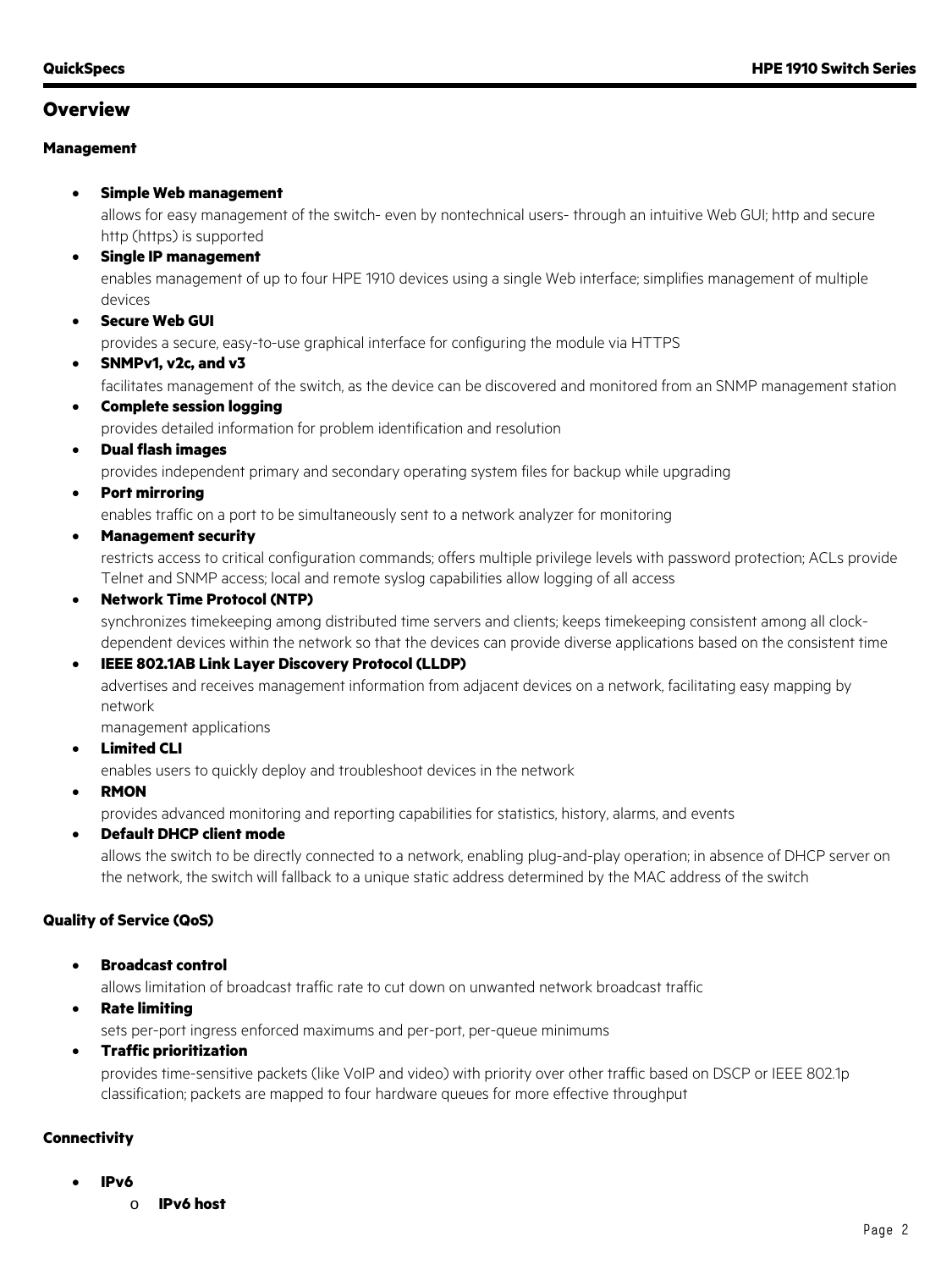## Overview

### Management

- **Simple Web management**
  allows for easy management of the switch- even by nontechnical users- through an intuitive Web GUI; http and secure http (https) is supported
- **Single IP management**
  enables management of up to four HPE 1910 devices using a single Web interface; simplifies management of multiple devices
- **Secure Web GUI**
  provides a secure, easy-to-use graphical interface for configuring the module via HTTPS
- **SNMPv1, v2c, and v3**
  facilitates management of the switch, as the device can be discovered and monitored from an SNMP management station
- **Complete session logging**
  provides detailed information for problem identification and resolution
- **Dual flash images**
  provides independent primary and secondary operating system files for backup while upgrading
- **Port mirroring**
  enables traffic on a port to be simultaneously sent to a network analyzer for monitoring
- **Management security**
  restricts access to critical configuration commands; offers multiple privilege levels with password protection; ACLs provide Telnet and SNMP access; local and remote syslog capabilities allow logging of all access
- **Network Time Protocol (NTP)**
  synchronizes timekeeping among distributed time servers and clients; keeps timekeeping consistent among all clock-dependent devices within the network so that the devices can provide diverse applications based on the consistent time
- **IEEE 802.1AB Link Layer Discovery Protocol (LLDP)**
  advertises and receives management information from adjacent devices on a network, facilitating easy mapping by network
  management applications
- **Limited CLI**
  enables users to quickly deploy and troubleshoot devices in the network
- **RMON**
  provides advanced monitoring and reporting capabilities for statistics, history, alarms, and events
- **Default DHCP client mode**
  allows the switch to be directly connected to a network, enabling plug-and-play operation; in absence of DHCP server on the network, the switch will fallback to a unique static address determined by the MAC address of the switch

### Quality of Service (QoS)

- **Broadcast control**
  allows limitation of broadcast traffic rate to cut down on unwanted network broadcast traffic
- **Rate limiting**
  sets per-port ingress enforced maximums and per-port, per-queue minimums
- **Traffic prioritization**
  provides time-sensitive packets (like VoIP and video) with priority over other traffic based on DSCP or IEEE 802.1p classification; packets are mapped to four hardware queues for more effective throughput

### Connectivity

- **IPv6**
  - **IPv6 host**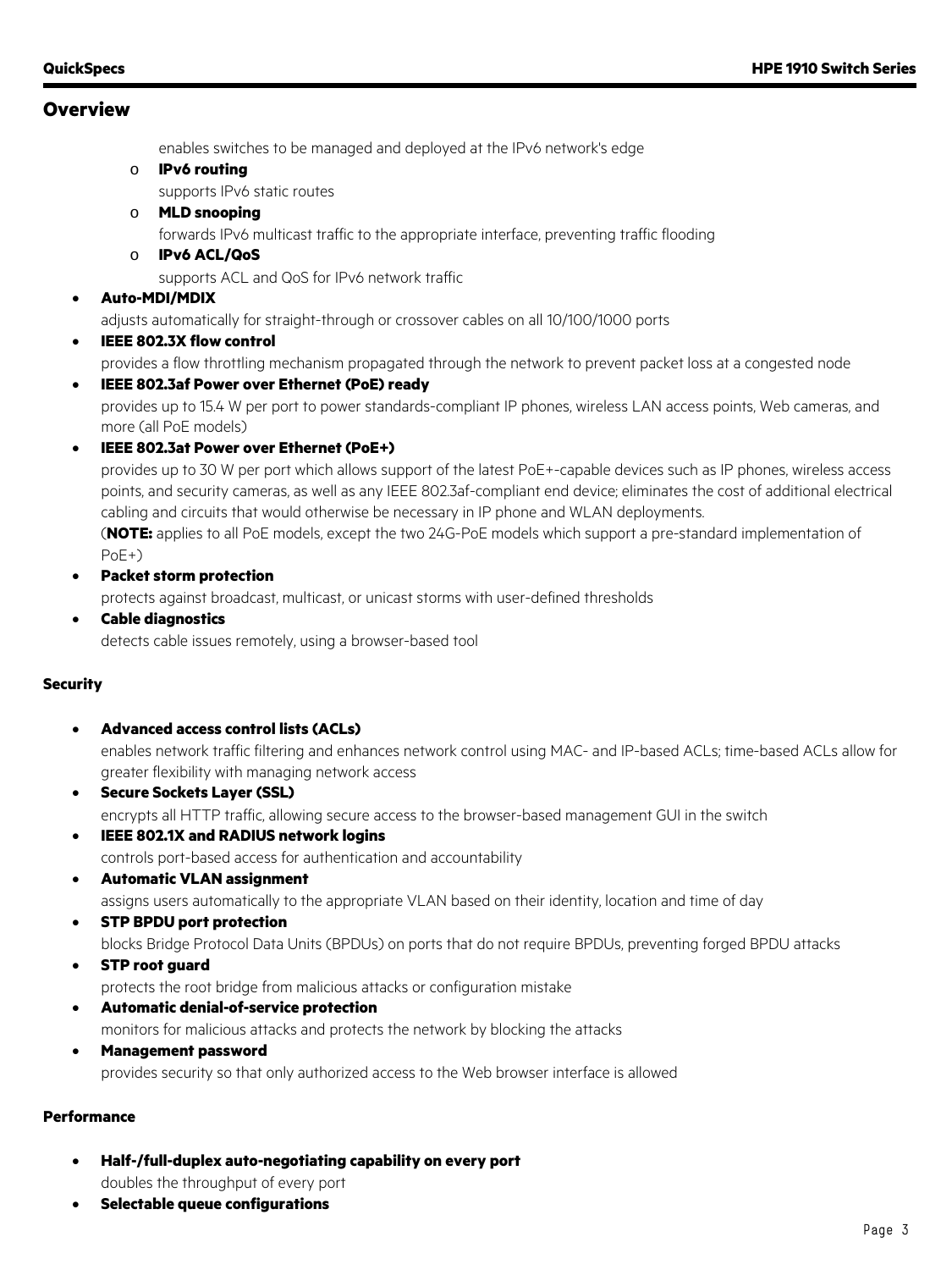## Overview

enables switches to be managed and deployed at the IPv6 network's edge

- **IPv6 routing**
  supports IPv6 static routes
- **MLD snooping**
  forwards IPv6 multicast traffic to the appropriate interface, preventing traffic flooding
- **IPv6 ACL/QoS**
  supports ACL and QoS for IPv6 network traffic

- **Auto-MDI/MDIX**
  adjusts automatically for straight-through or crossover cables on all 10/100/1000 ports
- **IEEE 802.3X flow control**
  provides a flow throttling mechanism propagated through the network to prevent packet loss at a congested node
- **IEEE 802.3af Power over Ethernet (PoE) ready**
  provides up to 15.4 W per port to power standards-compliant IP phones, wireless LAN access points, Web cameras, and more (all PoE models)
- **IEEE 802.3at Power over Ethernet (PoE+)**
  provides up to 30 W per port which allows support of the latest PoE+-capable devices such as IP phones, wireless access points, and security cameras, as well as any IEEE 802.3af-compliant end device; eliminates the cost of additional electrical cabling and circuits that would otherwise be necessary in IP phone and WLAN deployments.
  (**NOTE:** applies to all PoE models, except the two 24G-PoE models which support a pre-standard implementation of PoE+)
- **Packet storm protection**
  protects against broadcast, multicast, or unicast storms with user-defined thresholds
- **Cable diagnostics**
  detects cable issues remotely, using a browser-based tool

### Security

- **Advanced access control lists (ACLs)**
  enables network traffic filtering and enhances network control using MAC- and IP-based ACLs; time-based ACLs allow for greater flexibility with managing network access
- **Secure Sockets Layer (SSL)**
  encrypts all HTTP traffic, allowing secure access to the browser-based management GUI in the switch
- **IEEE 802.1X and RADIUS network logins**
  controls port-based access for authentication and accountability
- **Automatic VLAN assignment**
  assigns users automatically to the appropriate VLAN based on their identity, location and time of day
- **STP BPDU port protection**
  blocks Bridge Protocol Data Units (BPDUs) on ports that do not require BPDUs, preventing forged BPDU attacks
- **STP root guard**
  protects the root bridge from malicious attacks or configuration mistake
- **Automatic denial-of-service protection**
  monitors for malicious attacks and protects the network by blocking the attacks
- **Management password**
  provides security so that only authorized access to the Web browser interface is allowed

### Performance

- **Half-/full-duplex auto-negotiating capability on every port**
  doubles the throughput of every port
- **Selectable queue configurations**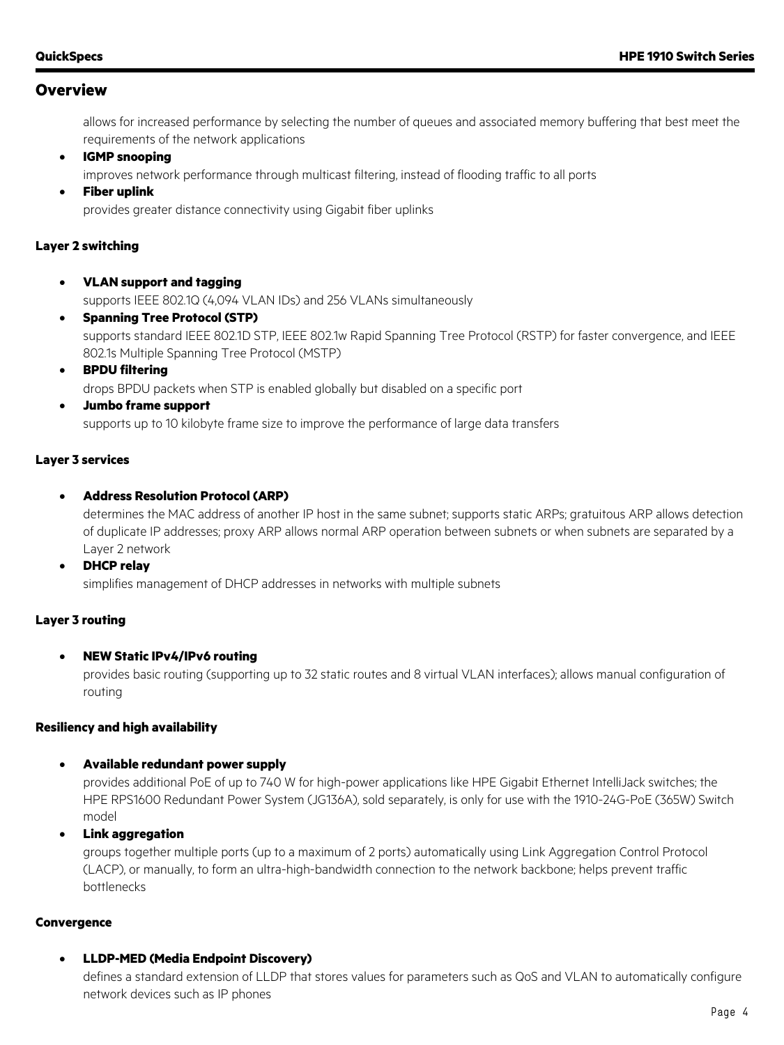## Overview

allows for increased performance by selecting the number of queues and associated memory buffering that best meet the requirements of the network applications

- **IGMP snooping**
  improves network performance through multicast filtering, instead of flooding traffic to all ports
- **Fiber uplink**
  provides greater distance connectivity using Gigabit fiber uplinks

### Layer 2 switching

- **VLAN support and tagging**
  supports IEEE 802.1Q (4,094 VLAN IDs) and 256 VLANs simultaneously
- **Spanning Tree Protocol (STP)**
  supports standard IEEE 802.1D STP, IEEE 802.1w Rapid Spanning Tree Protocol (RSTP) for faster convergence, and IEEE 802.1s Multiple Spanning Tree Protocol (MSTP)
- **BPDU filtering**
  drops BPDU packets when STP is enabled globally but disabled on a specific port
- **Jumbo frame support**
  supports up to 10 kilobyte frame size to improve the performance of large data transfers

### Layer 3 services

- **Address Resolution Protocol (ARP)**
  determines the MAC address of another IP host in the same subnet; supports static ARPs; gratuitous ARP allows detection of duplicate IP addresses; proxy ARP allows normal ARP operation between subnets or when subnets are separated by a Layer 2 network
- **DHCP relay**
  simplifies management of DHCP addresses in networks with multiple subnets

### Layer 3 routing

- **NEW Static IPv4/IPv6 routing**
  provides basic routing (supporting up to 32 static routes and 8 virtual VLAN interfaces); allows manual configuration of routing

### Resiliency and high availability

- **Available redundant power supply**
  provides additional PoE of up to 740 W for high-power applications like HPE Gigabit Ethernet IntelliJack switches; the HPE RPS1600 Redundant Power System (JG136A), sold separately, is only for use with the 1910-24G-PoE (365W) Switch model
- **Link aggregation**
  groups together multiple ports (up to a maximum of 2 ports) automatically using Link Aggregation Control Protocol (LACP), or manually, to form an ultra-high-bandwidth connection to the network backbone; helps prevent traffic bottlenecks

### Convergence

- **LLDP-MED (Media Endpoint Discovery)**
  defines a standard extension of LLDP that stores values for parameters such as QoS and VLAN to automatically configure network devices such as IP phones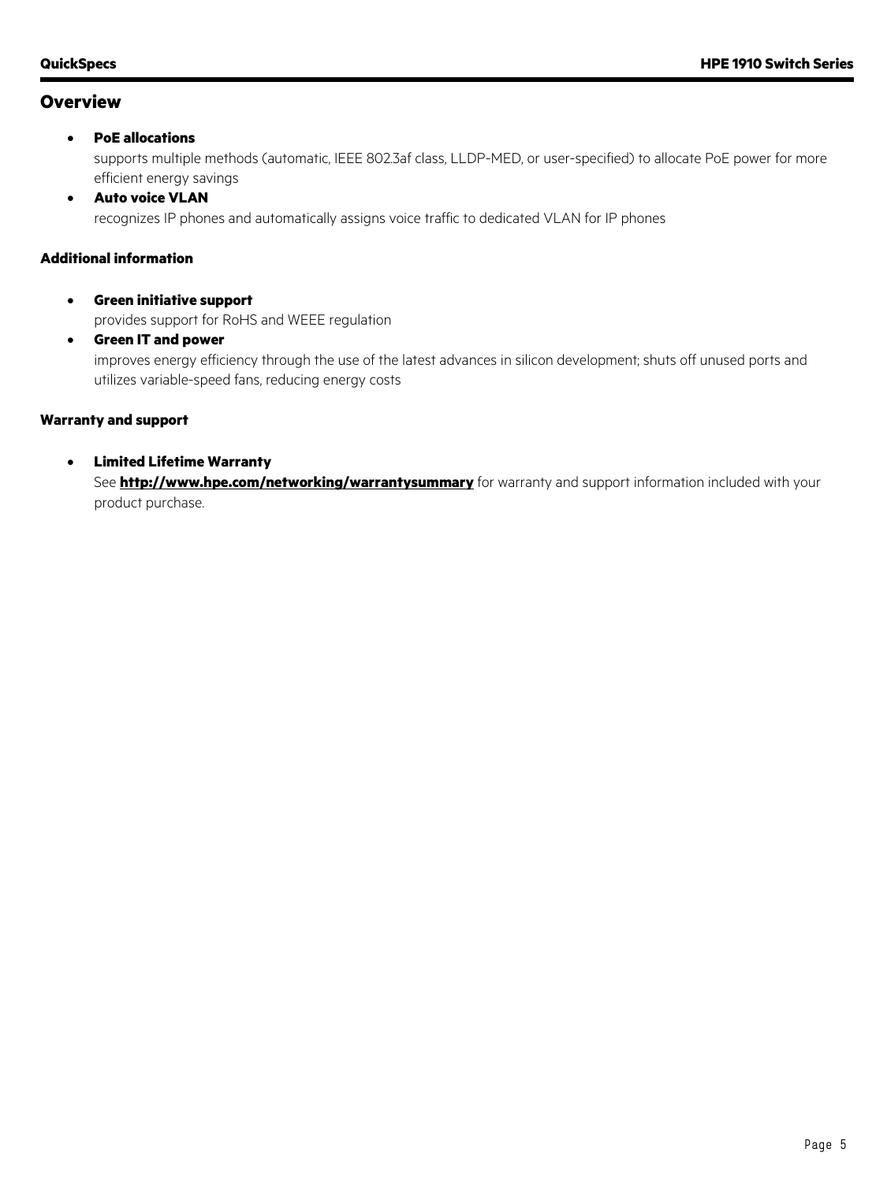## Overview

- **PoE allocations**
  supports multiple methods (automatic, IEEE 802.3af class, LLDP-MED, or user-specified) to allocate PoE power for more efficient energy savings
- **Auto voice VLAN**
  recognizes IP phones and automatically assigns voice traffic to dedicated VLAN for IP phones

### Additional information

- **Green initiative support**
  provides support for RoHS and WEEE regulation
- **Green IT and power**
  improves energy efficiency through the use of the latest advances in silicon development; shuts off unused ports and utilizes variable-speed fans, reducing energy costs

### Warranty and support

- **Limited Lifetime Warranty**
  See **http://www.hpe.com/networking/warrantysummary** for warranty and support information included with your product purchase.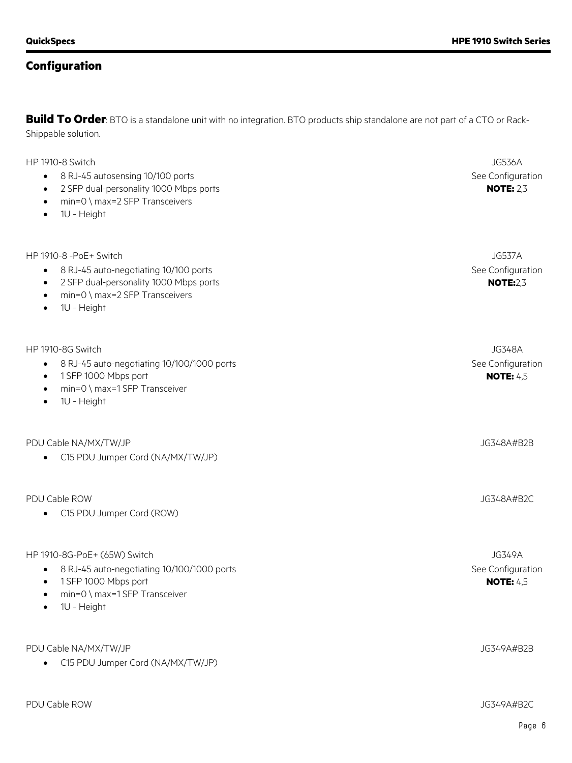## Configuration

**Build To Order**: BTO is a standalone unit with no integration. BTO products ship standalone are not part of a CTO or Rack-Shippable solution.

| Description | Part Number |
|---|---|
| HP 1910-8 Switch<br>• 8 RJ-45 autosensing 10/100 ports<br>• 2 SFP dual-personality 1000 Mbps ports<br>• min=0 \ max=2 SFP Transceivers<br>• 1U - Height | JG536A<br>See Configuration<br>**NOTE:** 2,3 |
| HP 1910-8 -PoE+ Switch<br>• 8 RJ-45 auto-negotiating 10/100 ports<br>• 2 SFP dual-personality 1000 Mbps ports<br>• min=0 \ max=2 SFP Transceivers<br>• 1U - Height | JG537A<br>See Configuration<br>**NOTE:**2,3 |
| HP 1910-8G Switch<br>• 8 RJ-45 auto-negotiating 10/100/1000 ports<br>• 1 SFP 1000 Mbps port<br>• min=0 \ max=1 SFP Transceiver<br>• 1U - Height | JG348A<br>See Configuration<br>**NOTE:** 4,5 |
| PDU Cable NA/MX/TW/JP<br>• C15 PDU Jumper Cord (NA/MX/TW/JP) | JG348A#B2B |
| PDU Cable ROW<br>• C15 PDU Jumper Cord (ROW) | JG348A#B2C |
| HP 1910-8G-PoE+ (65W) Switch<br>• 8 RJ-45 auto-negotiating 10/100/1000 ports<br>• 1 SFP 1000 Mbps port<br>• min=0 \ max=1 SFP Transceiver<br>• 1U - Height | JG349A<br>See Configuration<br>**NOTE:** 4,5 |
| PDU Cable NA/MX/TW/JP<br>• C15 PDU Jumper Cord (NA/MX/TW/JP) | JG349A#B2B |
| PDU Cable ROW | JG349A#B2C |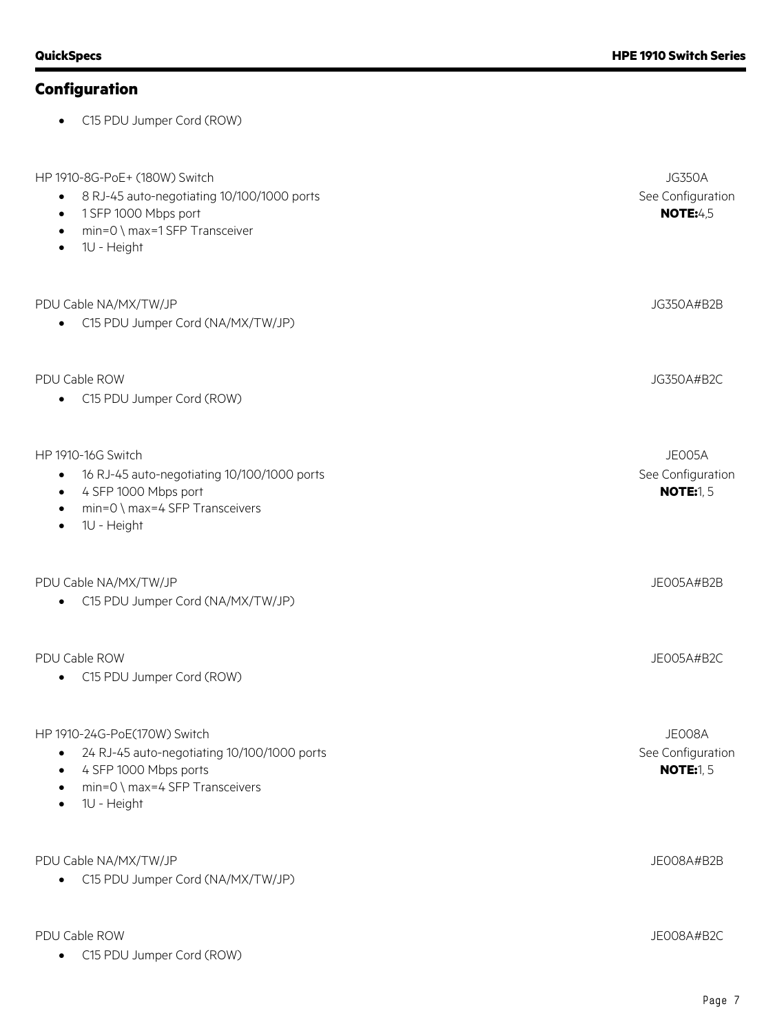## Configuration

- C15 PDU Jumper Cord (ROW)

| | |
|---|---|
| HP 1910-8G-PoE+ (180W) Switch<br>• 8 RJ-45 auto-negotiating 10/100/1000 ports<br>• 1 SFP 1000 Mbps port<br>• min=0 \ max=1 SFP Transceiver<br>• 1U - Height | JG350A<br>See Configuration<br>**NOTE:**4,5 |
| PDU Cable NA/MX/TW/JP<br>• C15 PDU Jumper Cord (NA/MX/TW/JP) | JG350A#B2B |
| PDU Cable ROW<br>• C15 PDU Jumper Cord (ROW) | JG350A#B2C |
| HP 1910-16G Switch<br>• 16 RJ-45 auto-negotiating 10/100/1000 ports<br>• 4 SFP 1000 Mbps port<br>• min=0 \ max=4 SFP Transceivers<br>• 1U - Height | JE005A<br>See Configuration<br>**NOTE:**1, 5 |
| PDU Cable NA/MX/TW/JP<br>• C15 PDU Jumper Cord (NA/MX/TW/JP) | JE005A#B2B |
| PDU Cable ROW<br>• C15 PDU Jumper Cord (ROW) | JE005A#B2C |
| HP 1910-24G-PoE(170W) Switch<br>• 24 RJ-45 auto-negotiating 10/100/1000 ports<br>• 4 SFP 1000 Mbps ports<br>• min=0 \ max=4 SFP Transceivers<br>• 1U - Height | JE008A<br>See Configuration<br>**NOTE:**1, 5 |
| PDU Cable NA/MX/TW/JP<br>• C15 PDU Jumper Cord (NA/MX/TW/JP) | JE008A#B2B |
| PDU Cable ROW<br>• C15 PDU Jumper Cord (ROW) | JE008A#B2C |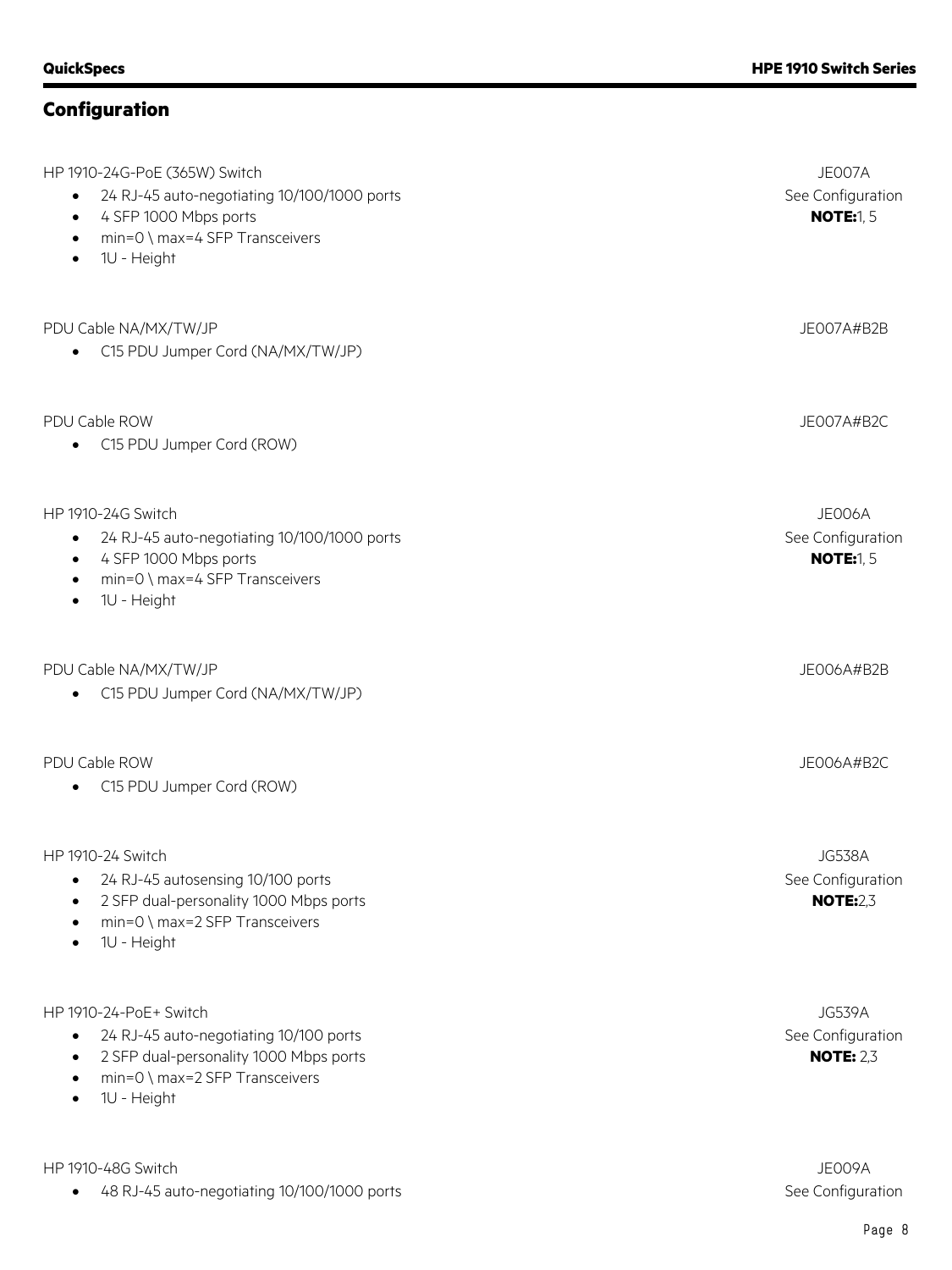## Configuration

HP 1910-24G-PoE (365W) Switch

- 24 RJ-45 auto-negotiating 10/100/1000 ports
- 4 SFP 1000 Mbps ports
- min=0 \ max=4 SFP Transceivers
- 1U - Height

JE007A
See Configuration
**NOTE:**1, 5

PDU Cable NA/MX/TW/JP

- C15 PDU Jumper Cord (NA/MX/TW/JP)

JE007A#B2B

PDU Cable ROW

- C15 PDU Jumper Cord (ROW)

JE007A#B2C

HP 1910-24G Switch

- 24 RJ-45 auto-negotiating 10/100/1000 ports
- 4 SFP 1000 Mbps ports
- min=0 \ max=4 SFP Transceivers
- 1U - Height

JE006A
See Configuration
**NOTE:**1, 5

PDU Cable NA/MX/TW/JP

- C15 PDU Jumper Cord (NA/MX/TW/JP)

JE006A#B2B

PDU Cable ROW

- C15 PDU Jumper Cord (ROW)

JE006A#B2C

HP 1910-24 Switch

- 24 RJ-45 autosensing 10/100 ports
- 2 SFP dual-personality 1000 Mbps ports
- min=0 \ max=2 SFP Transceivers
- 1U - Height

JG538A
See Configuration
**NOTE:**2,3

HP 1910-24-PoE+ Switch

- 24 RJ-45 auto-negotiating 10/100 ports
- 2 SFP dual-personality 1000 Mbps ports
- min=0 \ max=2 SFP Transceivers
- 1U - Height

JG539A
See Configuration
**NOTE:** 2,3

HP 1910-48G Switch

- 48 RJ-45 auto-negotiating 10/100/1000 ports

JE009A
See Configuration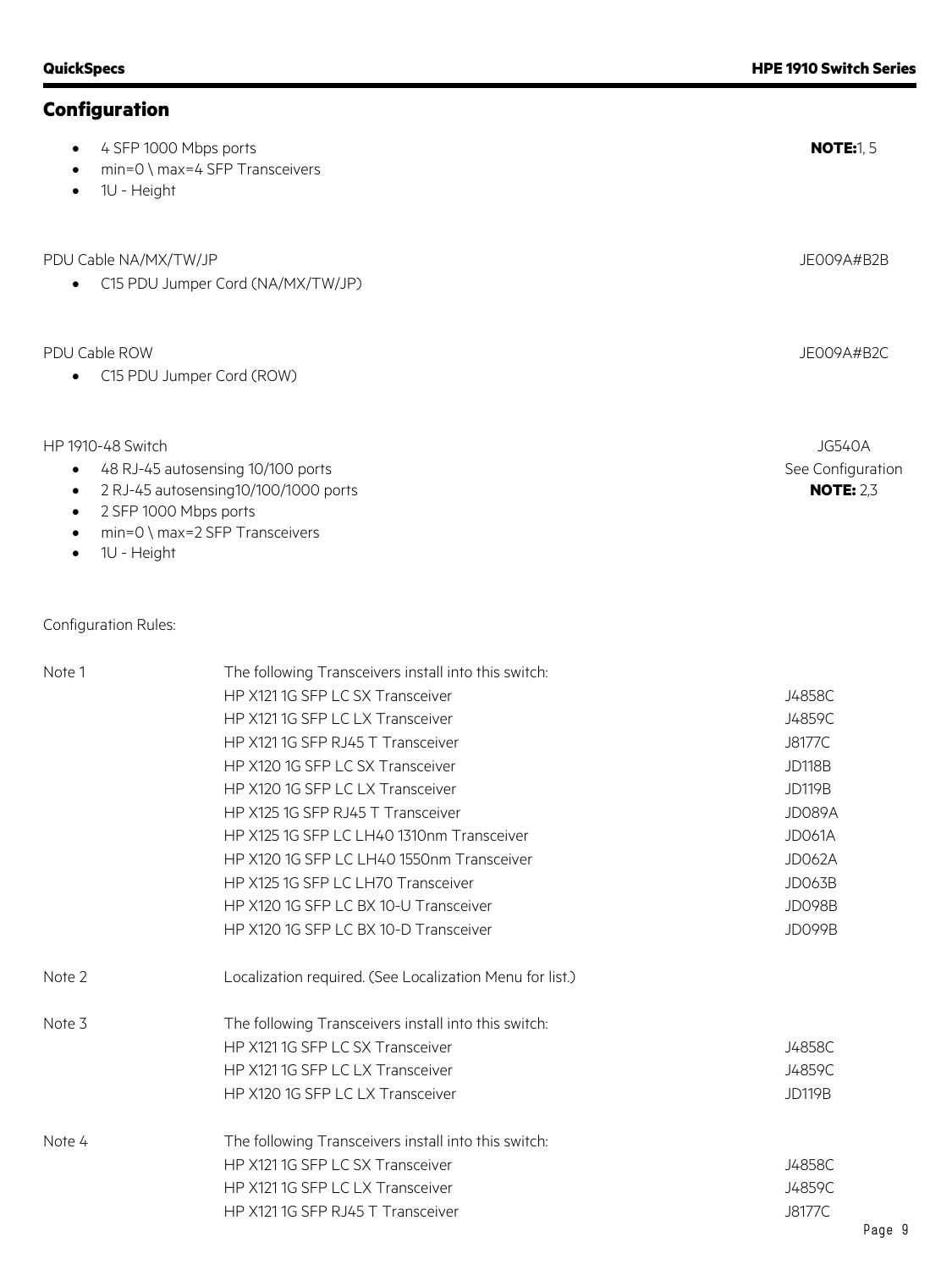## Configuration

- 4 SFP 1000 Mbps ports
- min=0 \ max=4 SFP Transceivers
- 1U - Height

**NOTE:**1, 5

PDU Cable NA/MX/TW/JP — JE009A#B2B

- C15 PDU Jumper Cord (NA/MX/TW/JP)

PDU Cable ROW — JE009A#B2C

- C15 PDU Jumper Cord (ROW)

HP 1910-48 Switch — JG540A

See Configuration

**NOTE:** 2,3

- 48 RJ-45 autosensing 10/100 ports
- 2 RJ-45 autosensing10/100/1000 ports
- 2 SFP 1000 Mbps ports
- min=0 \ max=2 SFP Transceivers
- 1U - Height

Configuration Rules:

| | | |
|---|---|---|
| Note 1 | The following Transceivers install into this switch: | |
| | HP X121 1G SFP LC SX Transceiver | J4858C |
| | HP X121 1G SFP LC LX Transceiver | J4859C |
| | HP X121 1G SFP RJ45 T Transceiver | J8177C |
| | HP X120 1G SFP LC SX Transceiver | JD118B |
| | HP X120 1G SFP LC LX Transceiver | JD119B |
| | HP X125 1G SFP RJ45 T Transceiver | JD089A |
| | HP X125 1G SFP LC LH40 1310nm Transceiver | JD061A |
| | HP X120 1G SFP LC LH40 1550nm Transceiver | JD062A |
| | HP X125 1G SFP LC LH70 Transceiver | JD063B |
| | HP X120 1G SFP LC BX 10-U Transceiver | JD098B |
| | HP X120 1G SFP LC BX 10-D Transceiver | JD099B |
| Note 2 | Localization required. (See Localization Menu for list.) | |
| Note 3 | The following Transceivers install into this switch: | |
| | HP X121 1G SFP LC SX Transceiver | J4858C |
| | HP X121 1G SFP LC LX Transceiver | J4859C |
| | HP X120 1G SFP LC LX Transceiver | JD119B |
| Note 4 | The following Transceivers install into this switch: | |
| | HP X121 1G SFP LC SX Transceiver | J4858C |
| | HP X121 1G SFP LC LX Transceiver | J4859C |
| | HP X121 1G SFP RJ45 T Transceiver | J8177C |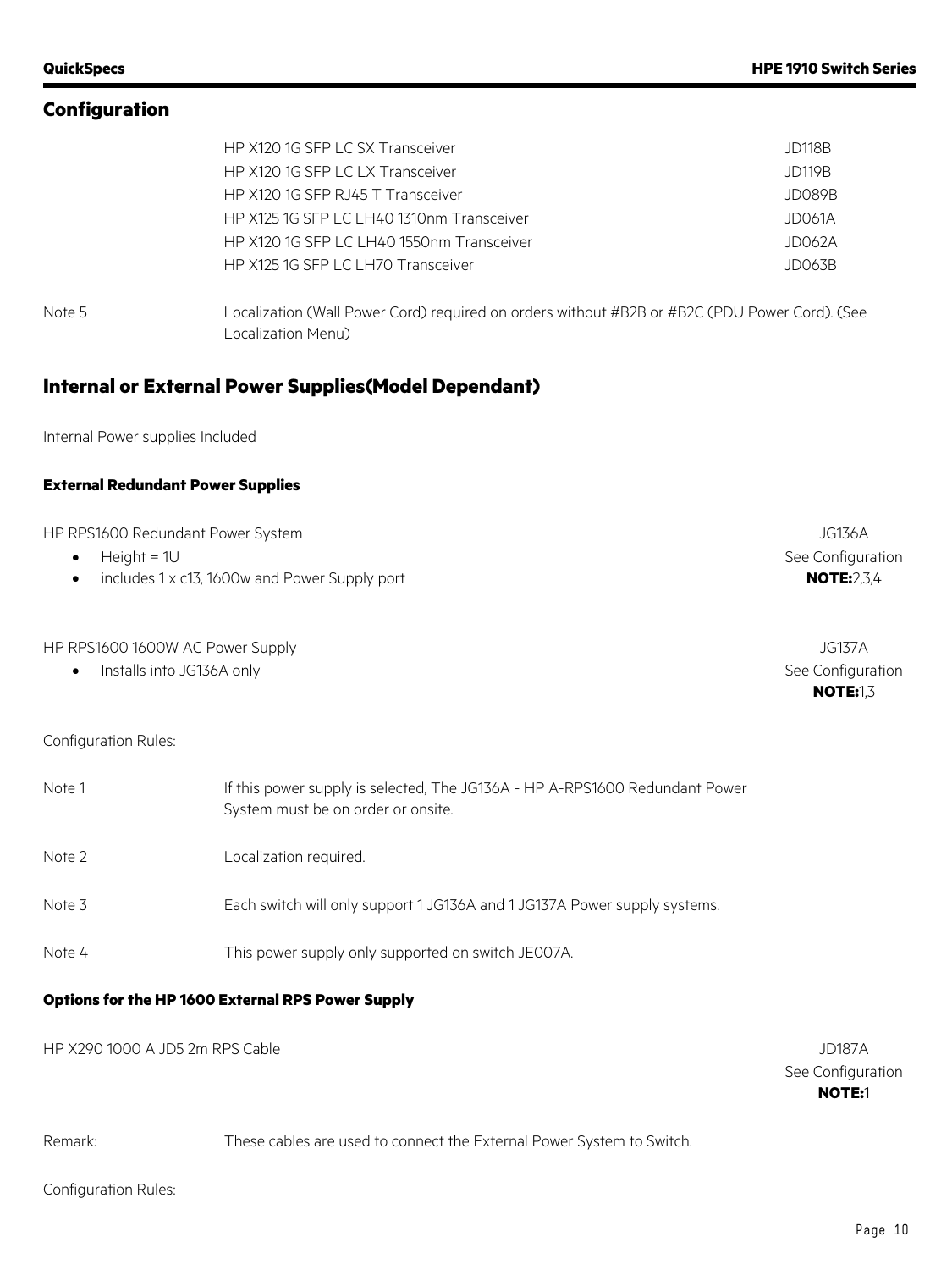## Configuration

| | |
|---|---|
| HP X120 1G SFP LC SX Transceiver | JD118B |
| HP X120 1G SFP LC LX Transceiver | JD119B |
| HP X120 1G SFP RJ45 T Transceiver | JD089B |
| HP X125 1G SFP LC LH40 1310nm Transceiver | JD061A |
| HP X120 1G SFP LC LH40 1550nm Transceiver | JD062A |
| HP X125 1G SFP LC LH70 Transceiver | JD063B |

Note 5 — Localization (Wall Power Cord) required on orders without #B2B or #B2C (PDU Power Cord). (See Localization Menu)

## Internal or External Power Supplies(Model Dependant)

Internal Power supplies Included

### External Redundant Power Supplies

HP RPS1600 Redundant Power System — JG136A
See Configuration **NOTE:**2,3,4

- Height = 1U
- includes 1 x c13, 1600w and Power Supply port

HP RPS1600 1600W AC Power Supply — JG137A
See Configuration **NOTE:**1,3

- Installs into JG136A only

Configuration Rules:

| | |
|---|---|
| Note 1 | If this power supply is selected, The JG136A - HP A-RPS1600 Redundant Power System must be on order or onsite. |
| Note 2 | Localization required. |
| Note 3 | Each switch will only support 1 JG136A and 1 JG137A Power supply systems. |
| Note 4 | This power supply only supported on switch JE007A. |

### Options for the HP 1600 External RPS Power Supply

HP X290 1000 A JD5 2m RPS Cable — JD187A
See Configuration **NOTE:**1

Remark: These cables are used to connect the External Power System to Switch.

Configuration Rules: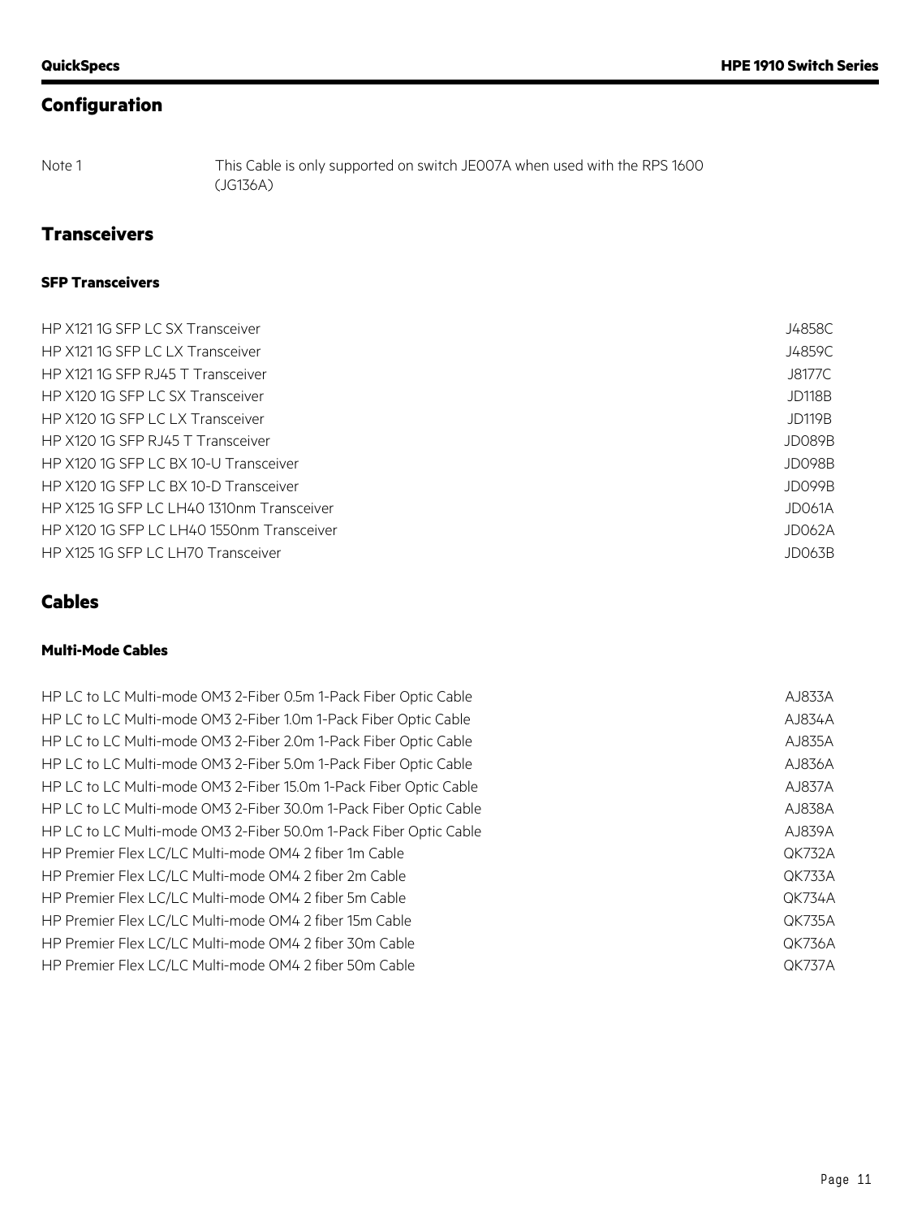## Configuration

| | |
|---|---|
| Note 1 | This Cable is only supported on switch JE007A when used with the RPS 1600 (JG136A) |

## Transceivers

### SFP Transceivers

| | |
|---|---|
| HP X121 1G SFP LC SX Transceiver | J4858C |
| HP X121 1G SFP LC LX Transceiver | J4859C |
| HP X121 1G SFP RJ45 T Transceiver | J8177C |
| HP X120 1G SFP LC SX Transceiver | JD118B |
| HP X120 1G SFP LC LX Transceiver | JD119B |
| HP X120 1G SFP RJ45 T Transceiver | JD089B |
| HP X120 1G SFP LC BX 10-U Transceiver | JD098B |
| HP X120 1G SFP LC BX 10-D Transceiver | JD099B |
| HP X125 1G SFP LC LH40 1310nm Transceiver | JD061A |
| HP X120 1G SFP LC LH40 1550nm Transceiver | JD062A |
| HP X125 1G SFP LC LH70 Transceiver | JD063B |

## Cables

### Multi-Mode Cables

| | |
|---|---|
| HP LC to LC Multi-mode OM3 2-Fiber 0.5m 1-Pack Fiber Optic Cable | AJ833A |
| HP LC to LC Multi-mode OM3 2-Fiber 1.0m 1-Pack Fiber Optic Cable | AJ834A |
| HP LC to LC Multi-mode OM3 2-Fiber 2.0m 1-Pack Fiber Optic Cable | AJ835A |
| HP LC to LC Multi-mode OM3 2-Fiber 5.0m 1-Pack Fiber Optic Cable | AJ836A |
| HP LC to LC Multi-mode OM3 2-Fiber 15.0m 1-Pack Fiber Optic Cable | AJ837A |
| HP LC to LC Multi-mode OM3 2-Fiber 30.0m 1-Pack Fiber Optic Cable | AJ838A |
| HP LC to LC Multi-mode OM3 2-Fiber 50.0m 1-Pack Fiber Optic Cable | AJ839A |
| HP Premier Flex LC/LC Multi-mode OM4 2 fiber 1m Cable | QK732A |
| HP Premier Flex LC/LC Multi-mode OM4 2 fiber 2m Cable | QK733A |
| HP Premier Flex LC/LC Multi-mode OM4 2 fiber 5m Cable | QK734A |
| HP Premier Flex LC/LC Multi-mode OM4 2 fiber 15m Cable | QK735A |
| HP Premier Flex LC/LC Multi-mode OM4 2 fiber 30m Cable | QK736A |
| HP Premier Flex LC/LC Multi-mode OM4 2 fiber 50m Cable | QK737A |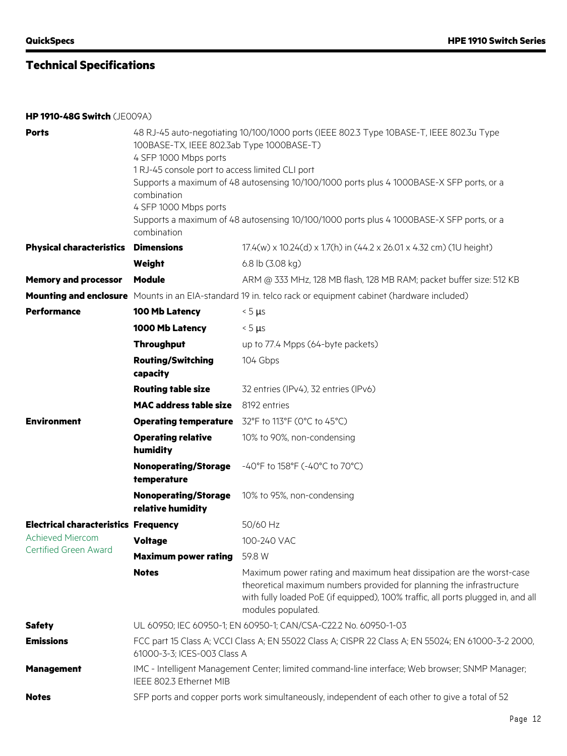## Technical Specifications

**HP 1910-48G Switch** (JE009A)

| | | |
|---|---|---|
| **Ports** | 48 RJ-45 auto-negotiating 10/100/1000 ports (IEEE 802.3 Type 10BASE-T, IEEE 802.3u Type 100BASE-TX, IEEE 802.3ab Type 1000BASE-T)<br>4 SFP 1000 Mbps ports<br>1 RJ-45 console port to access limited CLI port<br>Supports a maximum of 48 autosensing 10/100/1000 ports plus 4 1000BASE-X SFP ports, or a combination<br>4 SFP 1000 Mbps ports<br>Supports a maximum of 48 autosensing 10/100/1000 ports plus 4 1000BASE-X SFP ports, or a combination | |
| **Physical characteristics** | **Dimensions** | 17.4(w) x 10.24(d) x 1.7(h) in (44.2 x 26.01 x 4.32 cm) (1U height) |
| | **Weight** | 6.8 lb (3.08 kg) |
| **Memory and processor** | **Module** | ARM @ 333 MHz, 128 MB flash, 128 MB RAM; packet buffer size: 512 KB |
| **Mounting and enclosure** | Mounts in an EIA-standard 19 in. telco rack or equipment cabinet (hardware included) | |
| **Performance** | **100 Mb Latency** | < 5 µs |
| | **1000 Mb Latency** | < 5 µs |
| | **Throughput** | up to 77.4 Mpps (64-byte packets) |
| | **Routing/Switching capacity** | 104 Gbps |
| | **Routing table size** | 32 entries (IPv4), 32 entries (IPv6) |
| | **MAC address table size** | 8192 entries |
| **Environment** | **Operating temperature** | 32°F to 113°F (0°C to 45°C) |
| | **Operating relative humidity** | 10% to 90%, non-condensing |
| | **Nonoperating/Storage temperature** | -40°F to 158°F (-40°C to 70°C) |
| | **Nonoperating/Storage relative humidity** | 10% to 95%, non-condensing |
| **Electrical characteristics**<br>Achieved Miercom Certified Green Award | **Frequency** | 50/60 Hz |
| | **Voltage** | 100-240 VAC |
| | **Maximum power rating** | 59.8 W |
| | **Notes** | Maximum power rating and maximum heat dissipation are the worst-case theoretical maximum numbers provided for planning the infrastructure with fully loaded PoE (if equipped), 100% traffic, all ports plugged in, and all modules populated. |
| **Safety** | UL 60950; IEC 60950-1; EN 60950-1; CAN/CSA-C22.2 No. 60950-1-03 | |
| **Emissions** | FCC part 15 Class A; VCCI Class A; EN 55022 Class A; CISPR 22 Class A; EN 55024; EN 61000-3-2 2000, 61000-3-3; ICES-003 Class A | |
| **Management** | IMC - Intelligent Management Center; limited command-line interface; Web browser; SNMP Manager; IEEE 802.3 Ethernet MIB | |
| **Notes** | SFP ports and copper ports work simultaneously, independent of each other to give a total of 52 | |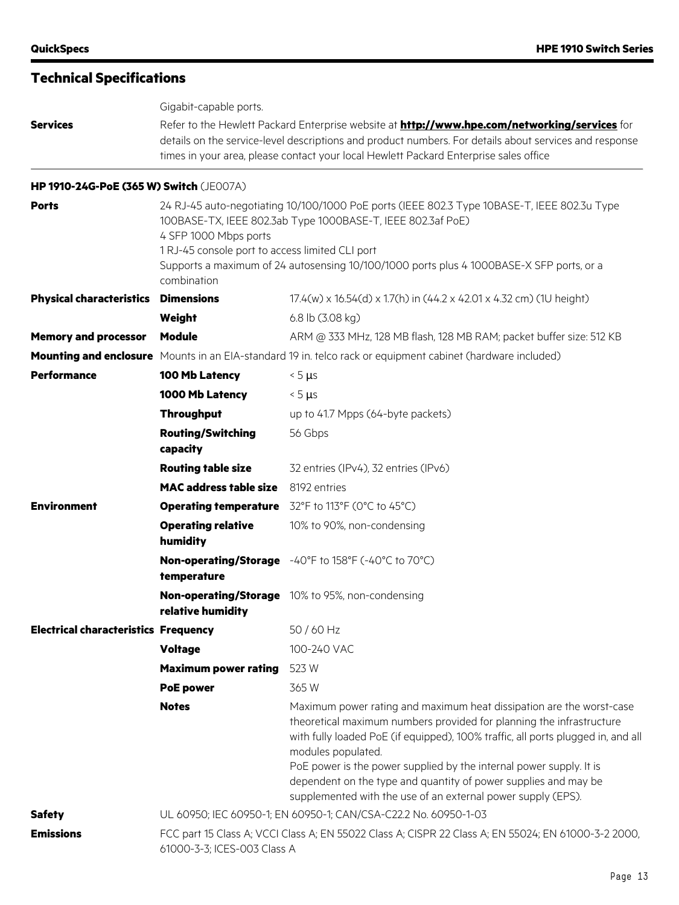## Technical Specifications

| | | |
|---|---|---|
| | Gigabit-capable ports. | |
| **Services** | Refer to the Hewlett Packard Enterprise website at **http://www.hpe.com/networking/services** for details on the service-level descriptions and product numbers. For details about services and response times in your area, please contact your local Hewlett Packard Enterprise sales office | |

**HP 1910-24G-PoE (365 W) Switch** (JE007A)

| | | |
|---|---|---|
| **Ports** | 24 RJ-45 auto-negotiating 10/100/1000 PoE ports (IEEE 802.3 Type 10BASE-T, IEEE 802.3u Type 100BASE-TX, IEEE 802.3ab Type 1000BASE-T, IEEE 802.3af PoE)<br>4 SFP 1000 Mbps ports<br>1 RJ-45 console port to access limited CLI port<br>Supports a maximum of 24 autosensing 10/100/1000 ports plus 4 1000BASE-X SFP ports, or a combination | |
| **Physical characteristics** | **Dimensions** | 17.4(w) x 16.54(d) x 1.7(h) in (44.2 x 42.01 x 4.32 cm) (1U height) |
| | **Weight** | 6.8 lb (3.08 kg) |
| **Memory and processor** | **Module** | ARM @ 333 MHz, 128 MB flash, 128 MB RAM; packet buffer size: 512 KB |
| **Mounting and enclosure** | Mounts in an EIA-standard 19 in. telco rack or equipment cabinet (hardware included) | |
| **Performance** | **100 Mb Latency** | < 5 µs |
| | **1000 Mb Latency** | < 5 µs |
| | **Throughput** | up to 41.7 Mpps (64-byte packets) |
| | **Routing/Switching capacity** | 56 Gbps |
| | **Routing table size** | 32 entries (IPv4), 32 entries (IPv6) |
| | **MAC address table size** | 8192 entries |
| **Environment** | **Operating temperature** | 32°F to 113°F (0°C to 45°C) |
| | **Operating relative humidity** | 10% to 90%, non-condensing |
| | **Non-operating/Storage temperature** | -40°F to 158°F (-40°C to 70°C) |
| | **Non-operating/Storage relative humidity** | 10% to 95%, non-condensing |
| **Electrical characteristics** | **Frequency** | 50 / 60 Hz |
| | **Voltage** | 100-240 VAC |
| | **Maximum power rating** | 523 W |
| | **PoE power** | 365 W |
| | **Notes** | Maximum power rating and maximum heat dissipation are the worst-case theoretical maximum numbers provided for planning the infrastructure with fully loaded PoE (if equipped), 100% traffic, all ports plugged in, and all modules populated.<br>PoE power is the power supplied by the internal power supply. It is dependent on the type and quantity of power supplies and may be supplemented with the use of an external power supply (EPS). |
| **Safety** | UL 60950; IEC 60950-1; EN 60950-1; CAN/CSA-C22.2 No. 60950-1-03 | |
| **Emissions** | FCC part 15 Class A; VCCI Class A; EN 55022 Class A; CISPR 22 Class A; EN 55024; EN 61000-3-2 2000, 61000-3-3; ICES-003 Class A | |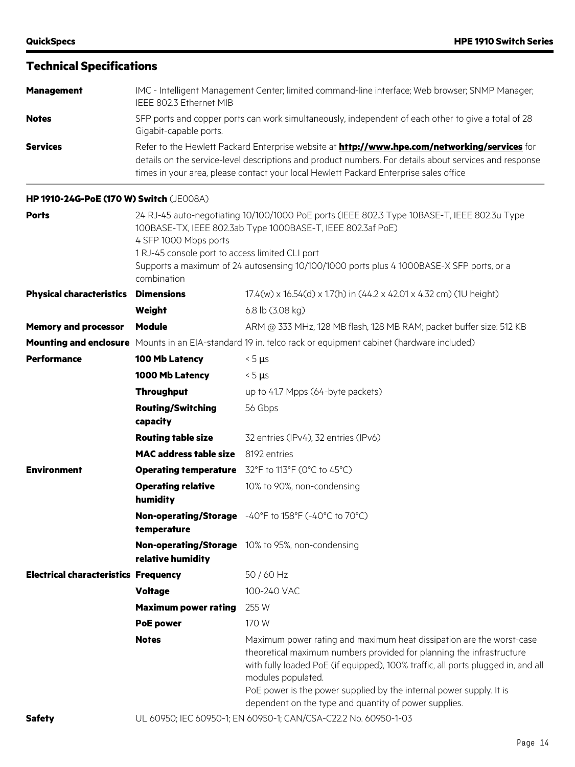## Technical Specifications

| | | |
|---|---|---|
| **Management** | IMC - Intelligent Management Center; limited command-line interface; Web browser; SNMP Manager; IEEE 802.3 Ethernet MIB | |
| **Notes** | SFP ports and copper ports can work simultaneously, independent of each other to give a total of 28 Gigabit-capable ports. | |
| **Services** | Refer to the Hewlett Packard Enterprise website at **http://www.hpe.com/networking/services** for details on the service-level descriptions and product numbers. For details about services and response times in your area, please contact your local Hewlett Packard Enterprise sales office | |

**HP 1910-24G-PoE (170 W) Switch** (JE008A)

| | | |
|---|---|---|
| **Ports** | 24 RJ-45 auto-negotiating 10/100/1000 PoE ports (IEEE 802.3 Type 10BASE-T, IEEE 802.3u Type 100BASE-TX, IEEE 802.3ab Type 1000BASE-T, IEEE 802.3af PoE)<br>4 SFP 1000 Mbps ports<br>1 RJ-45 console port to access limited CLI port<br>Supports a maximum of 24 autosensing 10/100/1000 ports plus 4 1000BASE-X SFP ports, or a combination | |
| **Physical characteristics** | **Dimensions** | 17.4(w) x 16.54(d) x 1.7(h) in (44.2 x 42.01 x 4.32 cm) (1U height) |
| | **Weight** | 6.8 lb (3.08 kg) |
| **Memory and processor** | **Module** | ARM @ 333 MHz, 128 MB flash, 128 MB RAM; packet buffer size: 512 KB |
| **Mounting and enclosure** | Mounts in an EIA-standard 19 in. telco rack or equipment cabinet (hardware included) | |
| **Performance** | **100 Mb Latency** | < 5 µs |
| | **1000 Mb Latency** | < 5 µs |
| | **Throughput** | up to 41.7 Mpps (64-byte packets) |
| | **Routing/Switching capacity** | 56 Gbps |
| | **Routing table size** | 32 entries (IPv4), 32 entries (IPv6) |
| | **MAC address table size** | 8192 entries |
| **Environment** | **Operating temperature** | 32°F to 113°F (0°C to 45°C) |
| | **Operating relative humidity** | 10% to 90%, non-condensing |
| | **Non-operating/Storage temperature** | -40°F to 158°F (-40°C to 70°C) |
| | **Non-operating/Storage relative humidity** | 10% to 95%, non-condensing |
| **Electrical characteristics** | **Frequency** | 50 / 60 Hz |
| | **Voltage** | 100-240 VAC |
| | **Maximum power rating** | 255 W |
| | **PoE power** | 170 W |
| | **Notes** | Maximum power rating and maximum heat dissipation are the worst-case theoretical maximum numbers provided for planning the infrastructure with fully loaded PoE (if equipped), 100% traffic, all ports plugged in, and all modules populated.<br>PoE power is the power supplied by the internal power supply. It is dependent on the type and quantity of power supplies. |
| **Safety** | UL 60950; IEC 60950-1; EN 60950-1; CAN/CSA-C22.2 No. 60950-1-03 | |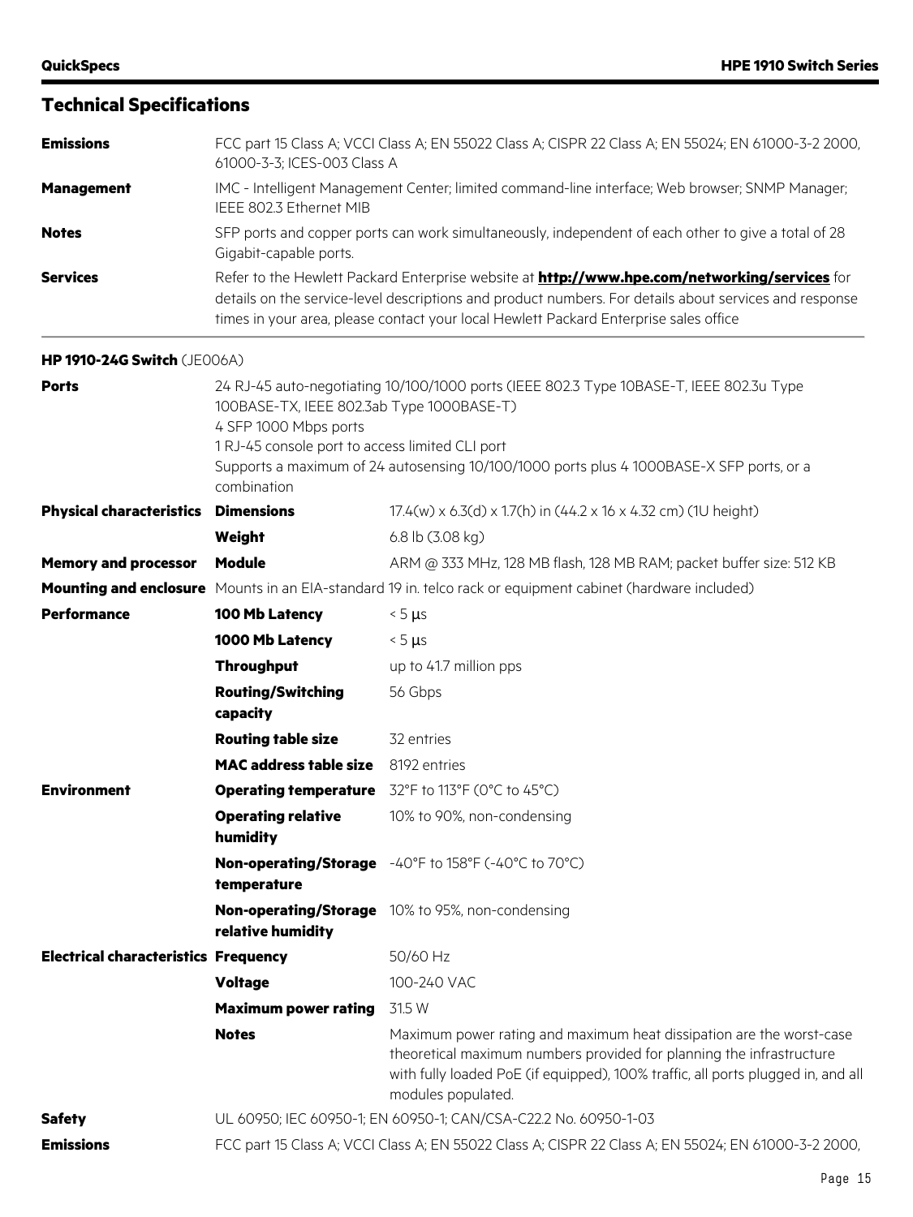## Technical Specifications

| | |
|---|---|
| **Emissions** | FCC part 15 Class A; VCCI Class A; EN 55022 Class A; CISPR 22 Class A; EN 55024; EN 61000-3-2 2000, 61000-3-3; ICES-003 Class A |
| **Management** | IMC - Intelligent Management Center; limited command-line interface; Web browser; SNMP Manager; IEEE 802.3 Ethernet MIB |
| **Notes** | SFP ports and copper ports can work simultaneously, independent of each other to give a total of 28 Gigabit-capable ports. |
| **Services** | Refer to the Hewlett Packard Enterprise website at **http://www.hpe.com/networking/services** for details on the service-level descriptions and product numbers. For details about services and response times in your area, please contact your local Hewlett Packard Enterprise sales office |

**HP 1910-24G Switch** (JE006A)

| | | |
|---|---|---|
| **Ports** | 24 RJ-45 auto-negotiating 10/100/1000 ports (IEEE 802.3 Type 10BASE-T, IEEE 802.3u Type 100BASE-TX, IEEE 802.3ab Type 1000BASE-T)<br>4 SFP 1000 Mbps ports<br>1 RJ-45 console port to access limited CLI port<br>Supports a maximum of 24 autosensing 10/100/1000 ports plus 4 1000BASE-X SFP ports, or a combination | |
| **Physical characteristics** | **Dimensions** | 17.4(w) x 6.3(d) x 1.7(h) in (44.2 x 16 x 4.32 cm) (1U height) |
| | **Weight** | 6.8 lb (3.08 kg) |
| **Memory and processor** | **Module** | ARM @ 333 MHz, 128 MB flash, 128 MB RAM; packet buffer size: 512 KB |
| **Mounting and enclosure** | Mounts in an EIA-standard 19 in. telco rack or equipment cabinet (hardware included) | |
| **Performance** | **100 Mb Latency** | < 5 µs |
| | **1000 Mb Latency** | < 5 µs |
| | **Throughput** | up to 41.7 million pps |
| | **Routing/Switching capacity** | 56 Gbps |
| | **Routing table size** | 32 entries |
| | **MAC address table size** | 8192 entries |
| **Environment** | **Operating temperature** | 32°F to 113°F (0°C to 45°C) |
| | **Operating relative humidity** | 10% to 90%, non-condensing |
| | **Non-operating/Storage temperature** | -40°F to 158°F (-40°C to 70°C) |
| | **Non-operating/Storage relative humidity** | 10% to 95%, non-condensing |
| **Electrical characteristics** | **Frequency** | 50/60 Hz |
| | **Voltage** | 100-240 VAC |
| | **Maximum power rating** | 31.5 W |
| | **Notes** | Maximum power rating and maximum heat dissipation are the worst-case theoretical maximum numbers provided for planning the infrastructure with fully loaded PoE (if equipped), 100% traffic, all ports plugged in, and all modules populated. |
| **Safety** | UL 60950; IEC 60950-1; EN 60950-1; CAN/CSA-C22.2 No. 60950-1-03 | |
| **Emissions** | FCC part 15 Class A; VCCI Class A; EN 55022 Class A; CISPR 22 Class A; EN 55024; EN 61000-3-2 2000, | |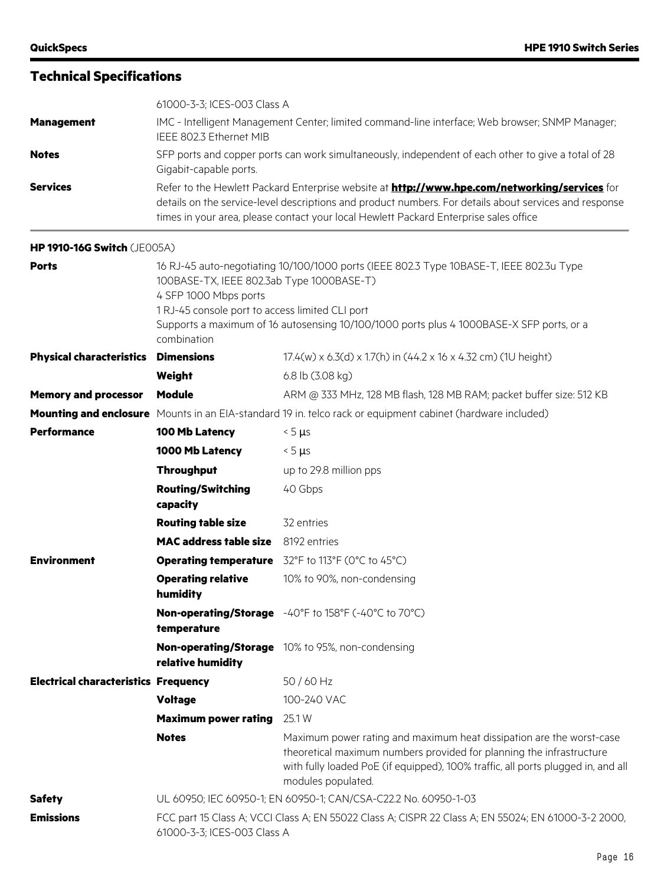## Technical Specifications

| | | |
|---|---|---|
| | 61000-3-3; ICES-003 Class A | |
| **Management** | IMC - Intelligent Management Center; limited command-line interface; Web browser; SNMP Manager; IEEE 802.3 Ethernet MIB | |
| **Notes** | SFP ports and copper ports can work simultaneously, independent of each other to give a total of 28 Gigabit-capable ports. | |
| **Services** | Refer to the Hewlett Packard Enterprise website at **http://www.hpe.com/networking/services** for details on the service-level descriptions and product numbers. For details about services and response times in your area, please contact your local Hewlett Packard Enterprise sales office | |

**HP 1910-16G Switch** (JE005A)

| | | |
|---|---|---|
| **Ports** | 16 RJ-45 auto-negotiating 10/100/1000 ports (IEEE 802.3 Type 10BASE-T, IEEE 802.3u Type 100BASE-TX, IEEE 802.3ab Type 1000BASE-T)<br>4 SFP 1000 Mbps ports<br>1 RJ-45 console port to access limited CLI port<br>Supports a maximum of 16 autosensing 10/100/1000 ports plus 4 1000BASE-X SFP ports, or a combination | |
| **Physical characteristics** | **Dimensions** | 17.4(w) x 6.3(d) x 1.7(h) in (44.2 x 16 x 4.32 cm) (1U height) |
| | **Weight** | 6.8 lb (3.08 kg) |
| **Memory and processor** | **Module** | ARM @ 333 MHz, 128 MB flash, 128 MB RAM; packet buffer size: 512 KB |
| **Mounting and enclosure** | Mounts in an EIA-standard 19 in. telco rack or equipment cabinet (hardware included) | |
| **Performance** | **100 Mb Latency** | < 5 µs |
| | **1000 Mb Latency** | < 5 µs |
| | **Throughput** | up to 29.8 million pps |
| | **Routing/Switching capacity** | 40 Gbps |
| | **Routing table size** | 32 entries |
| | **MAC address table size** | 8192 entries |
| **Environment** | **Operating temperature** | 32°F to 113°F (0°C to 45°C) |
| | **Operating relative humidity** | 10% to 90%, non-condensing |
| | **Non-operating/Storage temperature** | -40°F to 158°F (-40°C to 70°C) |
| | **Non-operating/Storage relative humidity** | 10% to 95%, non-condensing |
| **Electrical characteristics** | **Frequency** | 50 / 60 Hz |
| | **Voltage** | 100-240 VAC |
| | **Maximum power rating** | 25.1 W |
| | **Notes** | Maximum power rating and maximum heat dissipation are the worst-case theoretical maximum numbers provided for planning the infrastructure with fully loaded PoE (if equipped), 100% traffic, all ports plugged in, and all modules populated. |
| **Safety** | UL 60950; IEC 60950-1; EN 60950-1; CAN/CSA-C22.2 No. 60950-1-03 | |
| **Emissions** | FCC part 15 Class A; VCCI Class A; EN 55022 Class A; CISPR 22 Class A; EN 55024; EN 61000-3-2 2000, 61000-3-3; ICES-003 Class A | |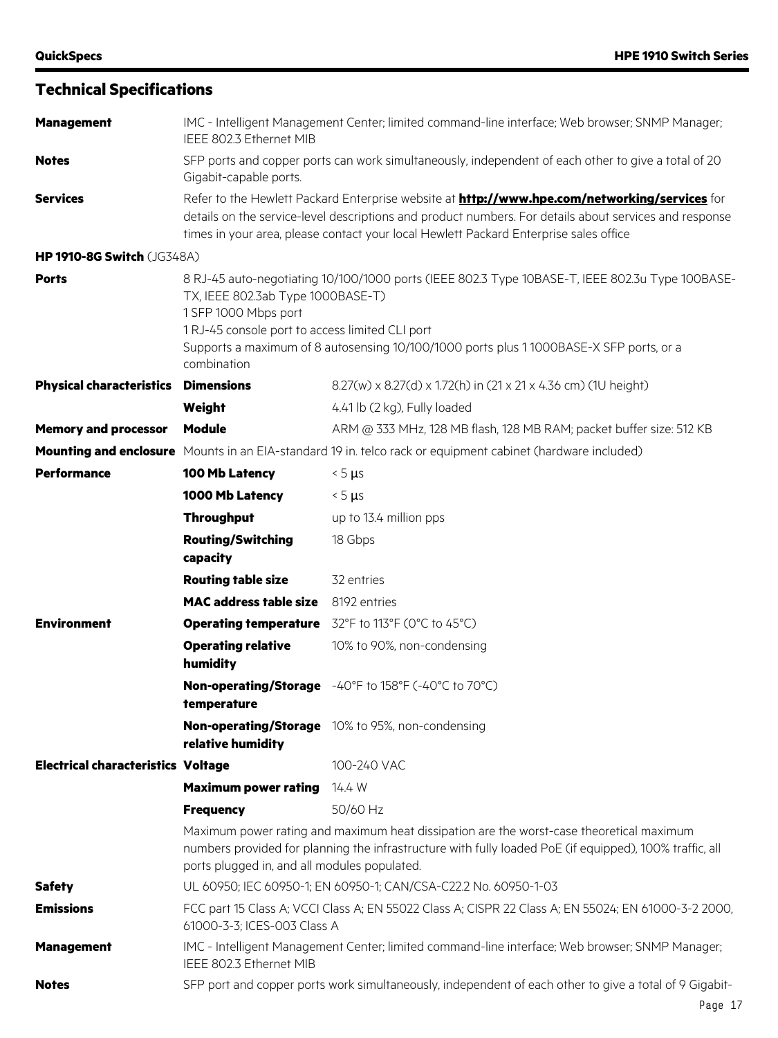## Technical Specifications

| | | |
|---|---|---|
| **Management** | IMC - Intelligent Management Center; limited command-line interface; Web browser; SNMP Manager; IEEE 802.3 Ethernet MIB | |
| **Notes** | SFP ports and copper ports can work simultaneously, independent of each other to give a total of 20 Gigabit-capable ports. | |
| **Services** | Refer to the Hewlett Packard Enterprise website at **http://www.hpe.com/networking/services** for details on the service-level descriptions and product numbers. For details about services and response times in your area, please contact your local Hewlett Packard Enterprise sales office | |

**HP 1910-8G Switch** (JG348A)

| | | |
|---|---|---|
| **Ports** | 8 RJ-45 auto-negotiating 10/100/1000 ports (IEEE 802.3 Type 10BASE-T, IEEE 802.3u Type 100BASE-TX, IEEE 802.3ab Type 1000BASE-T)<br>1 SFP 1000 Mbps port<br>1 RJ-45 console port to access limited CLI port<br>Supports a maximum of 8 autosensing 10/100/1000 ports plus 1 1000BASE-X SFP ports, or a combination | |
| **Physical characteristics** | **Dimensions** | 8.27(w) x 8.27(d) x 1.72(h) in (21 x 21 x 4.36 cm) (1U height) |
| | **Weight** | 4.41 lb (2 kg), Fully loaded |
| **Memory and processor** | **Module** | ARM @ 333 MHz, 128 MB flash, 128 MB RAM; packet buffer size: 512 KB |
| **Mounting and enclosure** | Mounts in an EIA-standard 19 in. telco rack or equipment cabinet (hardware included) | |
| **Performance** | **100 Mb Latency** | < 5 µs |
| | **1000 Mb Latency** | < 5 µs |
| | **Throughput** | up to 13.4 million pps |
| | **Routing/Switching capacity** | 18 Gbps |
| | **Routing table size** | 32 entries |
| | **MAC address table size** | 8192 entries |
| **Environment** | **Operating temperature** | 32°F to 113°F (0°C to 45°C) |
| | **Operating relative humidity** | 10% to 90%, non-condensing |
| | **Non-operating/Storage temperature** | -40°F to 158°F (-40°C to 70°C) |
| | **Non-operating/Storage relative humidity** | 10% to 95%, non-condensing |
| **Electrical characteristics** | **Voltage** | 100-240 VAC |
| | **Maximum power rating** | 14.4 W |
| | **Frequency** | 50/60 Hz |
| | Maximum power rating and maximum heat dissipation are the worst-case theoretical maximum numbers provided for planning the infrastructure with fully loaded PoE (if equipped), 100% traffic, all ports plugged in, and all modules populated. | |
| **Safety** | UL 60950; IEC 60950-1; EN 60950-1; CAN/CSA-C22.2 No. 60950-1-03 | |
| **Emissions** | FCC part 15 Class A; VCCI Class A; EN 55022 Class A; CISPR 22 Class A; EN 55024; EN 61000-3-2 2000, 61000-3-3; ICES-003 Class A | |
| **Management** | IMC - Intelligent Management Center; limited command-line interface; Web browser; SNMP Manager; IEEE 802.3 Ethernet MIB | |
| **Notes** | SFP port and copper ports work simultaneously, independent of each other to give a total of 9 Gigabit- | |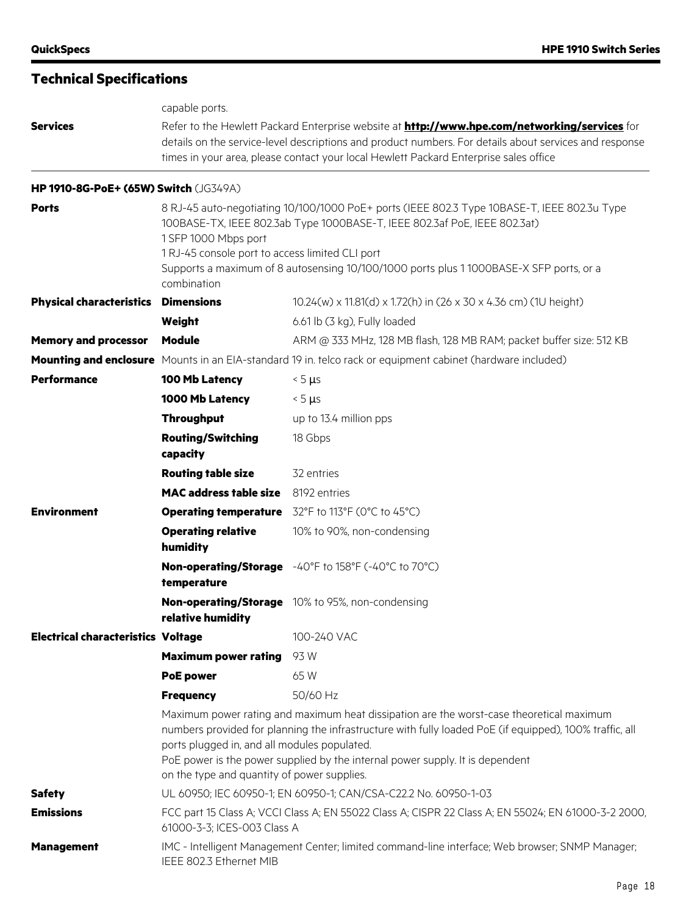## Technical Specifications

| | | |
|---|---|---|
| | capable ports. | |
| **Services** | Refer to the Hewlett Packard Enterprise website at **http://www.hpe.com/networking/services** for details on the service-level descriptions and product numbers. For details about services and response times in your area, please contact your local Hewlett Packard Enterprise sales office | |

**HP 1910-8G-PoE+ (65W) Switch** (JG349A)

| | | |
|---|---|---|
| **Ports** | 8 RJ-45 auto-negotiating 10/100/1000 PoE+ ports (IEEE 802.3 Type 10BASE-T, IEEE 802.3u Type 100BASE-TX, IEEE 802.3ab Type 1000BASE-T, IEEE 802.3af PoE, IEEE 802.3at)<br>1 SFP 1000 Mbps port<br>1 RJ-45 console port to access limited CLI port<br>Supports a maximum of 8 autosensing 10/100/1000 ports plus 1 1000BASE-X SFP ports, or a combination | |
| **Physical characteristics** | **Dimensions** | 10.24(w) x 11.81(d) x 1.72(h) in (26 x 30 x 4.36 cm) (1U height) |
| | **Weight** | 6.61 lb (3 kg), Fully loaded |
| **Memory and processor** | **Module** | ARM @ 333 MHz, 128 MB flash, 128 MB RAM; packet buffer size: 512 KB |
| **Mounting and enclosure** | Mounts in an EIA-standard 19 in. telco rack or equipment cabinet (hardware included) | |
| **Performance** | **100 Mb Latency** | < 5 µs |
| | **1000 Mb Latency** | < 5 µs |
| | **Throughput** | up to 13.4 million pps |
| | **Routing/Switching capacity** | 18 Gbps |
| | **Routing table size** | 32 entries |
| | **MAC address table size** | 8192 entries |
| **Environment** | **Operating temperature** | 32°F to 113°F (0°C to 45°C) |
| | **Operating relative humidity** | 10% to 90%, non-condensing |
| | **Non-operating/Storage temperature** | -40°F to 158°F (-40°C to 70°C) |
| | **Non-operating/Storage relative humidity** | 10% to 95%, non-condensing |
| **Electrical characteristics** | **Voltage** | 100-240 VAC |
| | **Maximum power rating** | 93 W |
| | **PoE power** | 65 W |
| | **Frequency** | 50/60 Hz |
| | Maximum power rating and maximum heat dissipation are the worst-case theoretical maximum numbers provided for planning the infrastructure with fully loaded PoE (if equipped), 100% traffic, all ports plugged in, and all modules populated.<br>PoE power is the power supplied by the internal power supply. It is dependent on the type and quantity of power supplies. | |
| **Safety** | UL 60950; IEC 60950-1; EN 60950-1; CAN/CSA-C22.2 No. 60950-1-03 | |
| **Emissions** | FCC part 15 Class A; VCCI Class A; EN 55022 Class A; CISPR 22 Class A; EN 55024; EN 61000-3-2 2000, 61000-3-3; ICES-003 Class A | |
| **Management** | IMC - Intelligent Management Center; limited command-line interface; Web browser; SNMP Manager; IEEE 802.3 Ethernet MIB | |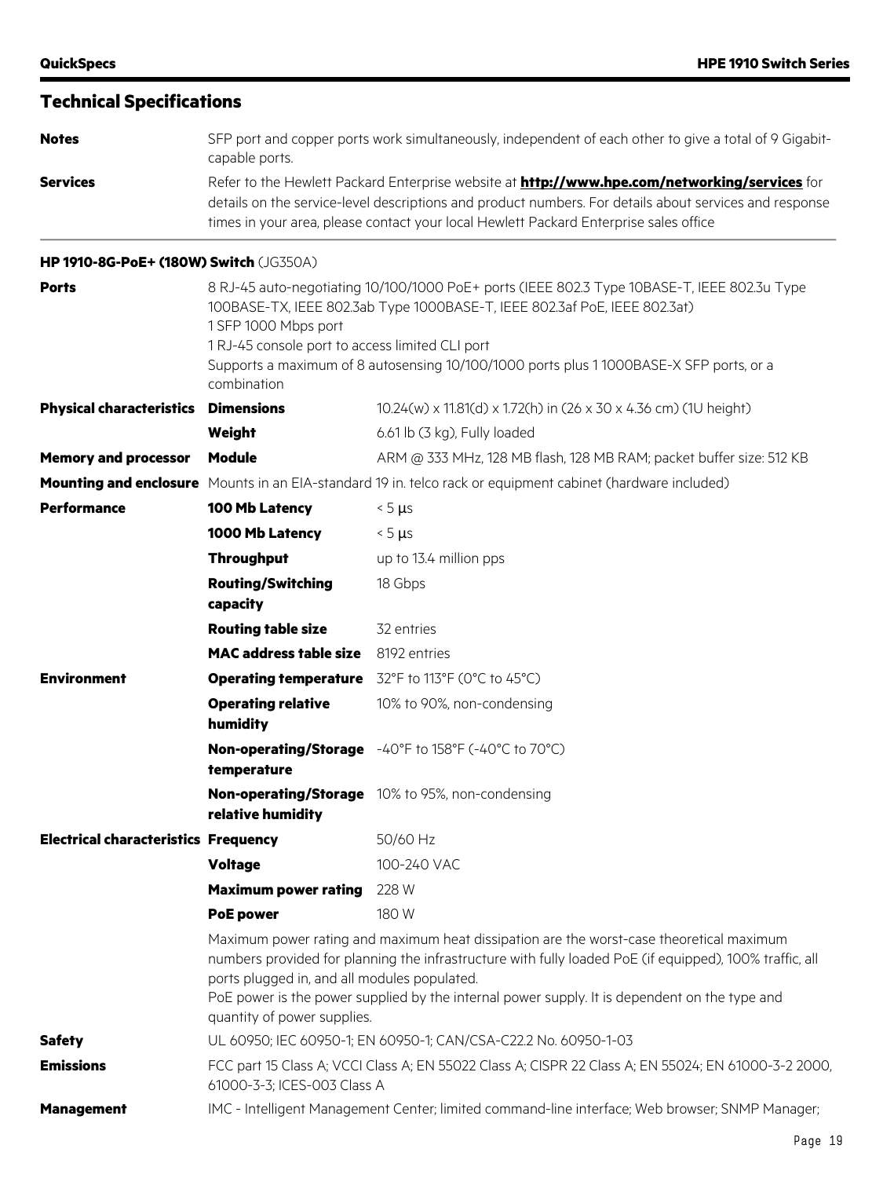## Technical Specifications

| | | |
|---|---|---|
| **Notes** | SFP port and copper ports work simultaneously, independent of each other to give a total of 9 Gigabit-capable ports. | |
| **Services** | Refer to the Hewlett Packard Enterprise website at **http://www.hpe.com/networking/services** for details on the service-level descriptions and product numbers. For details about services and response times in your area, please contact your local Hewlett Packard Enterprise sales office | |

### HP 1910-8G-PoE+ (180W) Switch (JG350A)

| | | |
|---|---|---|
| **Ports** | 8 RJ-45 auto-negotiating 10/100/1000 PoE+ ports (IEEE 802.3 Type 10BASE-T, IEEE 802.3u Type 100BASE-TX, IEEE 802.3ab Type 1000BASE-T, IEEE 802.3af PoE, IEEE 802.3at)<br>1 SFP 1000 Mbps port<br>1 RJ-45 console port to access limited CLI port<br>Supports a maximum of 8 autosensing 10/100/1000 ports plus 1 1000BASE-X SFP ports, or a combination | |
| **Physical characteristics** | **Dimensions** | 10.24(w) x 11.81(d) x 1.72(h) in (26 x 30 x 4.36 cm) (1U height) |
| | **Weight** | 6.61 lb (3 kg), Fully loaded |
| **Memory and processor** | **Module** | ARM @ 333 MHz, 128 MB flash, 128 MB RAM; packet buffer size: 512 KB |
| **Mounting and enclosure** | Mounts in an EIA-standard 19 in. telco rack or equipment cabinet (hardware included) | |
| **Performance** | **100 Mb Latency** | < 5 µs |
| | **1000 Mb Latency** | < 5 µs |
| | **Throughput** | up to 13.4 million pps |
| | **Routing/Switching capacity** | 18 Gbps |
| | **Routing table size** | 32 entries |
| | **MAC address table size** | 8192 entries |
| **Environment** | **Operating temperature** | 32°F to 113°F (0°C to 45°C) |
| | **Operating relative humidity** | 10% to 90%, non-condensing |
| | **Non-operating/Storage temperature** | -40°F to 158°F (-40°C to 70°C) |
| | **Non-operating/Storage relative humidity** | 10% to 95%, non-condensing |
| **Electrical characteristics** | **Frequency** | 50/60 Hz |
| | **Voltage** | 100-240 VAC |
| | **Maximum power rating** | 228 W |
| | **PoE power** | 180 W |
| | Maximum power rating and maximum heat dissipation are the worst-case theoretical maximum numbers provided for planning the infrastructure with fully loaded PoE (if equipped), 100% traffic, all ports plugged in, and all modules populated.<br>PoE power is the power supplied by the internal power supply. It is dependent on the type and quantity of power supplies. | |
| **Safety** | UL 60950; IEC 60950-1; EN 60950-1; CAN/CSA-C22.2 No. 60950-1-03 | |
| **Emissions** | FCC part 15 Class A; VCCI Class A; EN 55022 Class A; CISPR 22 Class A; EN 55024; EN 61000-3-2 2000, 61000-3-3; ICES-003 Class A | |
| **Management** | IMC - Intelligent Management Center; limited command-line interface; Web browser; SNMP Manager; | |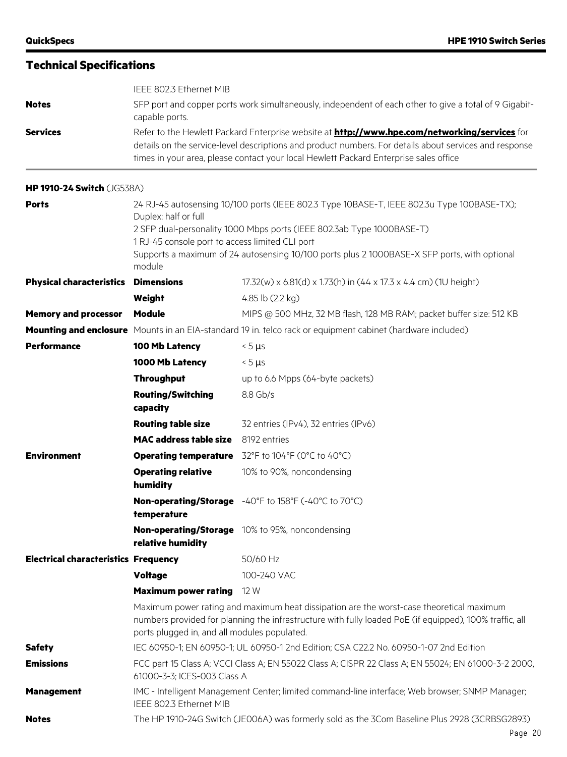## Technical Specifications

| | | |
|---|---|---|
| | IEEE 802.3 Ethernet MIB | |
| **Notes** | SFP port and copper ports work simultaneously, independent of each other to give a total of 9 Gigabit-capable ports. | |
| **Services** | Refer to the Hewlett Packard Enterprise website at **http://www.hpe.com/networking/services** for details on the service-level descriptions and product numbers. For details about services and response times in your area, please contact your local Hewlett Packard Enterprise sales office | |

**HP 1910-24 Switch** (JG538A)

| | | |
|---|---|---|
| **Ports** | 24 RJ-45 autosensing 10/100 ports (IEEE 802.3 Type 10BASE-T, IEEE 802.3u Type 100BASE-TX); Duplex: half or full<br>2 SFP dual-personality 1000 Mbps ports (IEEE 802.3ab Type 1000BASE-T)<br>1 RJ-45 console port to access limited CLI port<br>Supports a maximum of 24 autosensing 10/100 ports plus 2 1000BASE-X SFP ports, with optional module | |
| **Physical characteristics** | **Dimensions** | 17.32(w) x 6.81(d) x 1.73(h) in (44 x 17.3 x 4.4 cm) (1U height) |
| | **Weight** | 4.85 lb (2.2 kg) |
| **Memory and processor** | **Module** | MIPS @ 500 MHz, 32 MB flash, 128 MB RAM; packet buffer size: 512 KB |
| **Mounting and enclosure** | Mounts in an EIA-standard 19 in. telco rack or equipment cabinet (hardware included) | |
| **Performance** | **100 Mb Latency** | < 5 µs |
| | **1000 Mb Latency** | < 5 µs |
| | **Throughput** | up to 6.6 Mpps (64-byte packets) |
| | **Routing/Switching capacity** | 8.8 Gb/s |
| | **Routing table size** | 32 entries (IPv4), 32 entries (IPv6) |
| | **MAC address table size** | 8192 entries |
| **Environment** | **Operating temperature** | 32°F to 104°F (0°C to 40°C) |
| | **Operating relative humidity** | 10% to 90%, noncondensing |
| | **Non-operating/Storage temperature** | -40°F to 158°F (-40°C to 70°C) |
| | **Non-operating/Storage relative humidity** | 10% to 95%, noncondensing |
| **Electrical characteristics** | **Frequency** | 50/60 Hz |
| | **Voltage** | 100-240 VAC |
| | **Maximum power rating** | 12 W |
| | Maximum power rating and maximum heat dissipation are the worst-case theoretical maximum numbers provided for planning the infrastructure with fully loaded PoE (if equipped), 100% traffic, all ports plugged in, and all modules populated. | |
| **Safety** | IEC 60950-1; EN 60950-1; UL 60950-1 2nd Edition; CSA C22.2 No. 60950-1-07 2nd Edition | |
| **Emissions** | FCC part 15 Class A; VCCI Class A; EN 55022 Class A; CISPR 22 Class A; EN 55024; EN 61000-3-2 2000, 61000-3-3; ICES-003 Class A | |
| **Management** | IMC - Intelligent Management Center; limited command-line interface; Web browser; SNMP Manager; IEEE 802.3 Ethernet MIB | |
| **Notes** | The HP 1910-24G Switch (JE006A) was formerly sold as the 3Com Baseline Plus 2928 (3CRBSG2893) | |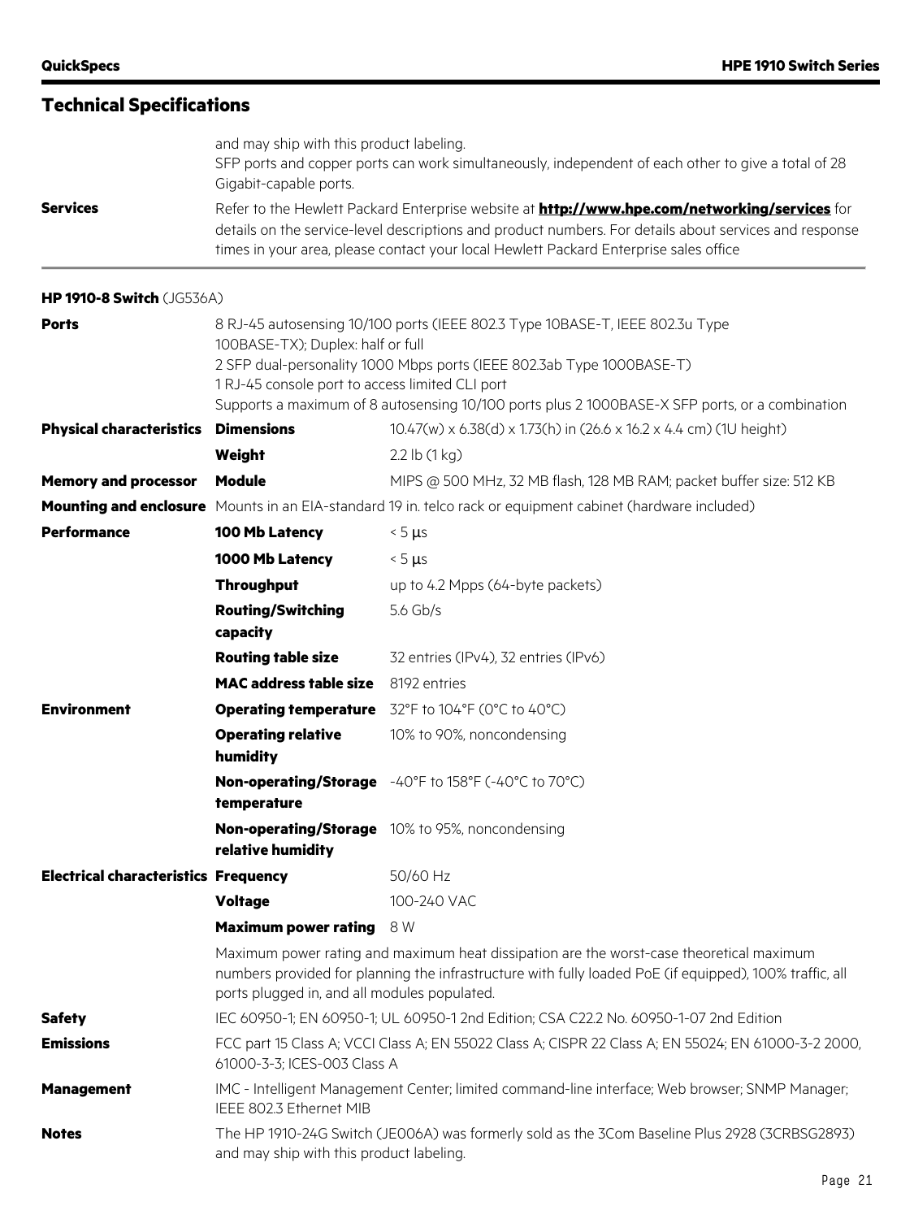## Technical Specifications

| | | |
|---|---|---|
| | and may ship with this product labeling.<br>SFP ports and copper ports can work simultaneously, independent of each other to give a total of 28 Gigabit-capable ports. | |
| **Services** | Refer to the Hewlett Packard Enterprise website at **http://www.hpe.com/networking/services** for details on the service-level descriptions and product numbers. For details about services and response times in your area, please contact your local Hewlett Packard Enterprise sales office | |

**HP 1910-8 Switch** (JG536A)

| | | |
|---|---|---|
| **Ports** | 8 RJ-45 autosensing 10/100 ports (IEEE 802.3 Type 10BASE-T, IEEE 802.3u Type 100BASE-TX); Duplex: half or full<br>2 SFP dual-personality 1000 Mbps ports (IEEE 802.3ab Type 1000BASE-T)<br>1 RJ-45 console port to access limited CLI port<br>Supports a maximum of 8 autosensing 10/100 ports plus 2 1000BASE-X SFP ports, or a combination | |
| **Physical characteristics** | **Dimensions** | 10.47(w) x 6.38(d) x 1.73(h) in (26.6 x 16.2 x 4.4 cm) (1U height) |
| | **Weight** | 2.2 lb (1 kg) |
| **Memory and processor** | **Module** | MIPS @ 500 MHz, 32 MB flash, 128 MB RAM; packet buffer size: 512 KB |
| **Mounting and enclosure** | Mounts in an EIA-standard 19 in. telco rack or equipment cabinet (hardware included) | |
| **Performance** | **100 Mb Latency** | < 5 µs |
| | **1000 Mb Latency** | < 5 µs |
| | **Throughput** | up to 4.2 Mpps (64-byte packets) |
| | **Routing/Switching capacity** | 5.6 Gb/s |
| | **Routing table size** | 32 entries (IPv4), 32 entries (IPv6) |
| | **MAC address table size** | 8192 entries |
| **Environment** | **Operating temperature** | 32°F to 104°F (0°C to 40°C) |
| | **Operating relative humidity** | 10% to 90%, noncondensing |
| | **Non-operating/Storage temperature** | -40°F to 158°F (-40°C to 70°C) |
| | **Non-operating/Storage relative humidity** | 10% to 95%, noncondensing |
| **Electrical characteristics** | **Frequency** | 50/60 Hz |
| | **Voltage** | 100-240 VAC |
| | **Maximum power rating** | 8 W |
| | Maximum power rating and maximum heat dissipation are the worst-case theoretical maximum numbers provided for planning the infrastructure with fully loaded PoE (if equipped), 100% traffic, all ports plugged in, and all modules populated. | |
| **Safety** | IEC 60950-1; EN 60950-1; UL 60950-1 2nd Edition; CSA C22.2 No. 60950-1-07 2nd Edition | |
| **Emissions** | FCC part 15 Class A; VCCI Class A; EN 55022 Class A; CISPR 22 Class A; EN 55024; EN 61000-3-2 2000, 61000-3-3; ICES-003 Class A | |
| **Management** | IMC - Intelligent Management Center; limited command-line interface; Web browser; SNMP Manager; IEEE 802.3 Ethernet MIB | |
| **Notes** | The HP 1910-24G Switch (JE006A) was formerly sold as the 3Com Baseline Plus 2928 (3CRBSG2893) and may ship with this product labeling. | |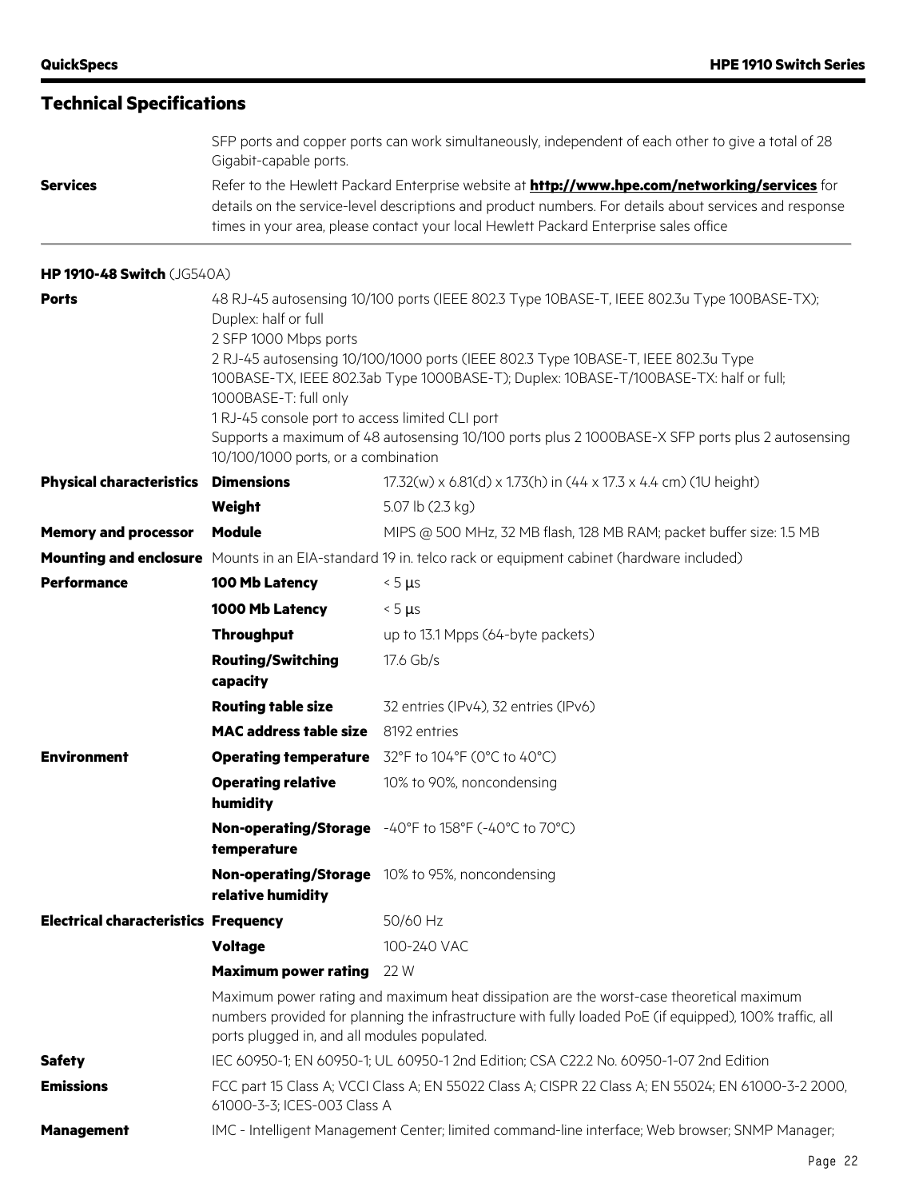## Technical Specifications

| | |
|---|---|
| | SFP ports and copper ports can work simultaneously, independent of each other to give a total of 28 Gigabit-capable ports. |
| **Services** | Refer to the Hewlett Packard Enterprise website at **http://www.hpe.com/networking/services** for details on the service-level descriptions and product numbers. For details about services and response times in your area, please contact your local Hewlett Packard Enterprise sales office |

**HP 1910-48 Switch** (JG540A)

| | | |
|---|---|---|
| **Ports** | 48 RJ-45 autosensing 10/100 ports (IEEE 802.3 Type 10BASE-T, IEEE 802.3u Type 100BASE-TX); Duplex: half or full<br>2 SFP 1000 Mbps ports<br>2 RJ-45 autosensing 10/100/1000 ports (IEEE 802.3 Type 10BASE-T, IEEE 802.3u Type 100BASE-TX, IEEE 802.3ab Type 1000BASE-T); Duplex: 10BASE-T/100BASE-TX: half or full; 1000BASE-T: full only<br>1 RJ-45 console port to access limited CLI port<br>Supports a maximum of 48 autosensing 10/100 ports plus 2 1000BASE-X SFP ports plus 2 autosensing 10/100/1000 ports, or a combination | |
| **Physical characteristics** | **Dimensions** | 17.32(w) x 6.81(d) x 1.73(h) in (44 x 17.3 x 4.4 cm) (1U height) |
| | **Weight** | 5.07 lb (2.3 kg) |
| **Memory and processor** | **Module** | MIPS @ 500 MHz, 32 MB flash, 128 MB RAM; packet buffer size: 1.5 MB |
| **Mounting and enclosure** | Mounts in an EIA-standard 19 in. telco rack or equipment cabinet (hardware included) | |
| **Performance** | **100 Mb Latency** | < 5 µs |
| | **1000 Mb Latency** | < 5 µs |
| | **Throughput** | up to 13.1 Mpps (64-byte packets) |
| | **Routing/Switching capacity** | 17.6 Gb/s |
| | **Routing table size** | 32 entries (IPv4), 32 entries (IPv6) |
| | **MAC address table size** | 8192 entries |
| **Environment** | **Operating temperature** | 32°F to 104°F (0°C to 40°C) |
| | **Operating relative humidity** | 10% to 90%, noncondensing |
| | **Non-operating/Storage temperature** | -40°F to 158°F (-40°C to 70°C) |
| | **Non-operating/Storage relative humidity** | 10% to 95%, noncondensing |
| **Electrical characteristics** | **Frequency** | 50/60 Hz |
| | **Voltage** | 100-240 VAC |
| | **Maximum power rating** | 22 W |
| | Maximum power rating and maximum heat dissipation are the worst-case theoretical maximum numbers provided for planning the infrastructure with fully loaded PoE (if equipped), 100% traffic, all ports plugged in, and all modules populated. | |
| **Safety** | IEC 60950-1; EN 60950-1; UL 60950-1 2nd Edition; CSA C22.2 No. 60950-1-07 2nd Edition | |
| **Emissions** | FCC part 15 Class A; VCCI Class A; EN 55022 Class A; CISPR 22 Class A; EN 55024; EN 61000-3-2 2000, 61000-3-3; ICES-003 Class A | |
| **Management** | IMC - Intelligent Management Center; limited command-line interface; Web browser; SNMP Manager; | |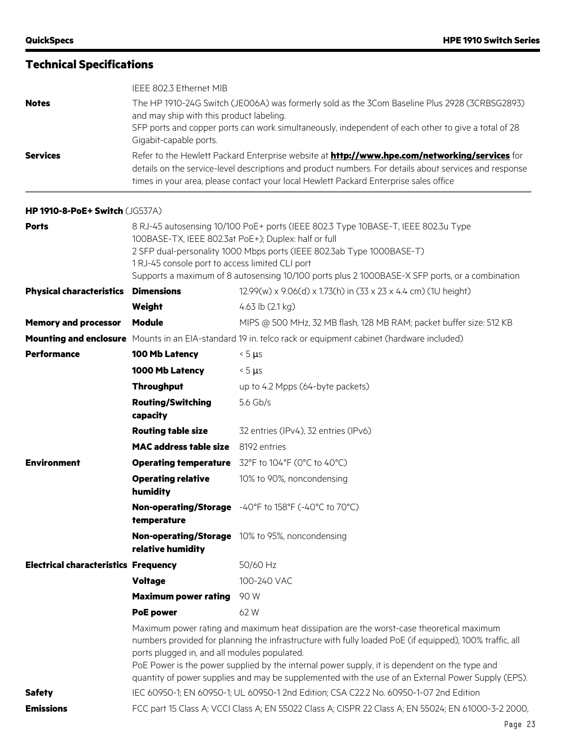## Technical Specifications

| | | |
|---|---|---|
| | IEEE 802.3 Ethernet MIB | |
| **Notes** | The HP 1910-24G Switch (JE006A) was formerly sold as the 3Com Baseline Plus 2928 (3CRBSG2893) and may ship with this product labeling.<br>SFP ports and copper ports can work simultaneously, independent of each other to give a total of 28 Gigabit-capable ports. | |
| **Services** | Refer to the Hewlett Packard Enterprise website at **http://www.hpe.com/networking/services** for details on the service-level descriptions and product numbers. For details about services and response times in your area, please contact your local Hewlett Packard Enterprise sales office | |

**HP 1910-8-PoE+ Switch** (JG537A)

| | | |
|---|---|---|
| **Ports** | 8 RJ-45 autosensing 10/100 PoE+ ports (IEEE 802.3 Type 10BASE-T, IEEE 802.3u Type 100BASE-TX, IEEE 802.3at PoE+); Duplex: half or full<br>2 SFP dual-personality 1000 Mbps ports (IEEE 802.3ab Type 1000BASE-T)<br>1 RJ-45 console port to access limited CLI port<br>Supports a maximum of 8 autosensing 10/100 ports plus 2 1000BASE-X SFP ports, or a combination | |
| **Physical characteristics** | **Dimensions** | 12.99(w) x 9.06(d) x 1.73(h) in (33 x 23 x 4.4 cm) (1U height) |
| | **Weight** | 4.63 lb (2.1 kg) |
| **Memory and processor** | **Module** | MIPS @ 500 MHz, 32 MB flash, 128 MB RAM; packet buffer size: 512 KB |
| **Mounting and enclosure** | Mounts in an EIA-standard 19 in. telco rack or equipment cabinet (hardware included) | |
| **Performance** | **100 Mb Latency** | < 5 µs |
| | **1000 Mb Latency** | < 5 µs |
| | **Throughput** | up to 4.2 Mpps (64-byte packets) |
| | **Routing/Switching capacity** | 5.6 Gb/s |
| | **Routing table size** | 32 entries (IPv4), 32 entries (IPv6) |
| | **MAC address table size** | 8192 entries |
| **Environment** | **Operating temperature** | 32°F to 104°F (0°C to 40°C) |
| | **Operating relative humidity** | 10% to 90%, noncondensing |
| | **Non-operating/Storage temperature** | -40°F to 158°F (-40°C to 70°C) |
| | **Non-operating/Storage relative humidity** | 10% to 95%, noncondensing |
| **Electrical characteristics** | **Frequency** | 50/60 Hz |
| | **Voltage** | 100-240 VAC |
| | **Maximum power rating** | 90 W |
| | **PoE power** | 62 W |
| | Maximum power rating and maximum heat dissipation are the worst-case theoretical maximum numbers provided for planning the infrastructure with fully loaded PoE (if equipped), 100% traffic, all ports plugged in, and all modules populated.<br>PoE Power is the power supplied by the internal power supply, it is dependent on the type and quantity of power supplies and may be supplemented with the use of an External Power Supply (EPS). | |
| **Safety** | IEC 60950-1; EN 60950-1; UL 60950-1 2nd Edition; CSA C22.2 No. 60950-1-07 2nd Edition | |
| **Emissions** | FCC part 15 Class A; VCCI Class A; EN 55022 Class A; CISPR 22 Class A; EN 55024; EN 61000-3-2 2000, | |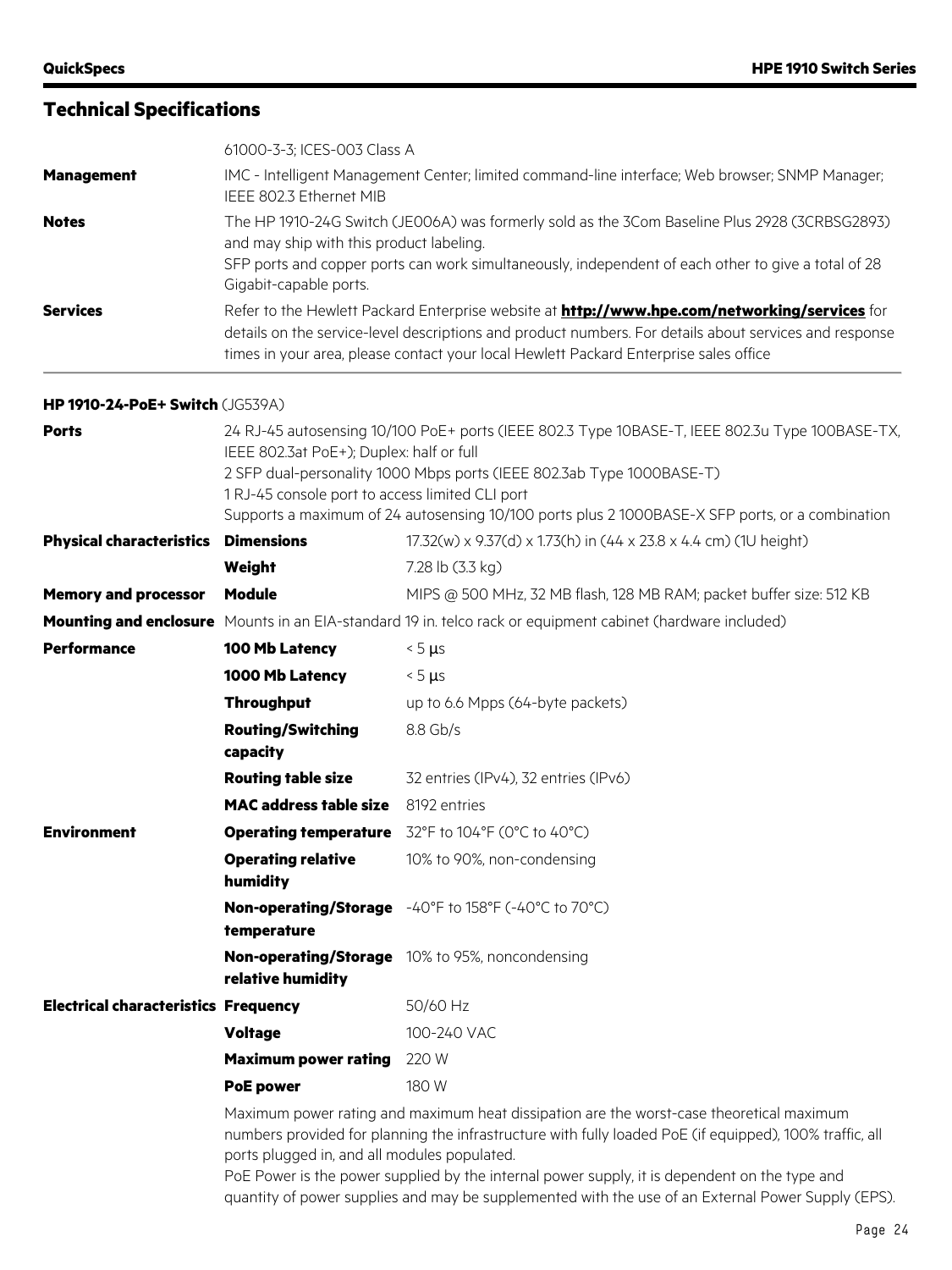## Technical Specifications

| | | |
|---|---|---|
| | 61000-3-3; ICES-003 Class A | |
| **Management** | IMC - Intelligent Management Center; limited command-line interface; Web browser; SNMP Manager; IEEE 802.3 Ethernet MIB | |
| **Notes** | The HP 1910-24G Switch (JE006A) was formerly sold as the 3Com Baseline Plus 2928 (3CRBSG2893) and may ship with this product labeling.<br>SFP ports and copper ports can work simultaneously, independent of each other to give a total of 28 Gigabit-capable ports. | |
| **Services** | Refer to the Hewlett Packard Enterprise website at **http://www.hpe.com/networking/services** for details on the service-level descriptions and product numbers. For details about services and response times in your area, please contact your local Hewlett Packard Enterprise sales office | |

**HP 1910-24-PoE+ Switch** (JG539A)

| | | |
|---|---|---|
| **Ports** | 24 RJ-45 autosensing 10/100 PoE+ ports (IEEE 802.3 Type 10BASE-T, IEEE 802.3u Type 100BASE-TX, IEEE 802.3at PoE+); Duplex: half or full<br>2 SFP dual-personality 1000 Mbps ports (IEEE 802.3ab Type 1000BASE-T)<br>1 RJ-45 console port to access limited CLI port<br>Supports a maximum of 24 autosensing 10/100 ports plus 2 1000BASE-X SFP ports, or a combination | |
| **Physical characteristics** | **Dimensions** | 17.32(w) x 9.37(d) x 1.73(h) in (44 x 23.8 x 4.4 cm) (1U height) |
| | **Weight** | 7.28 lb (3.3 kg) |
| **Memory and processor** | **Module** | MIPS @ 500 MHz, 32 MB flash, 128 MB RAM; packet buffer size: 512 KB |
| **Mounting and enclosure** | Mounts in an EIA-standard 19 in. telco rack or equipment cabinet (hardware included) | |
| **Performance** | **100 Mb Latency** | < 5 µs |
| | **1000 Mb Latency** | < 5 µs |
| | **Throughput** | up to 6.6 Mpps (64-byte packets) |
| | **Routing/Switching capacity** | 8.8 Gb/s |
| | **Routing table size** | 32 entries (IPv4), 32 entries (IPv6) |
| | **MAC address table size** | 8192 entries |
| **Environment** | **Operating temperature** | 32°F to 104°F (0°C to 40°C) |
| | **Operating relative humidity** | 10% to 90%, non-condensing |
| | **Non-operating/Storage temperature** | -40°F to 158°F (-40°C to 70°C) |
| | **Non-operating/Storage relative humidity** | 10% to 95%, noncondensing |
| **Electrical characteristics** | **Frequency** | 50/60 Hz |
| | **Voltage** | 100-240 VAC |
| | **Maximum power rating** | 220 W |
| | **PoE power** | 180 W |

Maximum power rating and maximum heat dissipation are the worst-case theoretical maximum numbers provided for planning the infrastructure with fully loaded PoE (if equipped), 100% traffic, all ports plugged in, and all modules populated.
PoE Power is the power supplied by the internal power supply, it is dependent on the type and quantity of power supplies and may be supplemented with the use of an External Power Supply (EPS).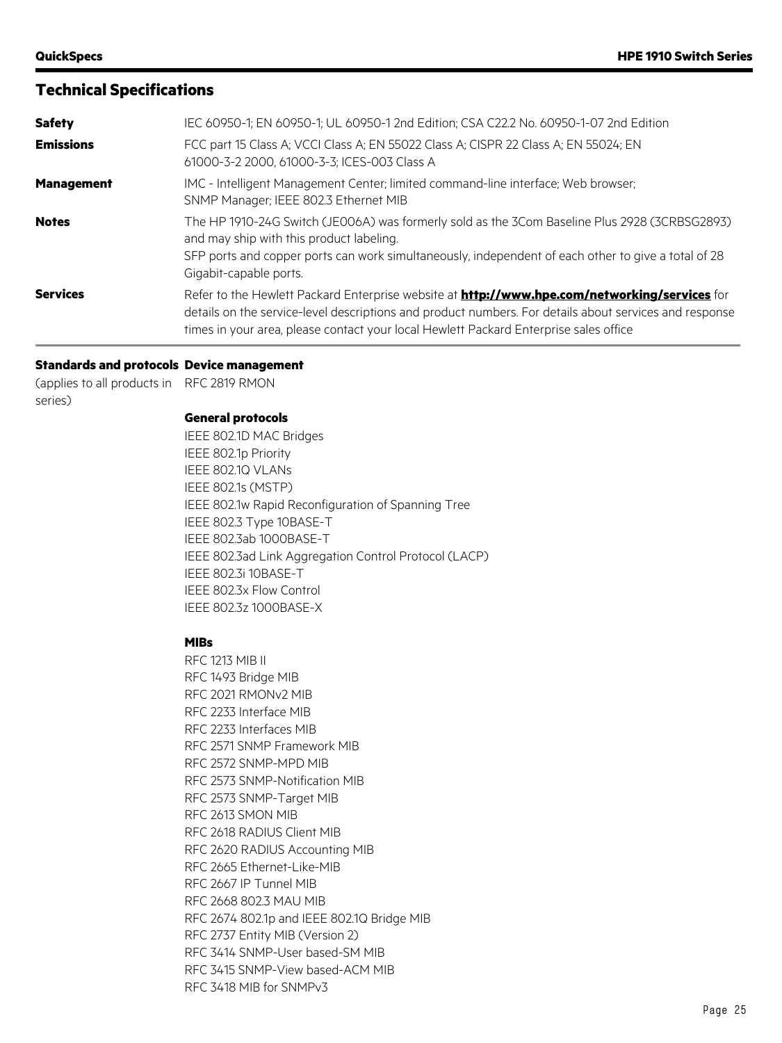## Technical Specifications

| | |
|---|---|
| **Safety** | IEC 60950-1; EN 60950-1; UL 60950-1 2nd Edition; CSA C22.2 No. 60950-1-07 2nd Edition |
| **Emissions** | FCC part 15 Class A; VCCI Class A; EN 55022 Class A; CISPR 22 Class A; EN 55024; EN 61000-3-2 2000, 61000-3-3; ICES-003 Class A |
| **Management** | IMC - Intelligent Management Center; limited command-line interface; Web browser; SNMP Manager; IEEE 802.3 Ethernet MIB |
| **Notes** | The HP 1910-24G Switch (JE006A) was formerly sold as the 3Com Baseline Plus 2928 (3CRBSG2893) and may ship with this product labeling.<br>SFP ports and copper ports can work simultaneously, independent of each other to give a total of 28 Gigabit-capable ports. |
| **Services** | Refer to the Hewlett Packard Enterprise website at **http://www.hpe.com/networking/services** for details on the service-level descriptions and product numbers. For details about services and response times in your area, please contact your local Hewlett Packard Enterprise sales office |

**Standards and protocols**
(applies to all products in series)

**Device management**
RFC 2819 RMON

**General protocols**
IEEE 802.1D MAC Bridges
IEEE 802.1p Priority
IEEE 802.1Q VLANs
IEEE 802.1s (MSTP)
IEEE 802.1w Rapid Reconfiguration of Spanning Tree
IEEE 802.3 Type 10BASE-T
IEEE 802.3ab 1000BASE-T
IEEE 802.3ad Link Aggregation Control Protocol (LACP)
IEEE 802.3i 10BASE-T
IEEE 802.3x Flow Control
IEEE 802.3z 1000BASE-X

**MIBs**
RFC 1213 MIB II
RFC 1493 Bridge MIB
RFC 2021 RMONv2 MIB
RFC 2233 Interface MIB
RFC 2233 Interfaces MIB
RFC 2571 SNMP Framework MIB
RFC 2572 SNMP-MPD MIB
RFC 2573 SNMP-Notification MIB
RFC 2573 SNMP-Target MIB
RFC 2613 SMON MIB
RFC 2618 RADIUS Client MIB
RFC 2620 RADIUS Accounting MIB
RFC 2665 Ethernet-Like-MIB
RFC 2667 IP Tunnel MIB
RFC 2668 802.3 MAU MIB
RFC 2674 802.1p and IEEE 802.1Q Bridge MIB
RFC 2737 Entity MIB (Version 2)
RFC 3414 SNMP-User based-SM MIB
RFC 3415 SNMP-View based-ACM MIB
RFC 3418 MIB for SNMPv3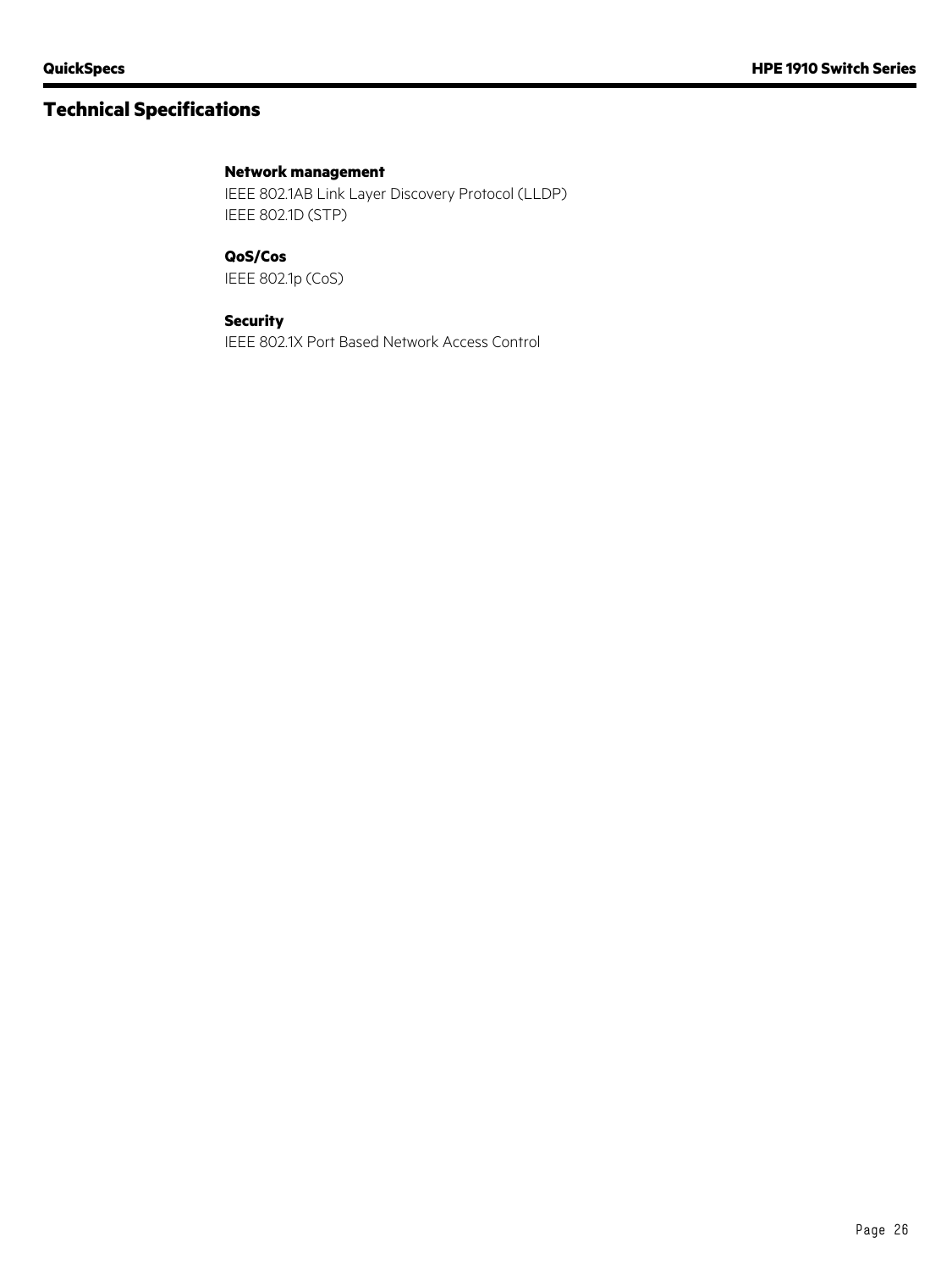## Technical Specifications

**Network management**

IEEE 802.1AB Link Layer Discovery Protocol (LLDP)
IEEE 802.1D (STP)

**QoS/Cos**

IEEE 802.1p (CoS)

**Security**

IEEE 802.1X Port Based Network Access Control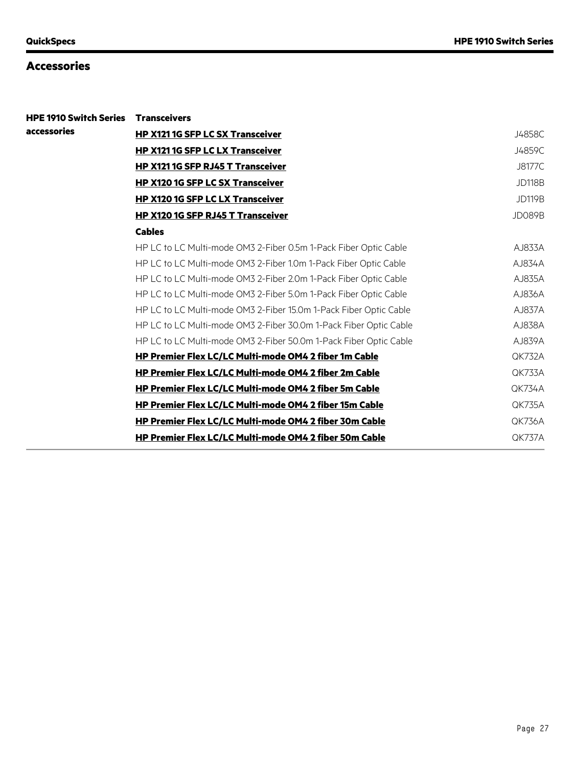## Accessories

| | | |
|---|---|---|
| **HPE 1910 Switch Series accessories** | **Transceivers** | |
| | **HP X121 1G SFP LC SX Transceiver** | J4858C |
| | **HP X121 1G SFP LC LX Transceiver** | J4859C |
| | **HP X121 1G SFP RJ45 T Transceiver** | J8177C |
| | **HP X120 1G SFP LC SX Transceiver** | JD118B |
| | **HP X120 1G SFP LC LX Transceiver** | JD119B |
| | **HP X120 1G SFP RJ45 T Transceiver** | JD089B |
| | **Cables** | |
| | HP LC to LC Multi-mode OM3 2-Fiber 0.5m 1-Pack Fiber Optic Cable | AJ833A |
| | HP LC to LC Multi-mode OM3 2-Fiber 1.0m 1-Pack Fiber Optic Cable | AJ834A |
| | HP LC to LC Multi-mode OM3 2-Fiber 2.0m 1-Pack Fiber Optic Cable | AJ835A |
| | HP LC to LC Multi-mode OM3 2-Fiber 5.0m 1-Pack Fiber Optic Cable | AJ836A |
| | HP LC to LC Multi-mode OM3 2-Fiber 15.0m 1-Pack Fiber Optic Cable | AJ837A |
| | HP LC to LC Multi-mode OM3 2-Fiber 30.0m 1-Pack Fiber Optic Cable | AJ838A |
| | HP LC to LC Multi-mode OM3 2-Fiber 50.0m 1-Pack Fiber Optic Cable | AJ839A |
| | **HP Premier Flex LC/LC Multi-mode OM4 2 fiber 1m Cable** | QK732A |
| | **HP Premier Flex LC/LC Multi-mode OM4 2 fiber 2m Cable** | QK733A |
| | **HP Premier Flex LC/LC Multi-mode OM4 2 fiber 5m Cable** | QK734A |
| | **HP Premier Flex LC/LC Multi-mode OM4 2 fiber 15m Cable** | QK735A |
| | **HP Premier Flex LC/LC Multi-mode OM4 2 fiber 30m Cable** | QK736A |
| | **HP Premier Flex LC/LC Multi-mode OM4 2 fiber 50m Cable** | QK737A |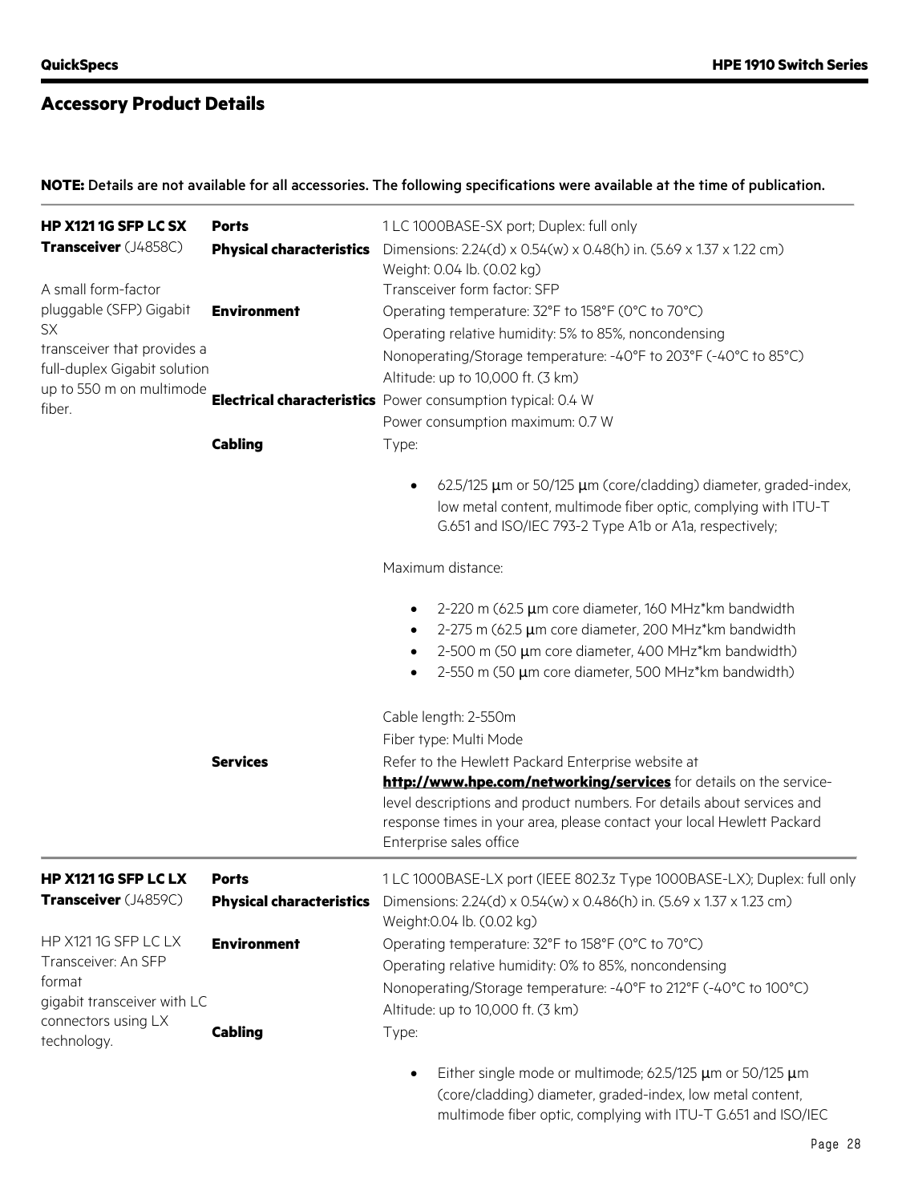## Accessory Product Details

**NOTE:** Details are not available for all accessories. The following specifications were available at the time of publication.

| | | |
|---|---|---|
| **HP X121 1G SFP LC SX Transceiver** (J4858C)<br><br>A small form-factor pluggable (SFP) Gigabit SX transceiver that provides a full-duplex Gigabit solution up to 550 m on multimode fiber. | **Ports** | 1 LC 1000BASE-SX port; Duplex: full only |
| | **Physical characteristics** | Dimensions: 2.24(d) x 0.54(w) x 0.48(h) in. (5.69 x 1.37 x 1.22 cm)<br>Weight: 0.04 lb. (0.02 kg)<br>Transceiver form factor: SFP |
| | **Environment** | Operating temperature: 32°F to 158°F (0°C to 70°C)<br>Operating relative humidity: 5% to 85%, noncondensing<br>Nonoperating/Storage temperature: -40°F to 203°F (-40°C to 85°C)<br>Altitude: up to 10,000 ft. (3 km) |
| | **Electrical characteristics** | Power consumption typical: 0.4 W<br>Power consumption maximum: 0.7 W |
| | **Cabling** | Type:<br>• 62.5/125 µm or 50/125 µm (core/cladding) diameter, graded-index, low metal content, multimode fiber optic, complying with ITU-T G.651 and ISO/IEC 793-2 Type A1b or A1a, respectively;<br><br>Maximum distance:<br>• 2-220 m (62.5 µm core diameter, 160 MHz*km bandwidth<br>• 2-275 m (62.5 µm core diameter, 200 MHz*km bandwidth<br>• 2-500 m (50 µm core diameter, 400 MHz*km bandwidth)<br>• 2-550 m (50 µm core diameter, 500 MHz*km bandwidth)<br><br>Cable length: 2-550m<br>Fiber type: Multi Mode |
| | **Services** | Refer to the Hewlett Packard Enterprise website at **http://www.hpe.com/networking/services** for details on the service-level descriptions and product numbers. For details about services and response times in your area, please contact your local Hewlett Packard Enterprise sales office |
| **HP X121 1G SFP LC LX Transceiver** (J4859C)<br><br>HP X121 1G SFP LC LX Transceiver: An SFP format gigabit transceiver with LC connectors using LX technology. | **Ports** | 1 LC 1000BASE-LX port (IEEE 802.3z Type 1000BASE-LX); Duplex: full only |
| | **Physical characteristics** | Dimensions: 2.24(d) x 0.54(w) x 0.486(h) in. (5.69 x 1.37 x 1.23 cm)<br>Weight:0.04 lb. (0.02 kg) |
| | **Environment** | Operating temperature: 32°F to 158°F (0°C to 70°C)<br>Operating relative humidity: 0% to 85%, noncondensing<br>Nonoperating/Storage temperature: -40°F to 212°F (-40°C to 100°C)<br>Altitude: up to 10,000 ft. (3 km) |
| | **Cabling** | Type:<br>• Either single mode or multimode; 62.5/125 µm or 50/125 µm (core/cladding) diameter, graded-index, low metal content, multimode fiber optic, complying with ITU-T G.651 and ISO/IEC |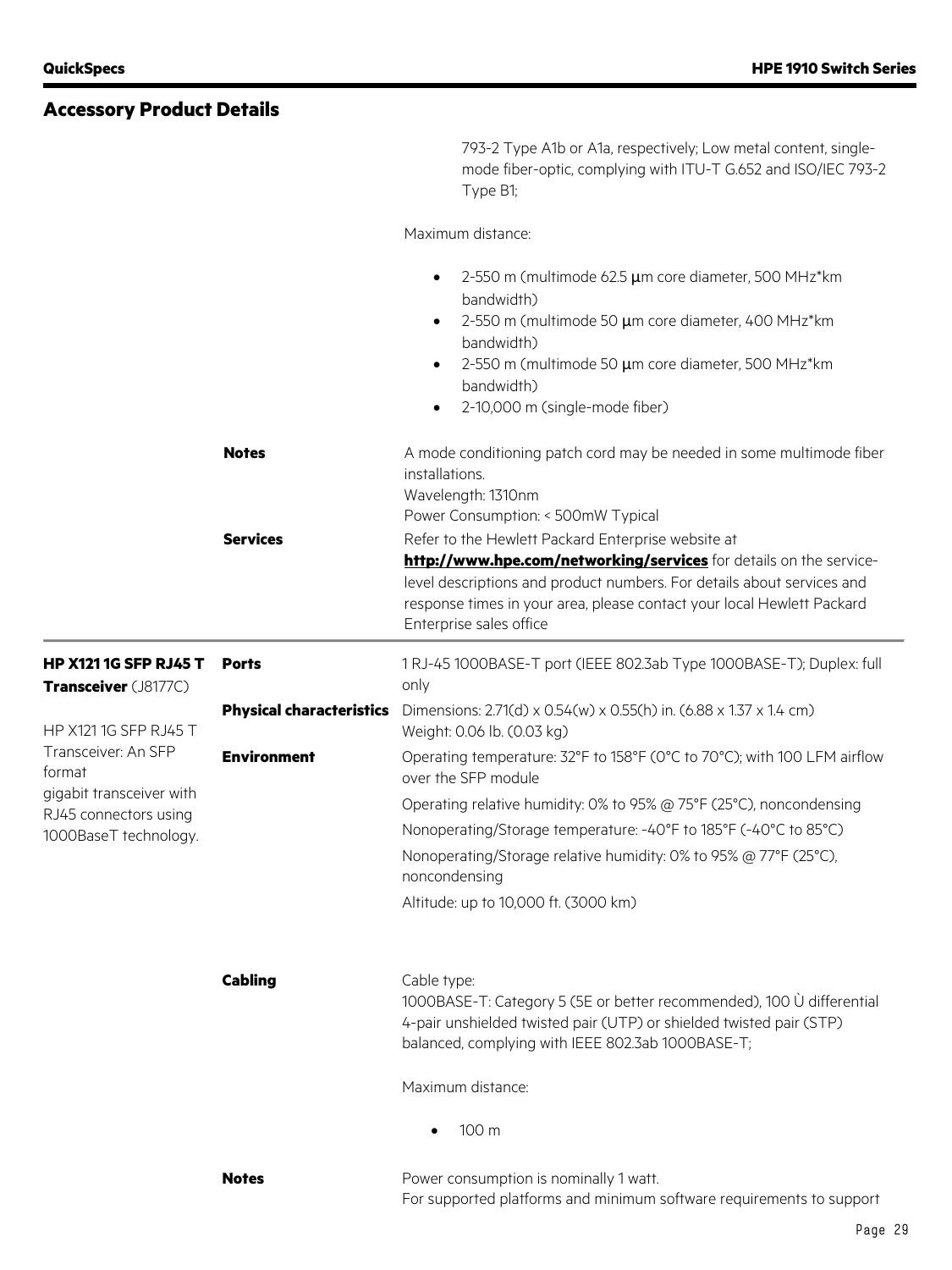## Accessory Product Details

| | | |
|---|---|---|
| | | 793-2 Type A1b or A1a, respectively; Low metal content, single-mode fiber-optic, complying with ITU-T G.652 and ISO/IEC 793-2 Type B1;<br><br>Maximum distance:<br>• 2-550 m (multimode 62.5 µm core diameter, 500 MHz*km bandwidth)<br>• 2-550 m (multimode 50 µm core diameter, 400 MHz*km bandwidth)<br>• 2-550 m (multimode 50 µm core diameter, 500 MHz*km bandwidth)<br>• 2-10,000 m (single-mode fiber) |
| | **Notes** | A mode conditioning patch cord may be needed in some multimode fiber installations.<br>Wavelength: 1310nm<br>Power Consumption: < 500mW Typical |
| | **Services** | Refer to the Hewlett Packard Enterprise website at **http://www.hpe.com/networking/services** for details on the service-level descriptions and product numbers. For details about services and response times in your area, please contact your local Hewlett Packard Enterprise sales office |
| **HP X121 1G SFP RJ45 T Transceiver** (J8177C)<br><br>HP X121 1G SFP RJ45 T Transceiver: An SFP format gigabit transceiver with RJ45 connectors using 1000BaseT technology. | **Ports** | 1 RJ-45 1000BASE-T port (IEEE 802.3ab Type 1000BASE-T); Duplex: full only |
| | **Physical characteristics** | Dimensions: 2.71(d) x 0.54(w) x 0.55(h) in. (6.88 x 1.37 x 1.4 cm)<br>Weight: 0.06 lb. (0.03 kg) |
| | **Environment** | Operating temperature: 32°F to 158°F (0°C to 70°C); with 100 LFM airflow over the SFP module<br>Operating relative humidity: 0% to 95% @ 75°F (25°C), noncondensing<br>Nonoperating/Storage temperature: -40°F to 185°F (-40°C to 85°C)<br>Nonoperating/Storage relative humidity: 0% to 95% @ 77°F (25°C), noncondensing<br>Altitude: up to 10,000 ft. (3000 km) |
| | **Cabling** | Cable type:<br>1000BASE-T: Category 5 (5E or better recommended), 100 Ù differential 4-pair unshielded twisted pair (UTP) or shielded twisted pair (STP) balanced, complying with IEEE 802.3ab 1000BASE-T;<br><br>Maximum distance:<br>• 100 m |
| | **Notes** | Power consumption is nominally 1 watt.<br>For supported platforms and minimum software requirements to support |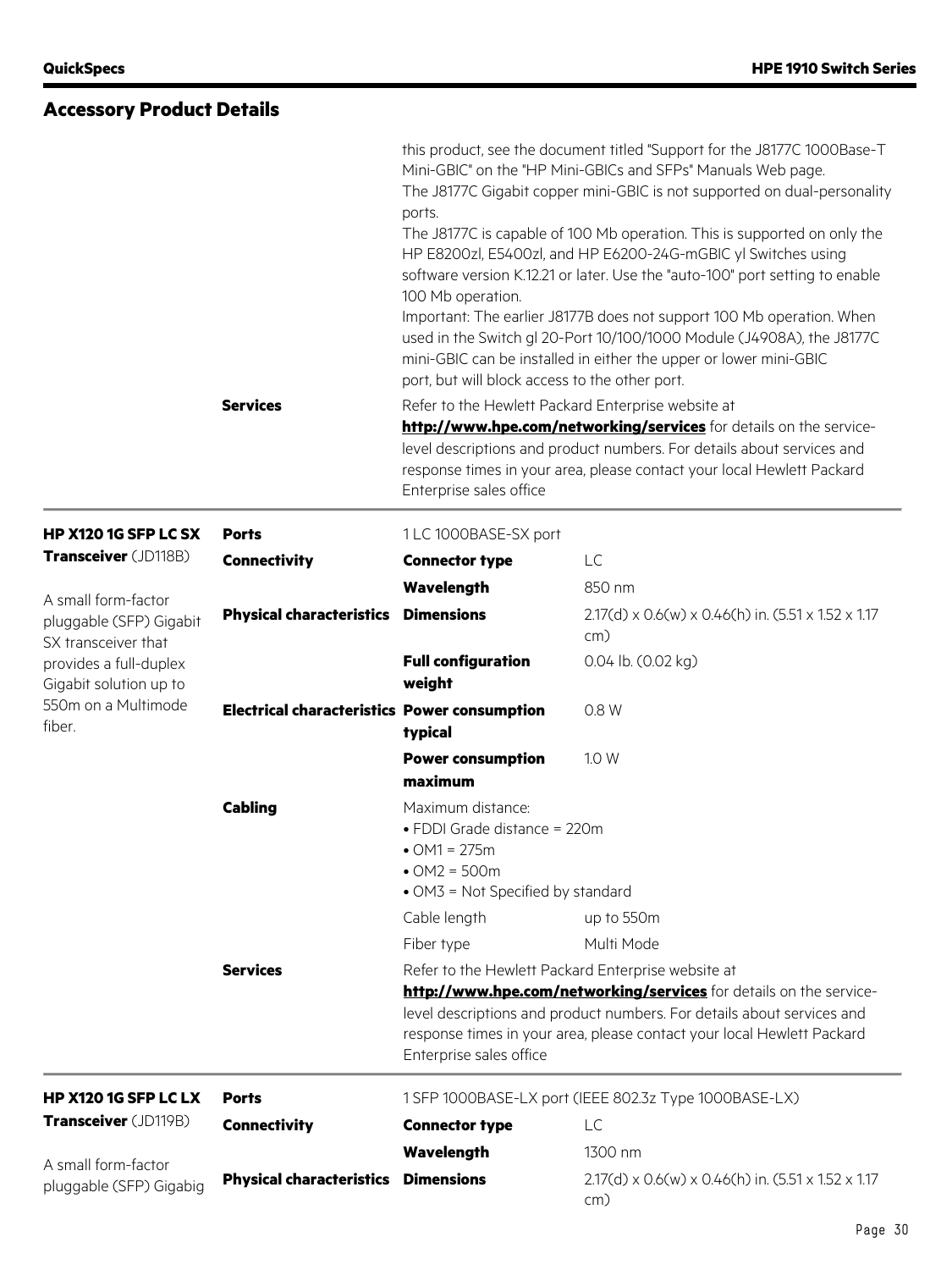## Accessory Product Details

| | | | |
|---|---|---|---|
| | | this product, see the document titled "Support for the J8177C 1000Base-T Mini-GBIC" on the "HP Mini-GBICs and SFPs" Manuals Web page.<br>The J8177C Gigabit copper mini-GBIC is not supported on dual-personality ports.<br>The J8177C is capable of 100 Mb operation. This is supported on only the HP E8200zl, E5400zl, and HP E6200-24G-mGBIC yl Switches using software version K.12.21 or later. Use the "auto-100" port setting to enable 100 Mb operation.<br>Important: The earlier J8177B does not support 100 Mb operation. When used in the Switch gl 20-Port 10/100/1000 Module (J4908A), the J8177C mini-GBIC can be installed in either the upper or lower mini-GBIC port, but will block access to the other port. | |
| | **Services** | Refer to the Hewlett Packard Enterprise website at **http://www.hpe.com/networking/services** for details on the service-level descriptions and product numbers. For details about services and response times in your area, please contact your local Hewlett Packard Enterprise sales office | |
| **HP X120 1G SFP LC SX Transceiver** (JD118B)<br><br>A small form-factor pluggable (SFP) Gigabit SX transceiver that provides a full-duplex Gigabit solution up to 550m on a Multimode fiber. | **Ports** | 1 LC 1000BASE-SX port | |
| | **Connectivity** | **Connector type** | LC |
| | | **Wavelength** | 850 nm |
| | **Physical characteristics** | **Dimensions** | 2.17(d) x 0.6(w) x 0.46(h) in. (5.51 x 1.52 x 1.17 cm) |
| | | **Full configuration weight** | 0.04 lb. (0.02 kg) |
| | **Electrical characteristics** | **Power consumption typical** | 0.8 W |
| | | **Power consumption maximum** | 1.0 W |
| | **Cabling** | Maximum distance:<br>• FDDI Grade distance = 220m<br>• OM1 = 275m<br>• OM2 = 500m<br>• OM3 = Not Specified by standard | |
| | | Cable length | up to 550m |
| | | Fiber type | Multi Mode |
| | **Services** | Refer to the Hewlett Packard Enterprise website at **http://www.hpe.com/networking/services** for details on the service-level descriptions and product numbers. For details about services and response times in your area, please contact your local Hewlett Packard Enterprise sales office | |
| **HP X120 1G SFP LC LX Transceiver** (JD119B)<br><br>A small form-factor pluggable (SFP) Gigabig | **Ports** | 1 SFP 1000BASE-LX port (IEEE 802.3z Type 1000BASE-LX) | |
| | **Connectivity** | **Connector type** | LC |
| | | **Wavelength** | 1300 nm |
| | **Physical characteristics** | **Dimensions** | 2.17(d) x 0.6(w) x 0.46(h) in. (5.51 x 1.52 x 1.17 cm) |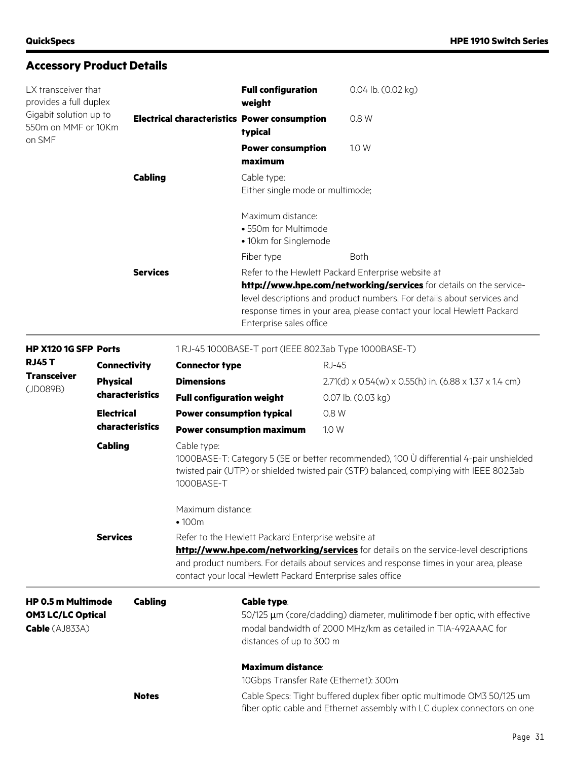## Accessory Product Details

| | | | |
|---|---|---|---|
| LX transceiver that provides a full duplex Gigabit solution up to 550m on MMF or 10Km on SMF | | **Full configuration weight** | 0.04 lb. (0.02 kg) |
| | **Electrical characteristics** | **Power consumption typical** | 0.8 W |
| | | **Power consumption maximum** | 1.0 W |
| | **Cabling** | Cable type:<br>Either single mode or multimode;<br><br>Maximum distance:<br>• 550m for Multimode<br>• 10km for Singlemode | |
| | | Fiber type | Both |
| | **Services** | Refer to the Hewlett Packard Enterprise website at **http://www.hpe.com/networking/services** for details on the service-level descriptions and product numbers. For details about services and response times in your area, please contact your local Hewlett Packard Enterprise sales office | |

| | | | |
|---|---|---|---|
| **HP X120 1G SFP RJ45 T Transceiver** (JD089B) | **Ports** | 1 RJ-45 1000BASE-T port (IEEE 802.3ab Type 1000BASE-T) | |
| | **Connectivity** | **Connector type** | RJ-45 |
| | **Physical characteristics** | **Dimensions** | 2.71(d) x 0.54(w) x 0.55(h) in. (6.88 x 1.37 x 1.4 cm) |
| | | **Full configuration weight** | 0.07 lb. (0.03 kg) |
| | **Electrical characteristics** | **Power consumption typical** | 0.8 W |
| | | **Power consumption maximum** | 1.0 W |
| | **Cabling** | Cable type:<br>1000BASE-T: Category 5 (5E or better recommended), 100 Ù differential 4-pair unshielded twisted pair (UTP) or shielded twisted pair (STP) balanced, complying with IEEE 802.3ab 1000BASE-T<br><br>Maximum distance:<br>• 100m | |
| | **Services** | Refer to the Hewlett Packard Enterprise website at **http://www.hpe.com/networking/services** for details on the service-level descriptions and product numbers. For details about services and response times in your area, please contact your local Hewlett Packard Enterprise sales office | |

| | | |
|---|---|---|
| **HP 0.5 m Multimode OM3 LC/LC Optical Cable** (AJ833A) | **Cabling** | **Cable type**:<br>50/125 µm (core/cladding) diameter, mulitimode fiber optic, with effective modal bandwidth of 2000 MHz/km as detailed in TIA-492AAAC for distances of up to 300 m<br><br>**Maximum distance**:<br>10Gbps Transfer Rate (Ethernet): 300m |
| | **Notes** | Cable Specs: Tight buffered duplex fiber optic multimode OM3 50/125 um fiber optic cable and Ethernet assembly with LC duplex connectors on one |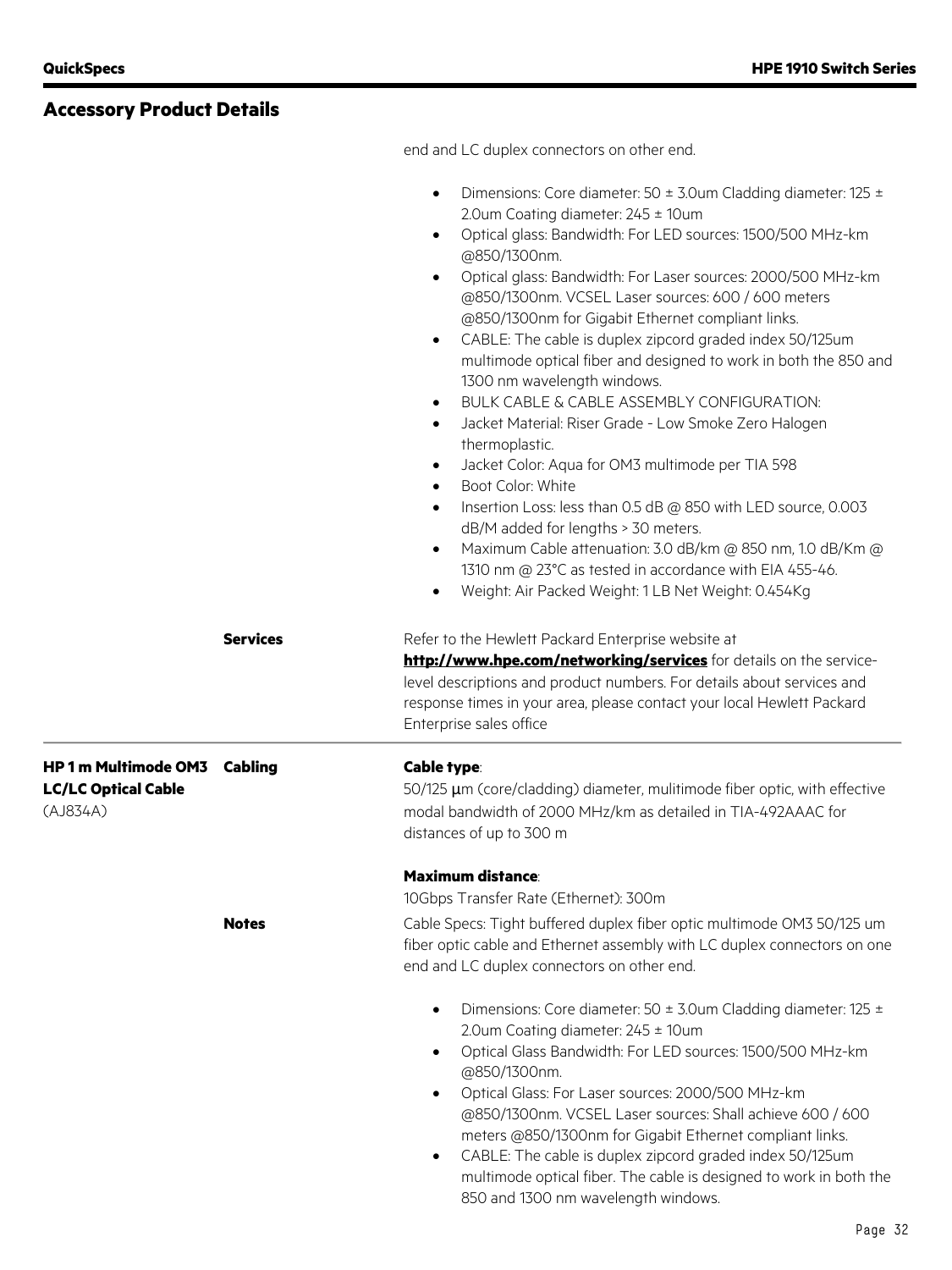## Accessory Product Details

end and LC duplex connectors on other end.

- Dimensions: Core diameter: 50 ± 3.0um Cladding diameter: 125 ± 2.0um Coating diameter: 245 ± 10um
- Optical glass: Bandwidth: For LED sources: 1500/500 MHz-km @850/1300nm.
- Optical glass: Bandwidth: For Laser sources: 2000/500 MHz-km @850/1300nm. VCSEL Laser sources: 600 / 600 meters @850/1300nm for Gigabit Ethernet compliant links.
- CABLE: The cable is duplex zipcord graded index 50/125um multimode optical fiber and designed to work in both the 850 and 1300 nm wavelength windows.
- BULK CABLE & CABLE ASSEMBLY CONFIGURATION:
- Jacket Material: Riser Grade - Low Smoke Zero Halogen thermoplastic.
- Jacket Color: Aqua for OM3 multimode per TIA 598
- Boot Color: White
- Insertion Loss: less than 0.5 dB @ 850 with LED source, 0.003 dB/M added for lengths > 30 meters.
- Maximum Cable attenuation: 3.0 dB/km @ 850 nm, 1.0 dB/Km @ 1310 nm @ 23°C as tested in accordance with EIA 455-46.
- Weight: Air Packed Weight: 1 LB Net Weight: 0.454Kg

**Services**

Refer to the Hewlett Packard Enterprise website at **http://www.hpe.com/networking/services** for details on the service-level descriptions and product numbers. For details about services and response times in your area, please contact your local Hewlett Packard Enterprise sales office

---

**HP 1 m Multimode OM3 LC/LC Optical Cable** (AJ834A)

**Cabling**

**Cable type**:
50/125 µm (core/cladding) diameter, mulitimode fiber optic, with effective modal bandwidth of 2000 MHz/km as detailed in TIA-492AAAC for distances of up to 300 m

**Maximum distance**:
10Gbps Transfer Rate (Ethernet): 300m

**Notes**

Cable Specs: Tight buffered duplex fiber optic multimode OM3 50/125 um fiber optic cable and Ethernet assembly with LC duplex connectors on one end and LC duplex connectors on other end.

- Dimensions: Core diameter: 50 ± 3.0um Cladding diameter: 125 ± 2.0um Coating diameter: 245 ± 10um
- Optical Glass Bandwidth: For LED sources: 1500/500 MHz-km @850/1300nm.
- Optical Glass: For Laser sources: 2000/500 MHz-km @850/1300nm. VCSEL Laser sources: Shall achieve 600 / 600 meters @850/1300nm for Gigabit Ethernet compliant links.
- CABLE: The cable is duplex zipcord graded index 50/125um multimode optical fiber. The cable is designed to work in both the 850 and 1300 nm wavelength windows.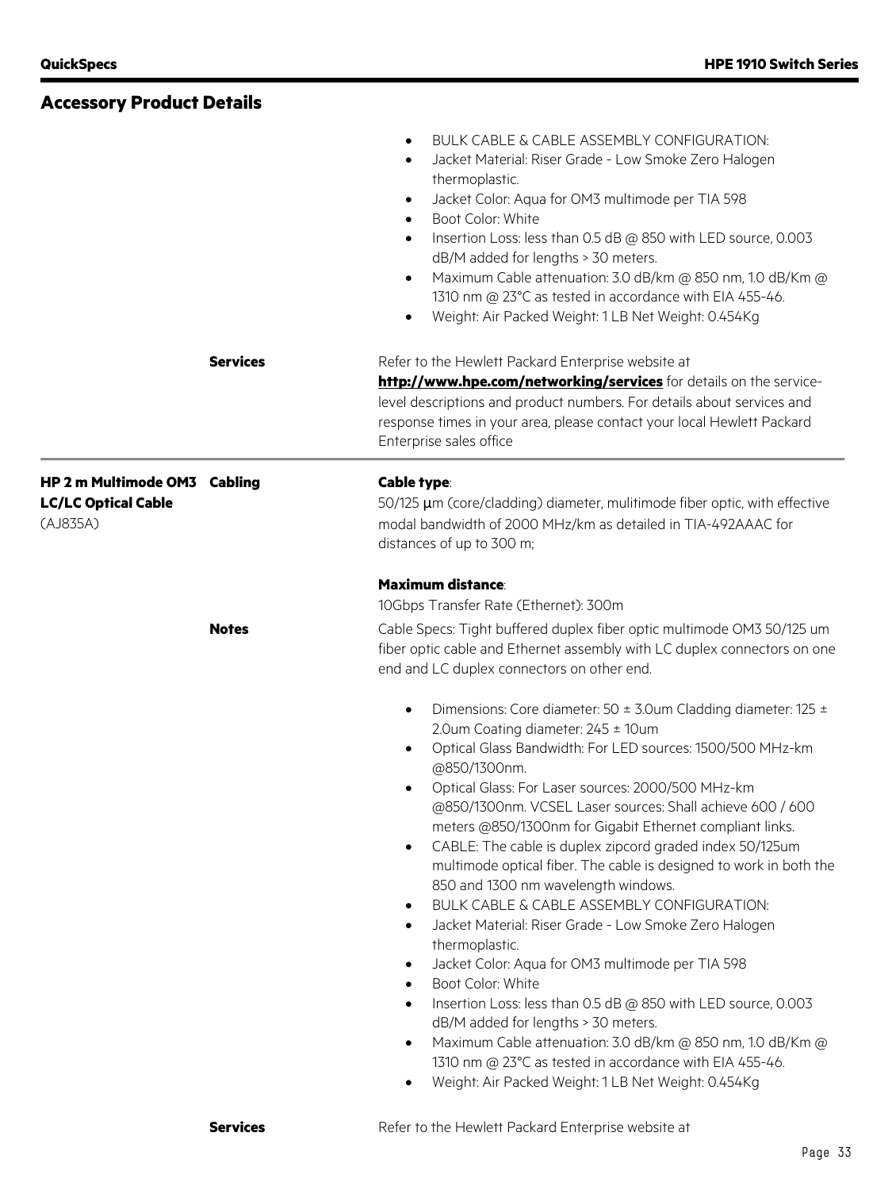## Accessory Product Details

- BULK CABLE & CABLE ASSEMBLY CONFIGURATION:
- Jacket Material: Riser Grade - Low Smoke Zero Halogen thermoplastic.
- Jacket Color: Aqua for OM3 multimode per TIA 598
- Boot Color: White
- Insertion Loss: less than 0.5 dB @ 850 with LED source, 0.003 dB/M added for lengths > 30 meters.
- Maximum Cable attenuation: 3.0 dB/km @ 850 nm, 1.0 dB/Km @ 1310 nm @ 23°C as tested in accordance with EIA 455-46.
- Weight: Air Packed Weight: 1 LB Net Weight: 0.454Kg

**Services**

Refer to the Hewlett Packard Enterprise website at **http://www.hpe.com/networking/services** for details on the service-level descriptions and product numbers. For details about services and response times in your area, please contact your local Hewlett Packard Enterprise sales office

---

**HP 2 m Multimode OM3 LC/LC Optical Cable** (AJ835A)

**Cabling**

**Cable type**:
50/125 µm (core/cladding) diameter, mulitimode fiber optic, with effective modal bandwidth of 2000 MHz/km as detailed in TIA-492AAAC for distances of up to 300 m;

**Maximum distance**:
10Gbps Transfer Rate (Ethernet): 300m

**Notes**

Cable Specs: Tight buffered duplex fiber optic multimode OM3 50/125 um fiber optic cable and Ethernet assembly with LC duplex connectors on one end and LC duplex connectors on other end.

- Dimensions: Core diameter: 50 ± 3.0um Cladding diameter: 125 ± 2.0um Coating diameter: 245 ± 10um
- Optical Glass Bandwidth: For LED sources: 1500/500 MHz-km @850/1300nm.
- Optical Glass: For Laser sources: 2000/500 MHz-km @850/1300nm. VCSEL Laser sources: Shall achieve 600 / 600 meters @850/1300nm for Gigabit Ethernet compliant links.
- CABLE: The cable is duplex zipcord graded index 50/125um multimode optical fiber. The cable is designed to work in both the 850 and 1300 nm wavelength windows.
- BULK CABLE & CABLE ASSEMBLY CONFIGURATION:
- Jacket Material: Riser Grade - Low Smoke Zero Halogen thermoplastic.
- Jacket Color: Aqua for OM3 multimode per TIA 598
- Boot Color: White
- Insertion Loss: less than 0.5 dB @ 850 with LED source, 0.003 dB/M added for lengths > 30 meters.
- Maximum Cable attenuation: 3.0 dB/km @ 850 nm, 1.0 dB/Km @ 1310 nm @ 23°C as tested in accordance with EIA 455-46.
- Weight: Air Packed Weight: 1 LB Net Weight: 0.454Kg

**Services**

Refer to the Hewlett Packard Enterprise website at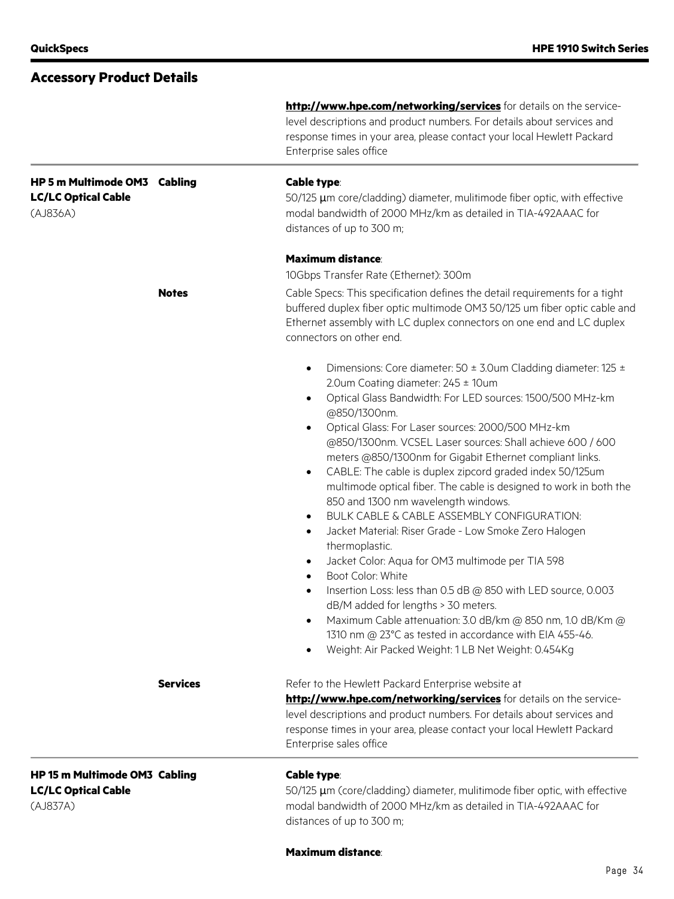## Accessory Product Details

**http://www.hpe.com/networking/services** for details on the service-level descriptions and product numbers. For details about services and response times in your area, please contact your local Hewlett Packard Enterprise sales office

---

**HP 5 m Multimode OM3 LC/LC Optical Cable** (AJ836A)

**Cabling**

**Cable type**:
50/125 µm core/cladding) diameter, mulitimode fiber optic, with effective modal bandwidth of 2000 MHz/km as detailed in TIA-492AAAC for distances of up to 300 m;

**Maximum distance**:
10Gbps Transfer Rate (Ethernet): 300m

**Notes**

Cable Specs: This specification defines the detail requirements for a tight buffered duplex fiber optic multimode OM3 50/125 um fiber optic cable and Ethernet assembly with LC duplex connectors on one end and LC duplex connectors on other end.

- Dimensions: Core diameter: 50 ± 3.0um Cladding diameter: 125 ± 2.0um Coating diameter: 245 ± 10um
- Optical Glass Bandwidth: For LED sources: 1500/500 MHz-km @850/1300nm.
- Optical Glass: For Laser sources: 2000/500 MHz-km @850/1300nm. VCSEL Laser sources: Shall achieve 600 / 600 meters @850/1300nm for Gigabit Ethernet compliant links.
- CABLE: The cable is duplex zipcord graded index 50/125um multimode optical fiber. The cable is designed to work in both the 850 and 1300 nm wavelength windows.
- BULK CABLE & CABLE ASSEMBLY CONFIGURATION:
- Jacket Material: Riser Grade - Low Smoke Zero Halogen thermoplastic.
- Jacket Color: Aqua for OM3 multimode per TIA 598
- Boot Color: White
- Insertion Loss: less than 0.5 dB @ 850 with LED source, 0.003 dB/M added for lengths > 30 meters.
- Maximum Cable attenuation: 3.0 dB/km @ 850 nm, 1.0 dB/Km @ 1310 nm @ 23°C as tested in accordance with EIA 455-46.
- Weight: Air Packed Weight: 1 LB Net Weight: 0.454Kg

**Services**

Refer to the Hewlett Packard Enterprise website at **http://www.hpe.com/networking/services** for details on the service-level descriptions and product numbers. For details about services and response times in your area, please contact your local Hewlett Packard Enterprise sales office

---

**HP 15 m Multimode OM3 LC/LC Optical Cable** (AJ837A)

**Cabling**

**Cable type**:
50/125 µm (core/cladding) diameter, mulitimode fiber optic, with effective modal bandwidth of 2000 MHz/km as detailed in TIA-492AAAC for distances of up to 300 m;

**Maximum distance**: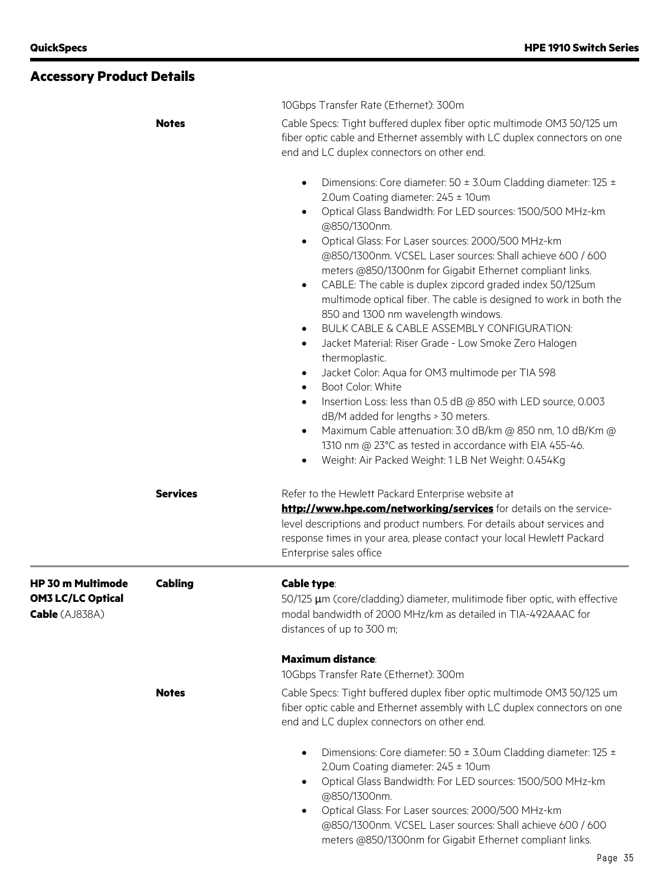## Accessory Product Details

10Gbps Transfer Rate (Ethernet): 300m

**Notes**

Cable Specs: Tight buffered duplex fiber optic multimode OM3 50/125 um fiber optic cable and Ethernet assembly with LC duplex connectors on one end and LC duplex connectors on other end.

- Dimensions: Core diameter: 50 ± 3.0um Cladding diameter: 125 ± 2.0um Coating diameter: 245 ± 10um
- Optical Glass Bandwidth: For LED sources: 1500/500 MHz-km @850/1300nm.
- Optical Glass: For Laser sources: 2000/500 MHz-km @850/1300nm. VCSEL Laser sources: Shall achieve 600 / 600 meters @850/1300nm for Gigabit Ethernet compliant links.
- CABLE: The cable is duplex zipcord graded index 50/125um multimode optical fiber. The cable is designed to work in both the 850 and 1300 nm wavelength windows.
- BULK CABLE & CABLE ASSEMBLY CONFIGURATION:
- Jacket Material: Riser Grade - Low Smoke Zero Halogen thermoplastic.
- Jacket Color: Aqua for OM3 multimode per TIA 598
- Boot Color: White
- Insertion Loss: less than 0.5 dB @ 850 with LED source, 0.003 dB/M added for lengths > 30 meters.
- Maximum Cable attenuation: 3.0 dB/km @ 850 nm, 1.0 dB/Km @ 1310 nm @ 23°C as tested in accordance with EIA 455-46.
- Weight: Air Packed Weight: 1 LB Net Weight: 0.454Kg

**Services**

Refer to the Hewlett Packard Enterprise website at **http://www.hpe.com/networking/services** for details on the service-level descriptions and product numbers. For details about services and response times in your area, please contact your local Hewlett Packard Enterprise sales office

---

### HP 30 m Multimode OM3 LC/LC Optical Cable (AJ838A)

**Cabling**

**Cable type**:
50/125 µm (core/cladding) diameter, mulitimode fiber optic, with effective modal bandwidth of 2000 MHz/km as detailed in TIA-492AAAC for distances of up to 300 m;

**Maximum distance**:
10Gbps Transfer Rate (Ethernet): 300m

**Notes**

Cable Specs: Tight buffered duplex fiber optic multimode OM3 50/125 um fiber optic cable and Ethernet assembly with LC duplex connectors on one end and LC duplex connectors on other end.

- Dimensions: Core diameter: 50 ± 3.0um Cladding diameter: 125 ± 2.0um Coating diameter: 245 ± 10um
- Optical Glass Bandwidth: For LED sources: 1500/500 MHz-km @850/1300nm.
- Optical Glass: For Laser sources: 2000/500 MHz-km @850/1300nm. VCSEL Laser sources: Shall achieve 600 / 600 meters @850/1300nm for Gigabit Ethernet compliant links.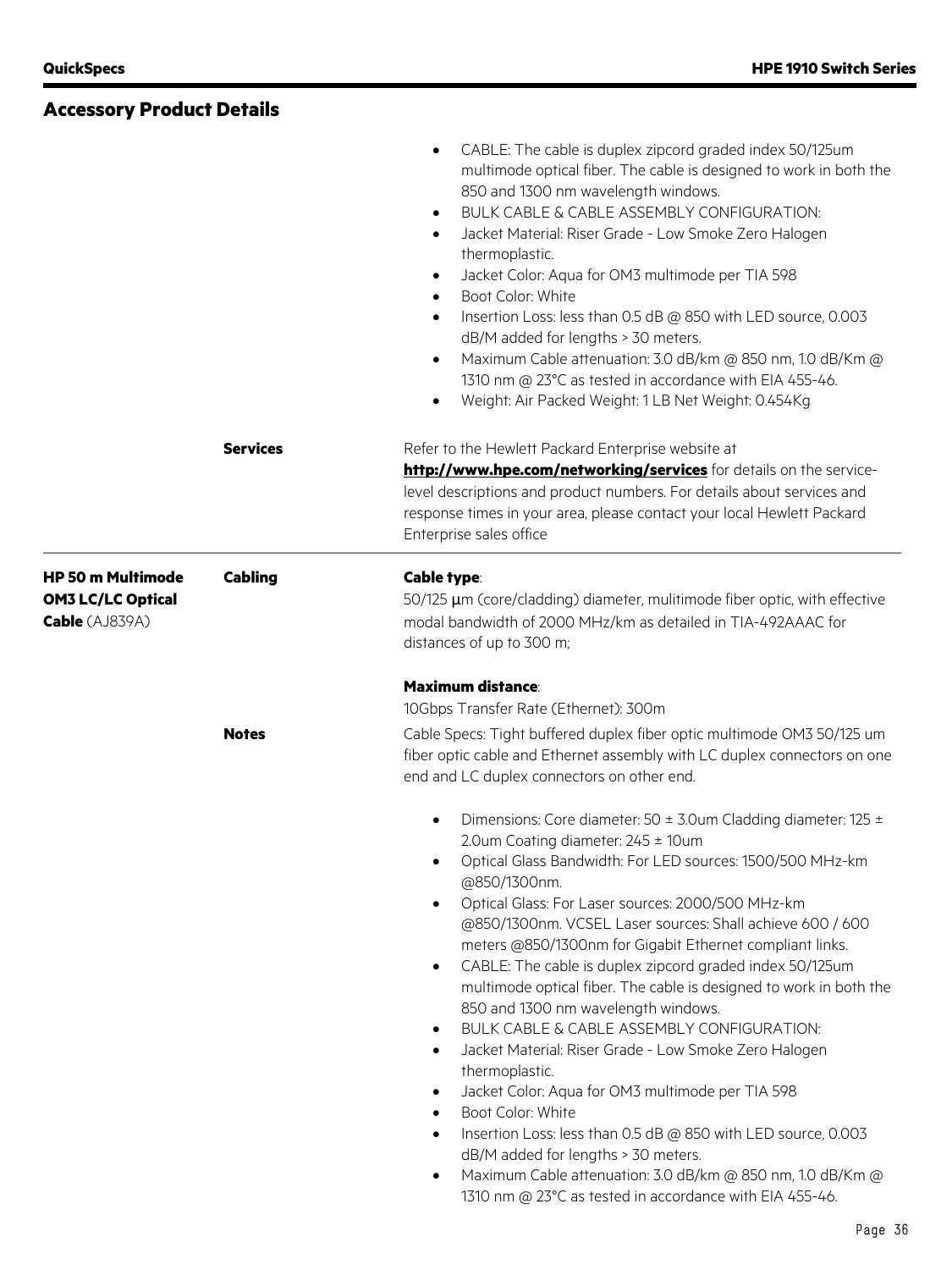## Accessory Product Details

- CABLE: The cable is duplex zipcord graded index 50/125um multimode optical fiber. The cable is designed to work in both the 850 and 1300 nm wavelength windows.
- BULK CABLE & CABLE ASSEMBLY CONFIGURATION:
- Jacket Material: Riser Grade - Low Smoke Zero Halogen thermoplastic.
- Jacket Color: Aqua for OM3 multimode per TIA 598
- Boot Color: White
- Insertion Loss: less than 0.5 dB @ 850 with LED source, 0.003 dB/M added for lengths > 30 meters.
- Maximum Cable attenuation: 3.0 dB/km @ 850 nm, 1.0 dB/Km @ 1310 nm @ 23°C as tested in accordance with EIA 455-46.
- Weight: Air Packed Weight: 1 LB Net Weight: 0.454Kg

**Services**

Refer to the Hewlett Packard Enterprise website at **http://www.hpe.com/networking/services** for details on the service-level descriptions and product numbers. For details about services and response times in your area, please contact your local Hewlett Packard Enterprise sales office

---

**HP 50 m Multimode OM3 LC/LC Optical Cable** (AJ839A)

**Cabling**

**Cable type**:
50/125 µm (core/cladding) diameter, mulitimode fiber optic, with effective modal bandwidth of 2000 MHz/km as detailed in TIA-492AAAC for distances of up to 300 m;

**Maximum distance**:
10Gbps Transfer Rate (Ethernet): 300m

**Notes**

Cable Specs: Tight buffered duplex fiber optic multimode OM3 50/125 um fiber optic cable and Ethernet assembly with LC duplex connectors on one end and LC duplex connectors on other end.

- Dimensions: Core diameter: 50 ± 3.0um Cladding diameter: 125 ± 2.0um Coating diameter: 245 ± 10um
- Optical Glass Bandwidth: For LED sources: 1500/500 MHz-km @850/1300nm.
- Optical Glass: For Laser sources: 2000/500 MHz-km @850/1300nm. VCSEL Laser sources: Shall achieve 600 / 600 meters @850/1300nm for Gigabit Ethernet compliant links.
- CABLE: The cable is duplex zipcord graded index 50/125um multimode optical fiber. The cable is designed to work in both the 850 and 1300 nm wavelength windows.
- BULK CABLE & CABLE ASSEMBLY CONFIGURATION:
- Jacket Material: Riser Grade - Low Smoke Zero Halogen thermoplastic.
- Jacket Color: Aqua for OM3 multimode per TIA 598
- Boot Color: White
- Insertion Loss: less than 0.5 dB @ 850 with LED source, 0.003 dB/M added for lengths > 30 meters.
- Maximum Cable attenuation: 3.0 dB/km @ 850 nm, 1.0 dB/Km @ 1310 nm @ 23°C as tested in accordance with EIA 455-46.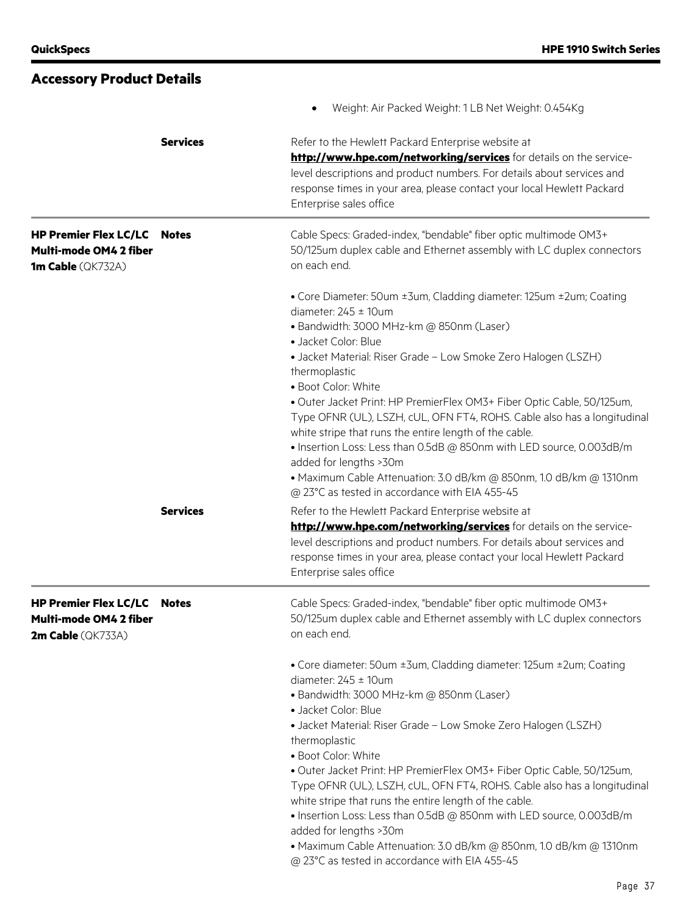## Accessory Product Details

- Weight: Air Packed Weight: 1 LB Net Weight: 0.454Kg

**Services**

Refer to the Hewlett Packard Enterprise website at **http://www.hpe.com/networking/services** for details on the service-level descriptions and product numbers. For details about services and response times in your area, please contact your local Hewlett Packard Enterprise sales office

---

**HP Premier Flex LC/LC Multi-mode OM4 2 fiber 1m Cable** (QK732A)

**Notes**

Cable Specs: Graded-index, "bendable" fiber optic multimode OM3+ 50/125um duplex cable and Ethernet assembly with LC duplex connectors on each end.

• Core Diameter: 50um ±3um, Cladding diameter: 125um ±2um; Coating diameter: 245 ± 10um
• Bandwidth: 3000 MHz-km @ 850nm (Laser)
• Jacket Color: Blue
• Jacket Material: Riser Grade – Low Smoke Zero Halogen (LSZH) thermoplastic
• Boot Color: White
• Outer Jacket Print: HP PremierFlex OM3+ Fiber Optic Cable, 50/125um, Type OFNR (UL), LSZH, cUL, OFN FT4, ROHS. Cable also has a longitudinal white stripe that runs the entire length of the cable.
• Insertion Loss: Less than 0.5dB @ 850nm with LED source, 0.003dB/m added for lengths >30m
• Maximum Cable Attenuation: 3.0 dB/km @ 850nm, 1.0 dB/km @ 1310nm @ 23°C as tested in accordance with EIA 455-45

**Services**

Refer to the Hewlett Packard Enterprise website at **http://www.hpe.com/networking/services** for details on the service-level descriptions and product numbers. For details about services and response times in your area, please contact your local Hewlett Packard Enterprise sales office

---

**HP Premier Flex LC/LC Multi-mode OM4 2 fiber 2m Cable** (QK733A)

**Notes**

Cable Specs: Graded-index, "bendable" fiber optic multimode OM3+ 50/125um duplex cable and Ethernet assembly with LC duplex connectors on each end.

• Core diameter: 50um ±3um, Cladding diameter: 125um ±2um; Coating diameter: 245 ± 10um
• Bandwidth: 3000 MHz-km @ 850nm (Laser)
• Jacket Color: Blue
• Jacket Material: Riser Grade – Low Smoke Zero Halogen (LSZH) thermoplastic
• Boot Color: White
• Outer Jacket Print: HP PremierFlex OM3+ Fiber Optic Cable, 50/125um, Type OFNR (UL), LSZH, cUL, OFN FT4, ROHS. Cable also has a longitudinal white stripe that runs the entire length of the cable.
• Insertion Loss: Less than 0.5dB @ 850nm with LED source, 0.003dB/m added for lengths >30m
• Maximum Cable Attenuation: 3.0 dB/km @ 850nm, 1.0 dB/km @ 1310nm @ 23°C as tested in accordance with EIA 455-45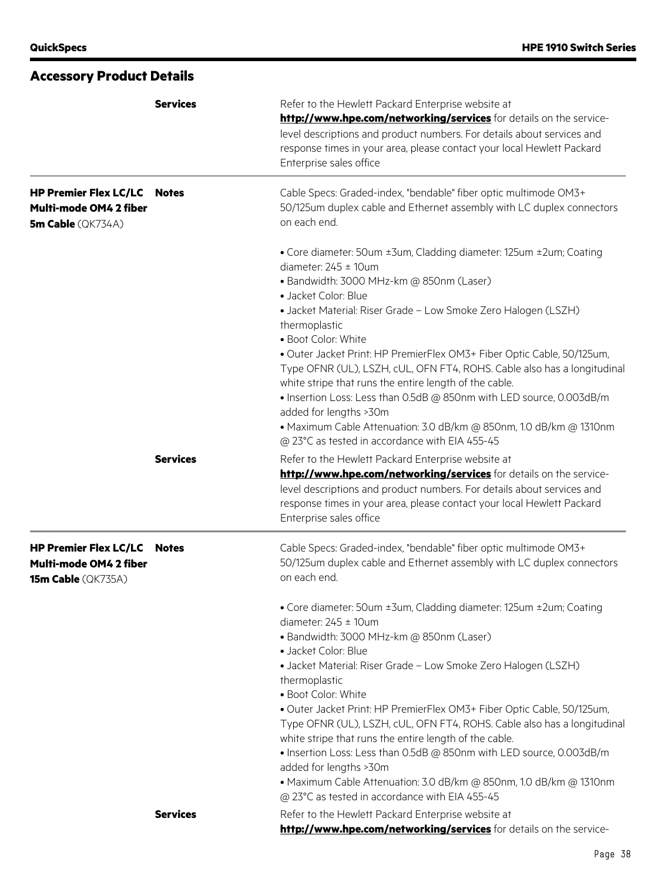## Accessory Product Details

| | | |
|---|---|---|
| | **Services** | Refer to the Hewlett Packard Enterprise website at **http://www.hpe.com/networking/services** for details on the service-level descriptions and product numbers. For details about services and response times in your area, please contact your local Hewlett Packard Enterprise sales office |
| **HP Premier Flex LC/LC Multi-mode OM4 2 fiber 5m Cable** (QK734A) | **Notes** | Cable Specs: Graded-index, "bendable" fiber optic multimode OM3+ 50/125um duplex cable and Ethernet assembly with LC duplex connectors on each end.<br><br>• Core diameter: 50um ±3um, Cladding diameter: 125um ±2um; Coating diameter: 245 ± 10um<br>• Bandwidth: 3000 MHz-km @ 850nm (Laser)<br>• Jacket Color: Blue<br>• Jacket Material: Riser Grade – Low Smoke Zero Halogen (LSZH) thermoplastic<br>• Boot Color: White<br>• Outer Jacket Print: HP PremierFlex OM3+ Fiber Optic Cable, 50/125um, Type OFNR (UL), LSZH, cUL, OFN FT4, ROHS. Cable also has a longitudinal white stripe that runs the entire length of the cable.<br>• Insertion Loss: Less than 0.5dB @ 850nm with LED source, 0.003dB/m added for lengths >30m<br>• Maximum Cable Attenuation: 3.0 dB/km @ 850nm, 1.0 dB/km @ 1310nm @ 23°C as tested in accordance with EIA 455-45 |
| | **Services** | Refer to the Hewlett Packard Enterprise website at **http://www.hpe.com/networking/services** for details on the service-level descriptions and product numbers. For details about services and response times in your area, please contact your local Hewlett Packard Enterprise sales office |
| **HP Premier Flex LC/LC Multi-mode OM4 2 fiber 15m Cable** (QK735A) | **Notes** | Cable Specs: Graded-index, "bendable" fiber optic multimode OM3+ 50/125um duplex cable and Ethernet assembly with LC duplex connectors on each end.<br><br>• Core diameter: 50um ±3um, Cladding diameter: 125um ±2um; Coating diameter: 245 ± 10um<br>• Bandwidth: 3000 MHz-km @ 850nm (Laser)<br>• Jacket Color: Blue<br>• Jacket Material: Riser Grade – Low Smoke Zero Halogen (LSZH) thermoplastic<br>• Boot Color: White<br>• Outer Jacket Print: HP PremierFlex OM3+ Fiber Optic Cable, 50/125um, Type OFNR (UL), LSZH, cUL, OFN FT4, ROHS. Cable also has a longitudinal white stripe that runs the entire length of the cable.<br>• Insertion Loss: Less than 0.5dB @ 850nm with LED source, 0.003dB/m added for lengths >30m<br>• Maximum Cable Attenuation: 3.0 dB/km @ 850nm, 1.0 dB/km @ 1310nm @ 23°C as tested in accordance with EIA 455-45 |
| | **Services** | Refer to the Hewlett Packard Enterprise website at **http://www.hpe.com/networking/services** for details on the service- |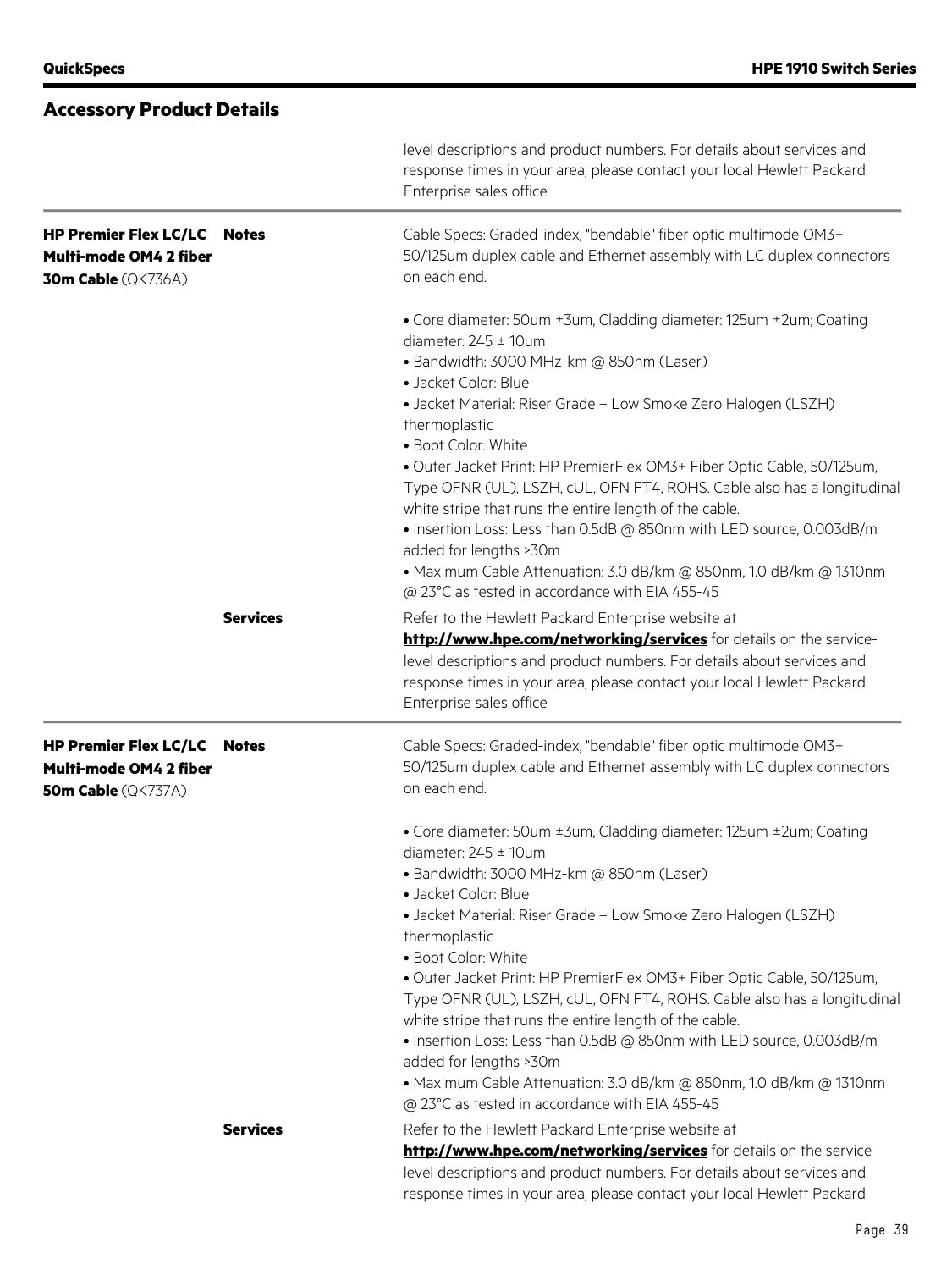## Accessory Product Details

level descriptions and product numbers. For details about services and response times in your area, please contact your local Hewlett Packard Enterprise sales office

**HP Premier Flex LC/LC Multi-mode OM4 2 fiber 30m Cable** (QK736A)

**Notes**

Cable Specs: Graded-index, "bendable" fiber optic multimode OM3+ 50/125um duplex cable and Ethernet assembly with LC duplex connectors on each end.

- Core diameter: 50um ±3um, Cladding diameter: 125um ±2um; Coating diameter: 245 ± 10um
- Bandwidth: 3000 MHz-km @ 850nm (Laser)
- Jacket Color: Blue
- Jacket Material: Riser Grade – Low Smoke Zero Halogen (LSZH) thermoplastic
- Boot Color: White
- Outer Jacket Print: HP PremierFlex OM3+ Fiber Optic Cable, 50/125um, Type OFNR (UL), LSZH, cUL, OFN FT4, ROHS. Cable also has a longitudinal white stripe that runs the entire length of the cable.
- Insertion Loss: Less than 0.5dB @ 850nm with LED source, 0.003dB/m added for lengths >30m
- Maximum Cable Attenuation: 3.0 dB/km @ 850nm, 1.0 dB/km @ 1310nm @ 23°C as tested in accordance with EIA 455-45

**Services**

Refer to the Hewlett Packard Enterprise website at **http://www.hpe.com/networking/services** for details on the service-level descriptions and product numbers. For details about services and response times in your area, please contact your local Hewlett Packard Enterprise sales office

**HP Premier Flex LC/LC Multi-mode OM4 2 fiber 50m Cable** (QK737A)

**Notes**

Cable Specs: Graded-index, "bendable" fiber optic multimode OM3+ 50/125um duplex cable and Ethernet assembly with LC duplex connectors on each end.

- Core diameter: 50um ±3um, Cladding diameter: 125um ±2um; Coating diameter: 245 ± 10um
- Bandwidth: 3000 MHz-km @ 850nm (Laser)
- Jacket Color: Blue
- Jacket Material: Riser Grade – Low Smoke Zero Halogen (LSZH) thermoplastic
- Boot Color: White
- Outer Jacket Print: HP PremierFlex OM3+ Fiber Optic Cable, 50/125um, Type OFNR (UL), LSZH, cUL, OFN FT4, ROHS. Cable also has a longitudinal white stripe that runs the entire length of the cable.
- Insertion Loss: Less than 0.5dB @ 850nm with LED source, 0.003dB/m added for lengths >30m
- Maximum Cable Attenuation: 3.0 dB/km @ 850nm, 1.0 dB/km @ 1310nm @ 23°C as tested in accordance with EIA 455-45

**Services**

Refer to the Hewlett Packard Enterprise website at **http://www.hpe.com/networking/services** for details on the service-level descriptions and product numbers. For details about services and response times in your area, please contact your local Hewlett Packard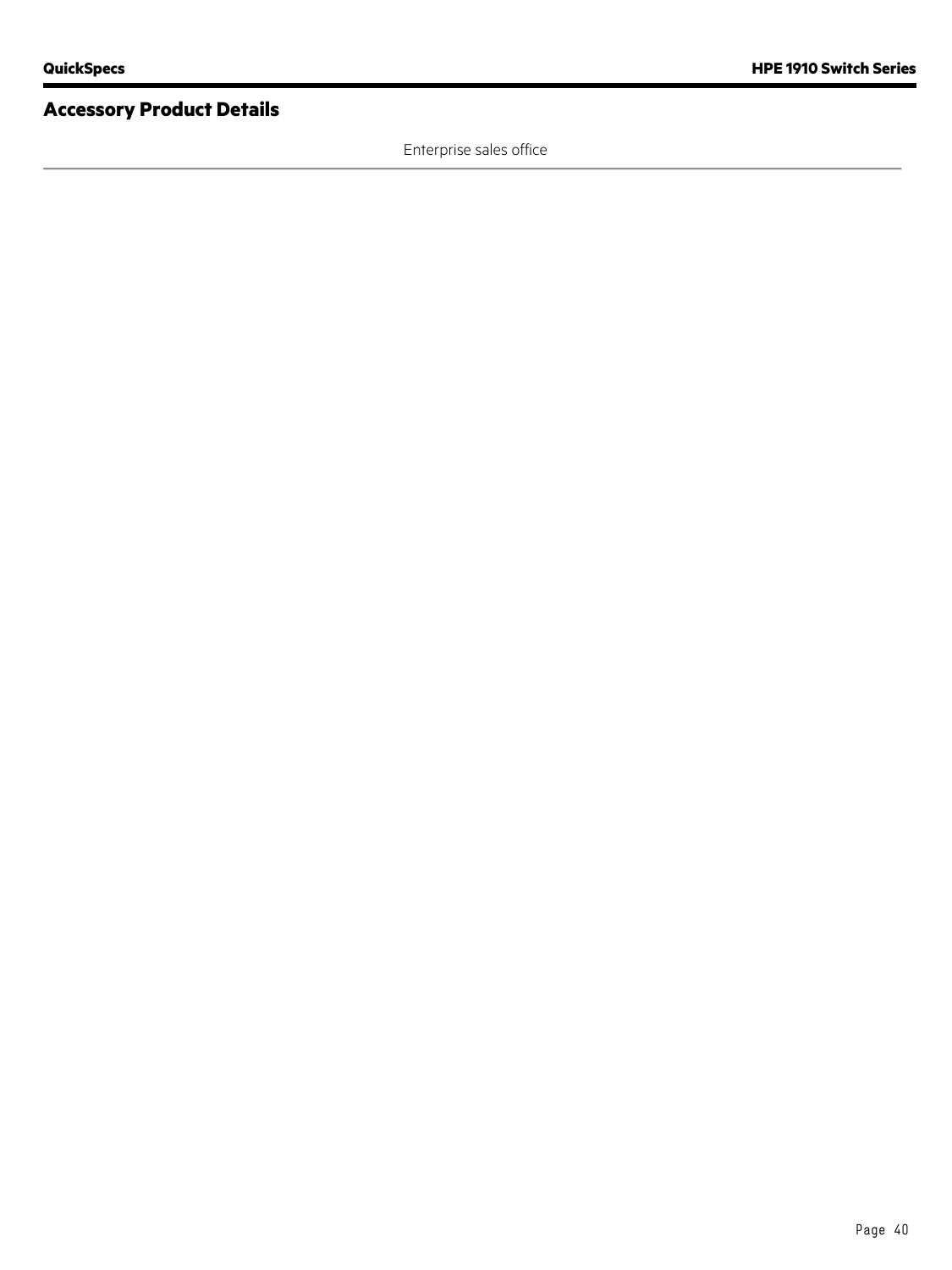## Accessory Product Details

Enterprise sales office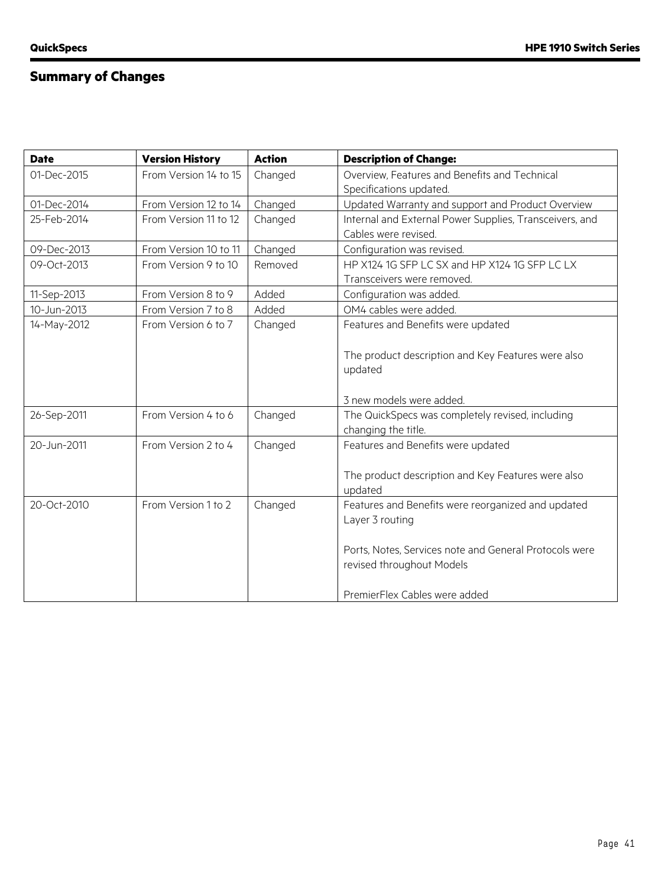## Summary of Changes

| Date | Version History | Action | Description of Change: |
| --- | --- | --- | --- |
| 01-Dec-2015 | From Version 14 to 15 | Changed | Overview, Features and Benefits and Technical Specifications updated. |
| 01-Dec-2014 | From Version 12 to 14 | Changed | Updated Warranty and support and Product Overview |
| 25-Feb-2014 | From Version 11 to 12 | Changed | Internal and External Power Supplies, Transceivers, and Cables were revised. |
| 09-Dec-2013 | From Version 10 to 11 | Changed | Configuration was revised. |
| 09-Oct-2013 | From Version 9 to 10 | Removed | HP X124 1G SFP LC SX and HP X124 1G SFP LC LX Transceivers were removed. |
| 11-Sep-2013 | From Version 8 to 9 | Added | Configuration was added. |
| 10-Jun-2013 | From Version 7 to 8 | Added | OM4 cables were added. |
| 14-May-2012 | From Version 6 to 7 | Changed | Features and Benefits were updated<br><br>The product description and Key Features were also updated<br><br>3 new models were added. |
| 26-Sep-2011 | From Version 4 to 6 | Changed | The QuickSpecs was completely revised, including changing the title. |
| 20-Jun-2011 | From Version 2 to 4 | Changed | Features and Benefits were updated<br><br>The product description and Key Features were also updated |
| 20-Oct-2010 | From Version 1 to 2 | Changed | Features and Benefits were reorganized and updated Layer 3 routing<br><br>Ports, Notes, Services note and General Protocols were revised throughout Models<br><br>PremierFlex Cables were added |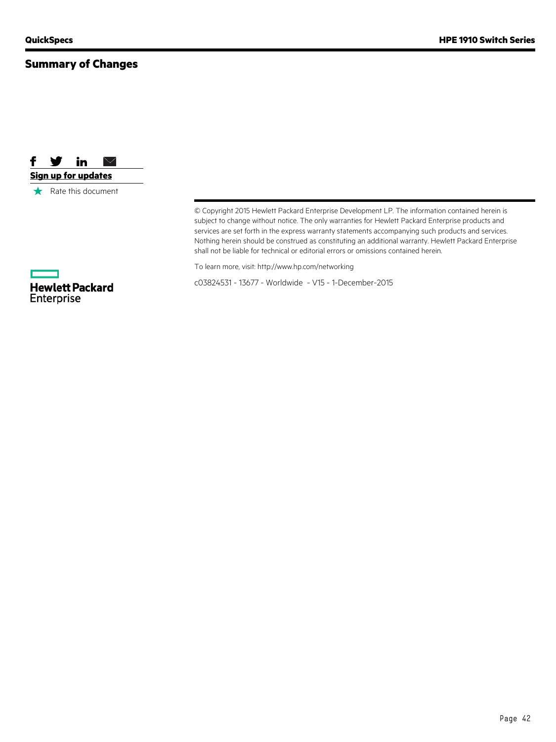## Summary of Changes

Sign up for updates

Rate this document

© Copyright 2015 Hewlett Packard Enterprise Development LP. The information contained herein is subject to change without notice. The only warranties for Hewlett Packard Enterprise products and services are set forth in the express warranty statements accompanying such products and services. Nothing herein should be construed as constituting an additional warranty. Hewlett Packard Enterprise shall not be liable for technical or editorial errors or omissions contained herein.

To learn more, visit: http://www.hp.com/networking

c03824531 - 13677 - Worldwide - V15 - 1-December-2015

Hewlett Packard Enterprise